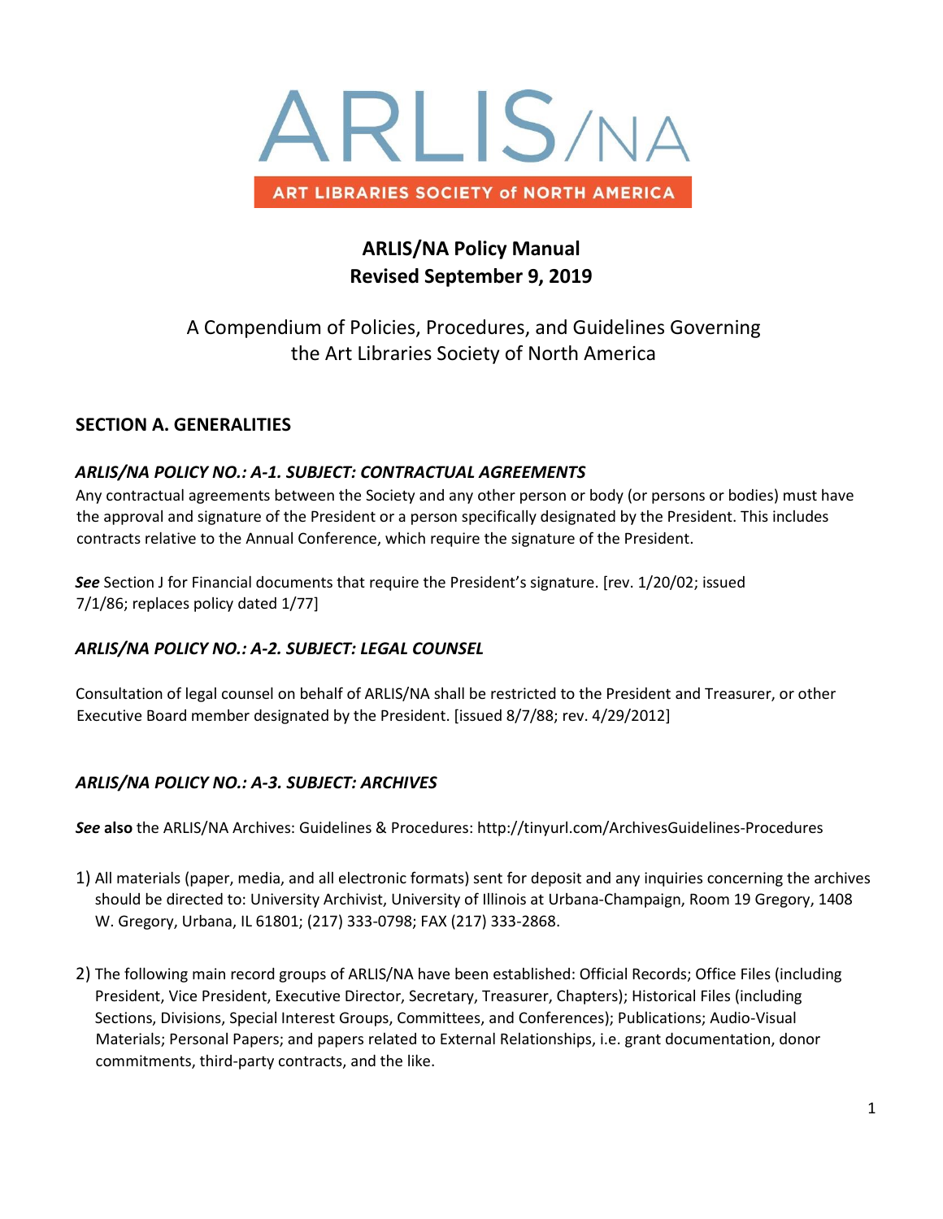# ARLIS/NA

ART LIBRARIES SOCIETY of NORTH AMERICA

**ARLIS/NA Policy Manual**
**Revised September 9, 2019**

A Compendium of Policies, Procedures, and Guidelines Governing the Art Libraries Society of North America

## SECTION A. GENERALITIES

### *ARLIS/NA POLICY NO.: A-1. SUBJECT: CONTRACTUAL AGREEMENTS*

Any contractual agreements between the Society and any other person or body (or persons or bodies) must have the approval and signature of the President or a person specifically designated by the President. This includes contracts relative to the Annual Conference, which require the signature of the President.

***See*** Section J for Financial documents that require the President's signature. [rev. 1/20/02; issued 7/1/86; replaces policy dated 1/77]

### *ARLIS/NA POLICY NO.: A-2. SUBJECT: LEGAL COUNSEL*

Consultation of legal counsel on behalf of ARLIS/NA shall be restricted to the President and Treasurer, or other Executive Board member designated by the President. [issued 8/7/88; rev. 4/29/2012]

### *ARLIS/NA POLICY NO.: A-3. SUBJECT: ARCHIVES*

***See* also** the ARLIS/NA Archives: Guidelines & Procedures: http://tinyurl.com/ArchivesGuidelines-Procedures

1) All materials (paper, media, and all electronic formats) sent for deposit and any inquiries concerning the archives should be directed to: University Archivist, University of Illinois at Urbana-Champaign, Room 19 Gregory, 1408 W. Gregory, Urbana, IL 61801; (217) 333-0798; FAX (217) 333-2868.

2) The following main record groups of ARLIS/NA have been established: Official Records; Office Files (including President, Vice President, Executive Director, Secretary, Treasurer, Chapters); Historical Files (including Sections, Divisions, Special Interest Groups, Committees, and Conferences); Publications; Audio-Visual Materials; Personal Papers; and papers related to External Relationships, i.e. grant documentation, donor commitments, third-party contracts, and the like.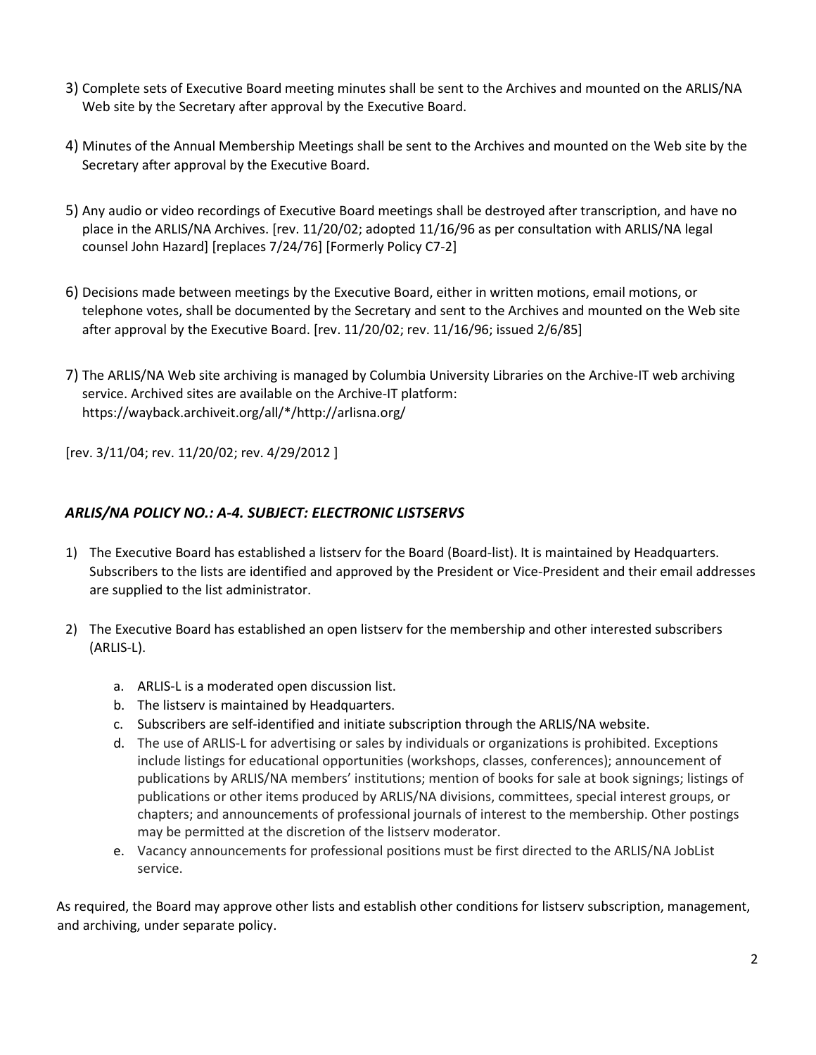3) Complete sets of Executive Board meeting minutes shall be sent to the Archives and mounted on the ARLIS/NA Web site by the Secretary after approval by the Executive Board.

4) Minutes of the Annual Membership Meetings shall be sent to the Archives and mounted on the Web site by the Secretary after approval by the Executive Board.

5) Any audio or video recordings of Executive Board meetings shall be destroyed after transcription, and have no place in the ARLIS/NA Archives. [rev. 11/20/02; adopted 11/16/96 as per consultation with ARLIS/NA legal counsel John Hazard] [replaces 7/24/76] [Formerly Policy C7-2]

6) Decisions made between meetings by the Executive Board, either in written motions, email motions, or telephone votes, shall be documented by the Secretary and sent to the Archives and mounted on the Web site after approval by the Executive Board. [rev. 11/20/02; rev. 11/16/96; issued 2/6/85]

7) The ARLIS/NA Web site archiving is managed by Columbia University Libraries on the Archive-IT web archiving service. Archived sites are available on the Archive-IT platform: https://wayback.archiveit.org/all/*/http://arlisna.org/

[rev. 3/11/04; rev. 11/20/02; rev. 4/29/2012 ]

### *ARLIS/NA POLICY NO.: A-4. SUBJECT: ELECTRONIC LISTSERVS*

1) The Executive Board has established a listserv for the Board (Board-list). It is maintained by Headquarters. Subscribers to the lists are identified and approved by the President or Vice-President and their email addresses are supplied to the list administrator.

2) The Executive Board has established an open listserv for the membership and other interested subscribers (ARLIS-L).

   a. ARLIS-L is a moderated open discussion list.
   b. The listserv is maintained by Headquarters.
   c. Subscribers are self-identified and initiate subscription through the ARLIS/NA website.
   d. The use of ARLIS-L for advertising or sales by individuals or organizations is prohibited. Exceptions include listings for educational opportunities (workshops, classes, conferences); announcement of publications by ARLIS/NA members' institutions; mention of books for sale at book signings; listings of publications or other items produced by ARLIS/NA divisions, committees, special interest groups, or chapters; and announcements of professional journals of interest to the membership. Other postings may be permitted at the discretion of the listserv moderator.
   e. Vacancy announcements for professional positions must be first directed to the ARLIS/NA JobList service.

As required, the Board may approve other lists and establish other conditions for listserv subscription, management, and archiving, under separate policy.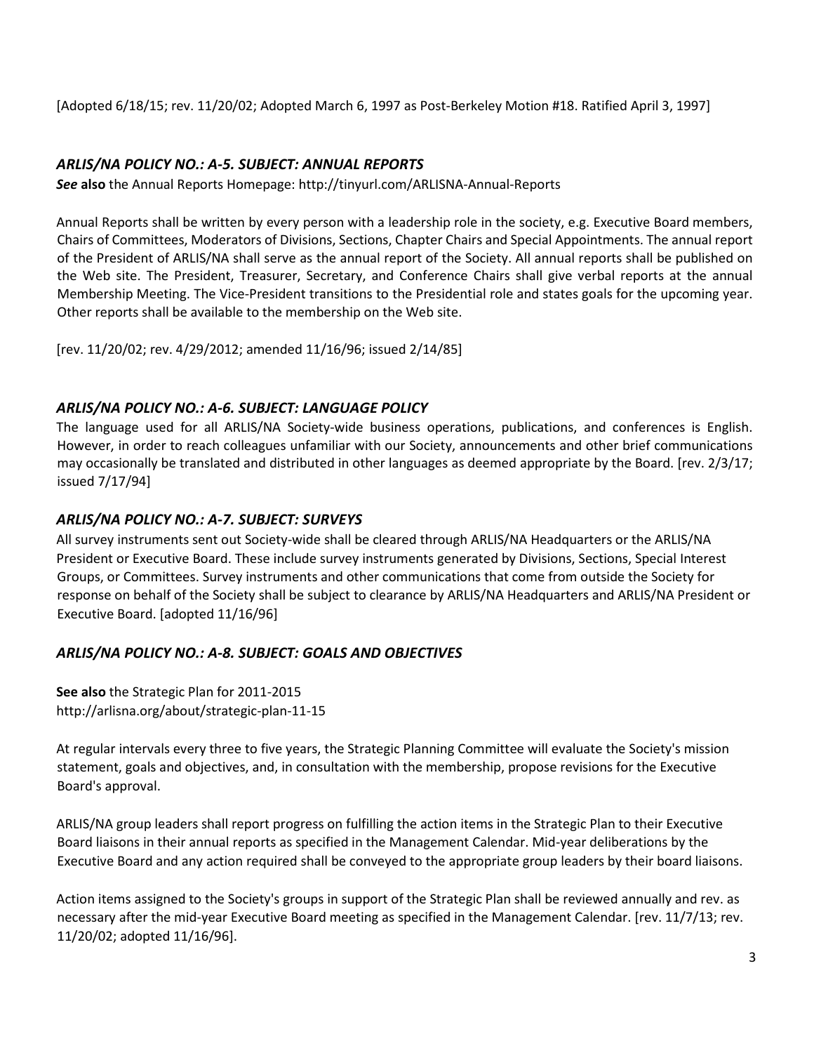[Adopted 6/18/15; rev. 11/20/02; Adopted March 6, 1997 as Post-Berkeley Motion #18. Ratified April 3, 1997]

### *ARLIS/NA POLICY NO.: A-5. SUBJECT: ANNUAL REPORTS*

***See* also** the Annual Reports Homepage: http://tinyurl.com/ARLISNA-Annual-Reports

Annual Reports shall be written by every person with a leadership role in the society, e.g. Executive Board members, Chairs of Committees, Moderators of Divisions, Sections, Chapter Chairs and Special Appointments. The annual report of the President of ARLIS/NA shall serve as the annual report of the Society. All annual reports shall be published on the Web site. The President, Treasurer, Secretary, and Conference Chairs shall give verbal reports at the annual Membership Meeting. The Vice-President transitions to the Presidential role and states goals for the upcoming year. Other reports shall be available to the membership on the Web site.

[rev. 11/20/02; rev. 4/29/2012; amended 11/16/96; issued 2/14/85]

### *ARLIS/NA POLICY NO.: A-6. SUBJECT: LANGUAGE POLICY*

The language used for all ARLIS/NA Society-wide business operations, publications, and conferences is English. However, in order to reach colleagues unfamiliar with our Society, announcements and other brief communications may occasionally be translated and distributed in other languages as deemed appropriate by the Board. [rev. 2/3/17; issued 7/17/94]

### *ARLIS/NA POLICY NO.: A-7. SUBJECT: SURVEYS*

All survey instruments sent out Society-wide shall be cleared through ARLIS/NA Headquarters or the ARLIS/NA President or Executive Board. These include survey instruments generated by Divisions, Sections, Special Interest Groups, or Committees. Survey instruments and other communications that come from outside the Society for response on behalf of the Society shall be subject to clearance by ARLIS/NA Headquarters and ARLIS/NA President or Executive Board. [adopted 11/16/96]

### *ARLIS/NA POLICY NO.: A-8. SUBJECT: GOALS AND OBJECTIVES*

**See also** the Strategic Plan for 2011-2015
http://arlisna.org/about/strategic-plan-11-15

At regular intervals every three to five years, the Strategic Planning Committee will evaluate the Society's mission statement, goals and objectives, and, in consultation with the membership, propose revisions for the Executive Board's approval.

ARLIS/NA group leaders shall report progress on fulfilling the action items in the Strategic Plan to their Executive Board liaisons in their annual reports as specified in the Management Calendar. Mid-year deliberations by the Executive Board and any action required shall be conveyed to the appropriate group leaders by their board liaisons.

Action items assigned to the Society's groups in support of the Strategic Plan shall be reviewed annually and rev. as necessary after the mid-year Executive Board meeting as specified in the Management Calendar. [rev. 11/7/13; rev. 11/20/02; adopted 11/16/96].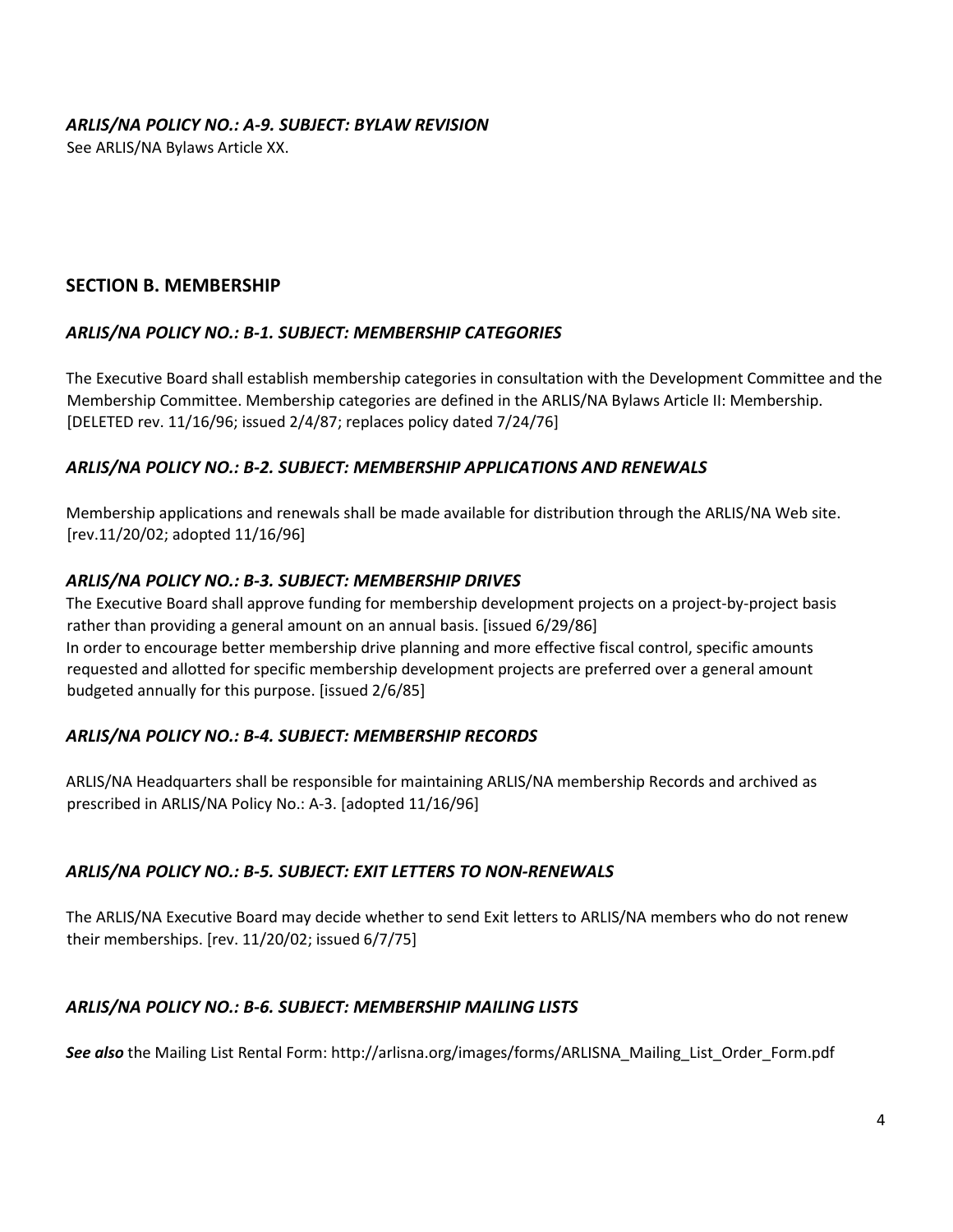### *ARLIS/NA POLICY NO.: A-9. SUBJECT: BYLAW REVISION*

See ARLIS/NA Bylaws Article XX.

## SECTION B. MEMBERSHIP

### *ARLIS/NA POLICY NO.: B-1. SUBJECT: MEMBERSHIP CATEGORIES*

The Executive Board shall establish membership categories in consultation with the Development Committee and the Membership Committee. Membership categories are defined in the ARLIS/NA Bylaws Article II: Membership. [DELETED rev. 11/16/96; issued 2/4/87; replaces policy dated 7/24/76]

### *ARLIS/NA POLICY NO.: B-2. SUBJECT: MEMBERSHIP APPLICATIONS AND RENEWALS*

Membership applications and renewals shall be made available for distribution through the ARLIS/NA Web site. [rev.11/20/02; adopted 11/16/96]

### *ARLIS/NA POLICY NO.: B-3. SUBJECT: MEMBERSHIP DRIVES*

The Executive Board shall approve funding for membership development projects on a project-by-project basis rather than providing a general amount on an annual basis. [issued 6/29/86]
In order to encourage better membership drive planning and more effective fiscal control, specific amounts requested and allotted for specific membership development projects are preferred over a general amount budgeted annually for this purpose. [issued 2/6/85]

### *ARLIS/NA POLICY NO.: B-4. SUBJECT: MEMBERSHIP RECORDS*

ARLIS/NA Headquarters shall be responsible for maintaining ARLIS/NA membership Records and archived as prescribed in ARLIS/NA Policy No.: A-3. [adopted 11/16/96]

### *ARLIS/NA POLICY NO.: B-5. SUBJECT: EXIT LETTERS TO NON-RENEWALS*

The ARLIS/NA Executive Board may decide whether to send Exit letters to ARLIS/NA members who do not renew their memberships. [rev. 11/20/02; issued 6/7/75]

### *ARLIS/NA POLICY NO.: B-6. SUBJECT: MEMBERSHIP MAILING LISTS*

***See also*** the Mailing List Rental Form: http://arlisna.org/images/forms/ARLISNA_Mailing_List_Order_Form.pdf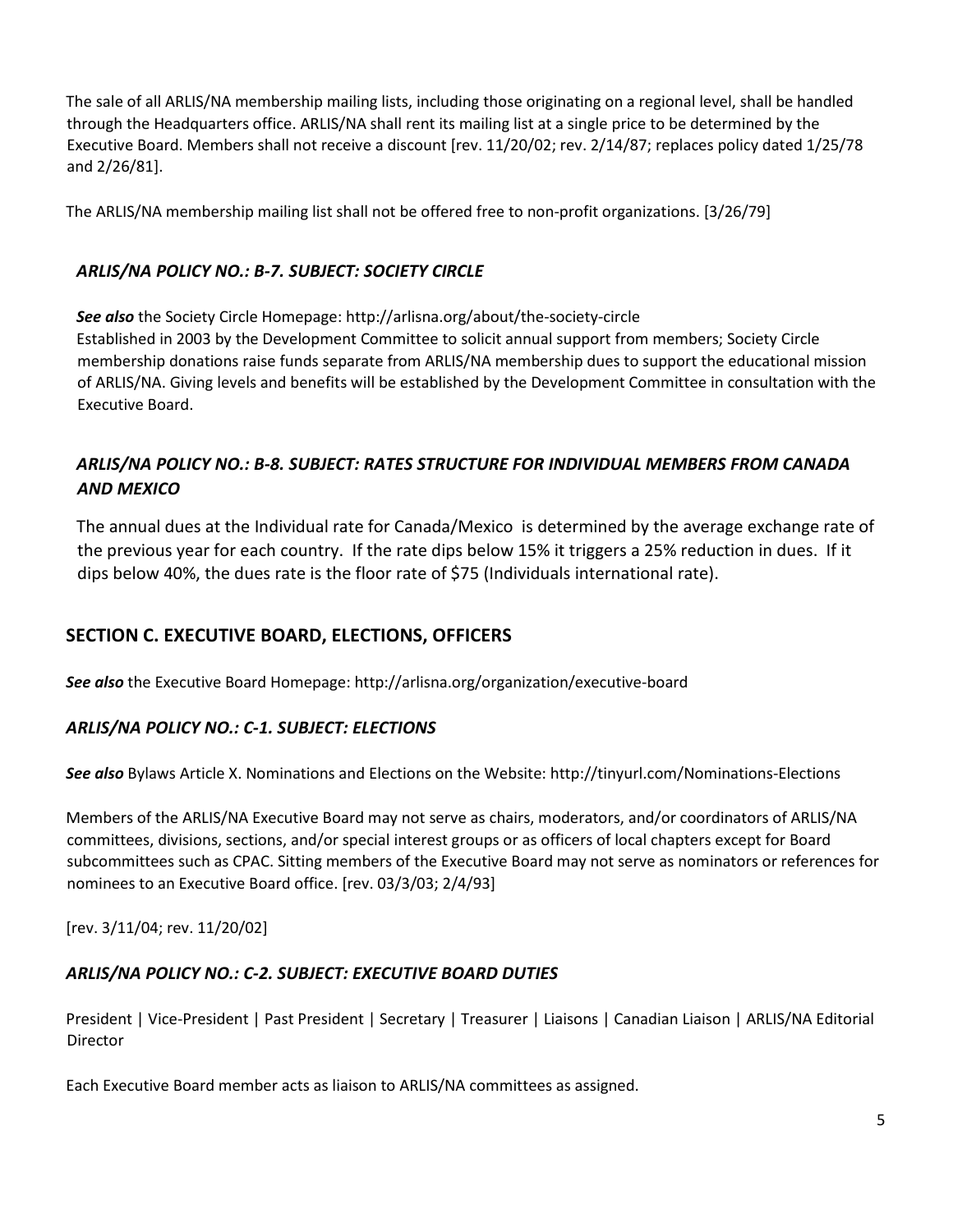The sale of all ARLIS/NA membership mailing lists, including those originating on a regional level, shall be handled through the Headquarters office. ARLIS/NA shall rent its mailing list at a single price to be determined by the Executive Board. Members shall not receive a discount [rev. 11/20/02; rev. 2/14/87; replaces policy dated 1/25/78 and 2/26/81].

The ARLIS/NA membership mailing list shall not be offered free to non-profit organizations. [3/26/79]

### *ARLIS/NA POLICY NO.: B-7. SUBJECT: SOCIETY CIRCLE*

***See also*** the Society Circle Homepage: http://arlisna.org/about/the-society-circle
Established in 2003 by the Development Committee to solicit annual support from members; Society Circle membership donations raise funds separate from ARLIS/NA membership dues to support the educational mission of ARLIS/NA. Giving levels and benefits will be established by the Development Committee in consultation with the Executive Board.

### *ARLIS/NA POLICY NO.: B-8. SUBJECT: RATES STRUCTURE FOR INDIVIDUAL MEMBERS FROM CANADA AND MEXICO*

The annual dues at the Individual rate for Canada/Mexico is determined by the average exchange rate of the previous year for each country. If the rate dips below 15% it triggers a 25% reduction in dues. If it dips below 40%, the dues rate is the floor rate of $75 (Individuals international rate).

## SECTION C. EXECUTIVE BOARD, ELECTIONS, OFFICERS

***See also*** the Executive Board Homepage: http://arlisna.org/organization/executive-board

### *ARLIS/NA POLICY NO.: C-1. SUBJECT: ELECTIONS*

***See also*** Bylaws Article X. Nominations and Elections on the Website: http://tinyurl.com/Nominations-Elections

Members of the ARLIS/NA Executive Board may not serve as chairs, moderators, and/or coordinators of ARLIS/NA committees, divisions, sections, and/or special interest groups or as officers of local chapters except for Board subcommittees such as CPAC. Sitting members of the Executive Board may not serve as nominators or references for nominees to an Executive Board office. [rev. 03/3/03; 2/4/93]

[rev. 3/11/04; rev. 11/20/02]

### *ARLIS/NA POLICY NO.: C-2. SUBJECT: EXECUTIVE BOARD DUTIES*

President | Vice-President | Past President | Secretary | Treasurer | Liaisons | Canadian Liaison | ARLIS/NA Editorial Director

Each Executive Board member acts as liaison to ARLIS/NA committees as assigned.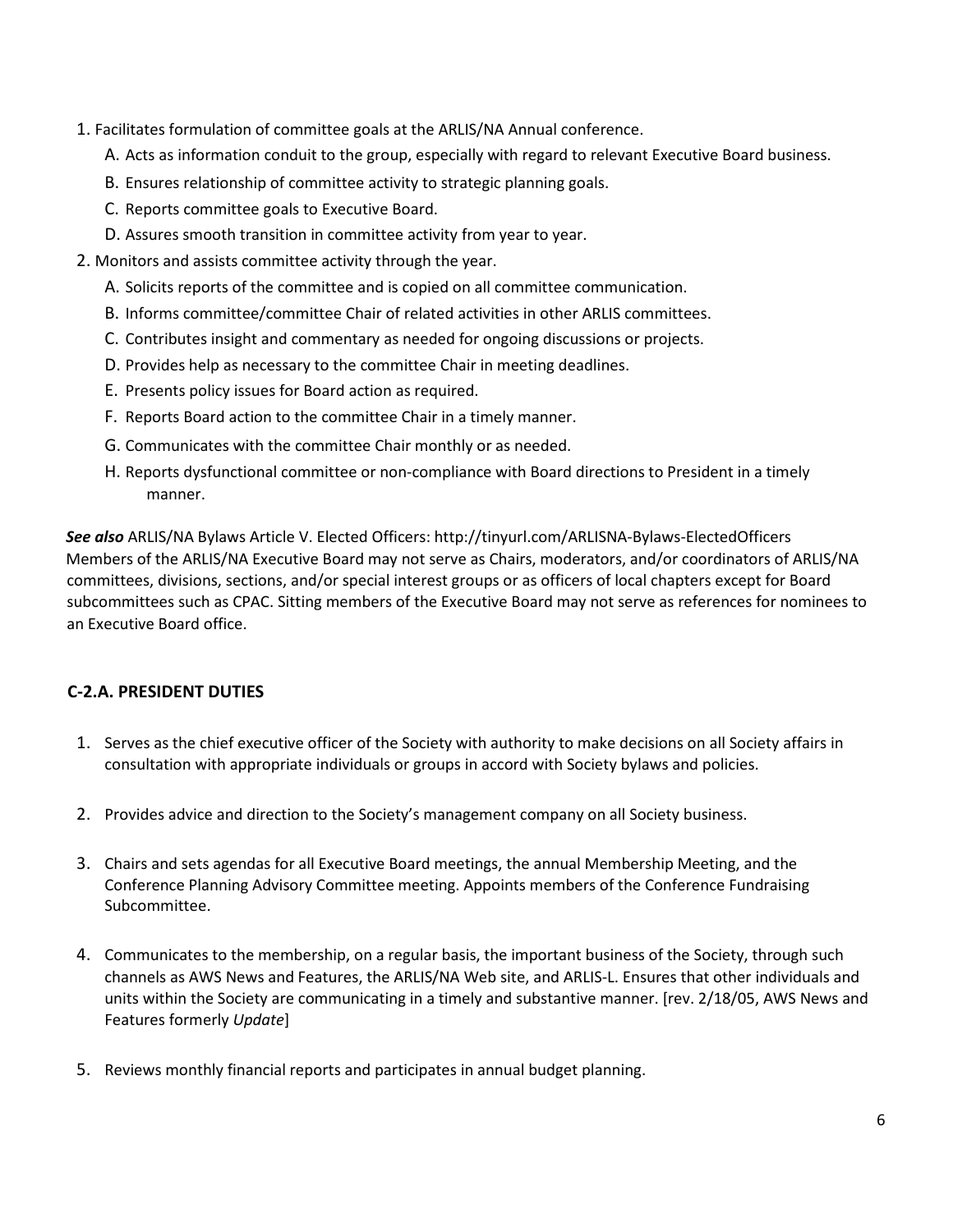1. Facilitates formulation of committee goals at the ARLIS/NA Annual conference.
   - A. Acts as information conduit to the group, especially with regard to relevant Executive Board business.
   - B. Ensures relationship of committee activity to strategic planning goals.
   - C. Reports committee goals to Executive Board.
   - D. Assures smooth transition in committee activity from year to year.
2. Monitors and assists committee activity through the year.
   - A. Solicits reports of the committee and is copied on all committee communication.
   - B. Informs committee/committee Chair of related activities in other ARLIS committees.
   - C. Contributes insight and commentary as needed for ongoing discussions or projects.
   - D. Provides help as necessary to the committee Chair in meeting deadlines.
   - E. Presents policy issues for Board action as required.
   - F. Reports Board action to the committee Chair in a timely manner.
   - G. Communicates with the committee Chair monthly or as needed.
   - H. Reports dysfunctional committee or non-compliance with Board directions to President in a timely manner.

***See also*** ARLIS/NA Bylaws Article V. Elected Officers: http://tinyurl.com/ARLISNA-Bylaws-ElectedOfficers
Members of the ARLIS/NA Executive Board may not serve as Chairs, moderators, and/or coordinators of ARLIS/NA committees, divisions, sections, and/or special interest groups or as officers of local chapters except for Board subcommittees such as CPAC. Sitting members of the Executive Board may not serve as references for nominees to an Executive Board office.

## C-2.A. PRESIDENT DUTIES

1. Serves as the chief executive officer of the Society with authority to make decisions on all Society affairs in consultation with appropriate individuals or groups in accord with Society bylaws and policies.

2. Provides advice and direction to the Society's management company on all Society business.

3. Chairs and sets agendas for all Executive Board meetings, the annual Membership Meeting, and the Conference Planning Advisory Committee meeting. Appoints members of the Conference Fundraising Subcommittee.

4. Communicates to the membership, on a regular basis, the important business of the Society, through such channels as AWS News and Features, the ARLIS/NA Web site, and ARLIS-L. Ensures that other individuals and units within the Society are communicating in a timely and substantive manner. [rev. 2/18/05, AWS News and Features formerly *Update*]

5. Reviews monthly financial reports and participates in annual budget planning.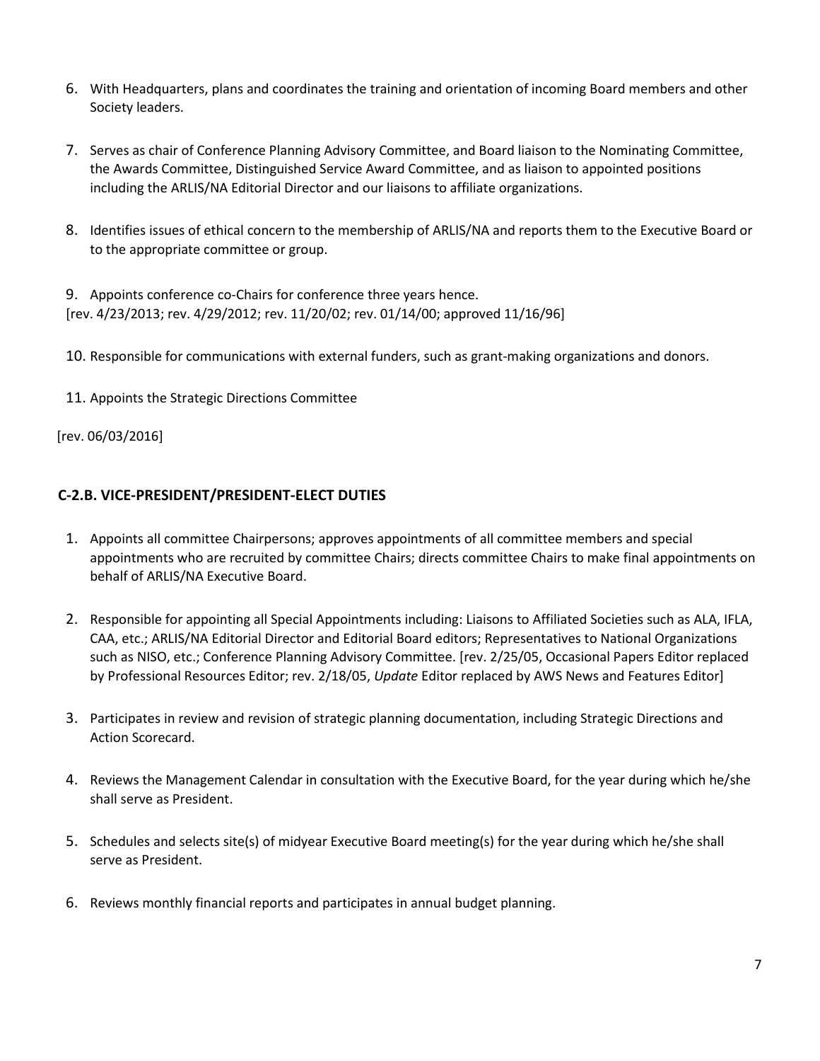6. With Headquarters, plans and coordinates the training and orientation of incoming Board members and other Society leaders.

7. Serves as chair of Conference Planning Advisory Committee, and Board liaison to the Nominating Committee, the Awards Committee, Distinguished Service Award Committee, and as liaison to appointed positions including the ARLIS/NA Editorial Director and our liaisons to affiliate organizations.

8. Identifies issues of ethical concern to the membership of ARLIS/NA and reports them to the Executive Board or to the appropriate committee or group.

9. Appoints conference co-Chairs for conference three years hence.

[rev. 4/23/2013; rev. 4/29/2012; rev. 11/20/02; rev. 01/14/00; approved 11/16/96]

10. Responsible for communications with external funders, such as grant-making organizations and donors.

11. Appoints the Strategic Directions Committee

[rev. 06/03/2016]

### C-2.B. VICE-PRESIDENT/PRESIDENT-ELECT DUTIES

1. Appoints all committee Chairpersons; approves appointments of all committee members and special appointments who are recruited by committee Chairs; directs committee Chairs to make final appointments on behalf of ARLIS/NA Executive Board.

2. Responsible for appointing all Special Appointments including: Liaisons to Affiliated Societies such as ALA, IFLA, CAA, etc.; ARLIS/NA Editorial Director and Editorial Board editors; Representatives to National Organizations such as NISO, etc.; Conference Planning Advisory Committee. [rev. 2/25/05, Occasional Papers Editor replaced by Professional Resources Editor; rev. 2/18/05, *Update* Editor replaced by AWS News and Features Editor]

3. Participates in review and revision of strategic planning documentation, including Strategic Directions and Action Scorecard.

4. Reviews the Management Calendar in consultation with the Executive Board, for the year during which he/she shall serve as President.

5. Schedules and selects site(s) of midyear Executive Board meeting(s) for the year during which he/she shall serve as President.

6. Reviews monthly financial reports and participates in annual budget planning.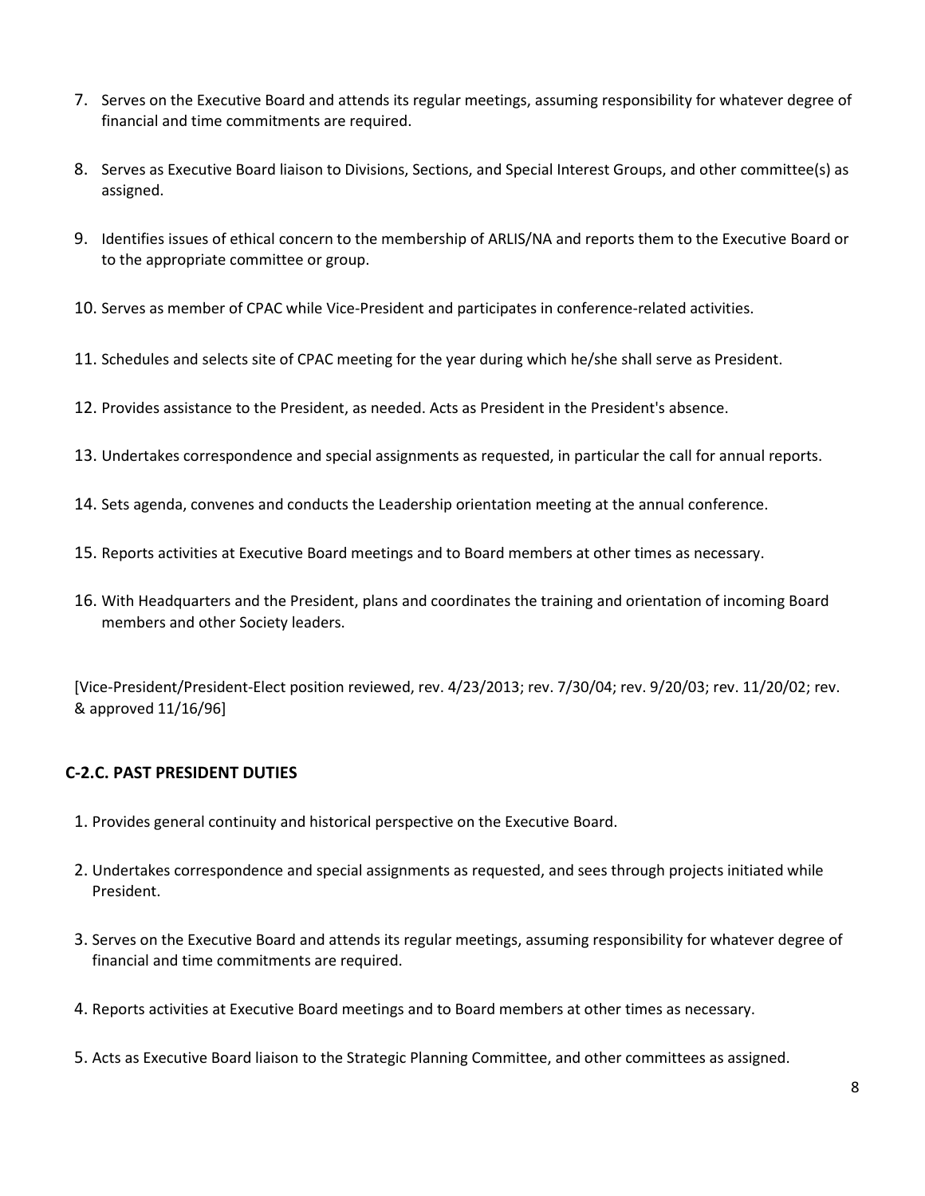7. Serves on the Executive Board and attends its regular meetings, assuming responsibility for whatever degree of financial and time commitments are required.

8. Serves as Executive Board liaison to Divisions, Sections, and Special Interest Groups, and other committee(s) as assigned.

9. Identifies issues of ethical concern to the membership of ARLIS/NA and reports them to the Executive Board or to the appropriate committee or group.

10. Serves as member of CPAC while Vice-President and participates in conference-related activities.

11. Schedules and selects site of CPAC meeting for the year during which he/she shall serve as President.

12. Provides assistance to the President, as needed. Acts as President in the President's absence.

13. Undertakes correspondence and special assignments as requested, in particular the call for annual reports.

14. Sets agenda, convenes and conducts the Leadership orientation meeting at the annual conference.

15. Reports activities at Executive Board meetings and to Board members at other times as necessary.

16. With Headquarters and the President, plans and coordinates the training and orientation of incoming Board members and other Society leaders.

[Vice-President/President-Elect position reviewed, rev. 4/23/2013; rev. 7/30/04; rev. 9/20/03; rev. 11/20/02; rev. & approved 11/16/96]

### C-2.C. PAST PRESIDENT DUTIES

1. Provides general continuity and historical perspective on the Executive Board.

2. Undertakes correspondence and special assignments as requested, and sees through projects initiated while President.

3. Serves on the Executive Board and attends its regular meetings, assuming responsibility for whatever degree of financial and time commitments are required.

4. Reports activities at Executive Board meetings and to Board members at other times as necessary.

5. Acts as Executive Board liaison to the Strategic Planning Committee, and other committees as assigned.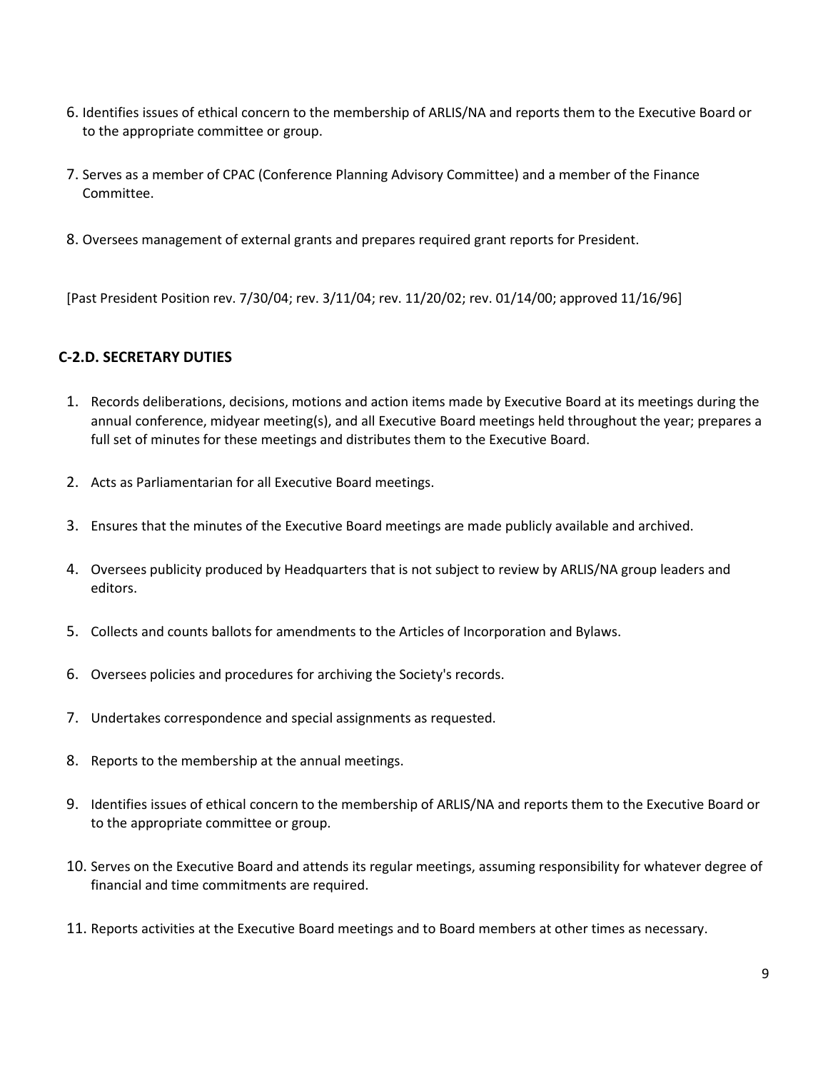6. Identifies issues of ethical concern to the membership of ARLIS/NA and reports them to the Executive Board or to the appropriate committee or group.

7. Serves as a member of CPAC (Conference Planning Advisory Committee) and a member of the Finance Committee.

8. Oversees management of external grants and prepares required grant reports for President.

[Past President Position rev. 7/30/04; rev. 3/11/04; rev. 11/20/02; rev. 01/14/00; approved 11/16/96]

### C-2.D. SECRETARY DUTIES

1. Records deliberations, decisions, motions and action items made by Executive Board at its meetings during the annual conference, midyear meeting(s), and all Executive Board meetings held throughout the year; prepares a full set of minutes for these meetings and distributes them to the Executive Board.

2. Acts as Parliamentarian for all Executive Board meetings.

3. Ensures that the minutes of the Executive Board meetings are made publicly available and archived.

4. Oversees publicity produced by Headquarters that is not subject to review by ARLIS/NA group leaders and editors.

5. Collects and counts ballots for amendments to the Articles of Incorporation and Bylaws.

6. Oversees policies and procedures for archiving the Society's records.

7. Undertakes correspondence and special assignments as requested.

8. Reports to the membership at the annual meetings.

9. Identifies issues of ethical concern to the membership of ARLIS/NA and reports them to the Executive Board or to the appropriate committee or group.

10. Serves on the Executive Board and attends its regular meetings, assuming responsibility for whatever degree of financial and time commitments are required.

11. Reports activities at the Executive Board meetings and to Board members at other times as necessary.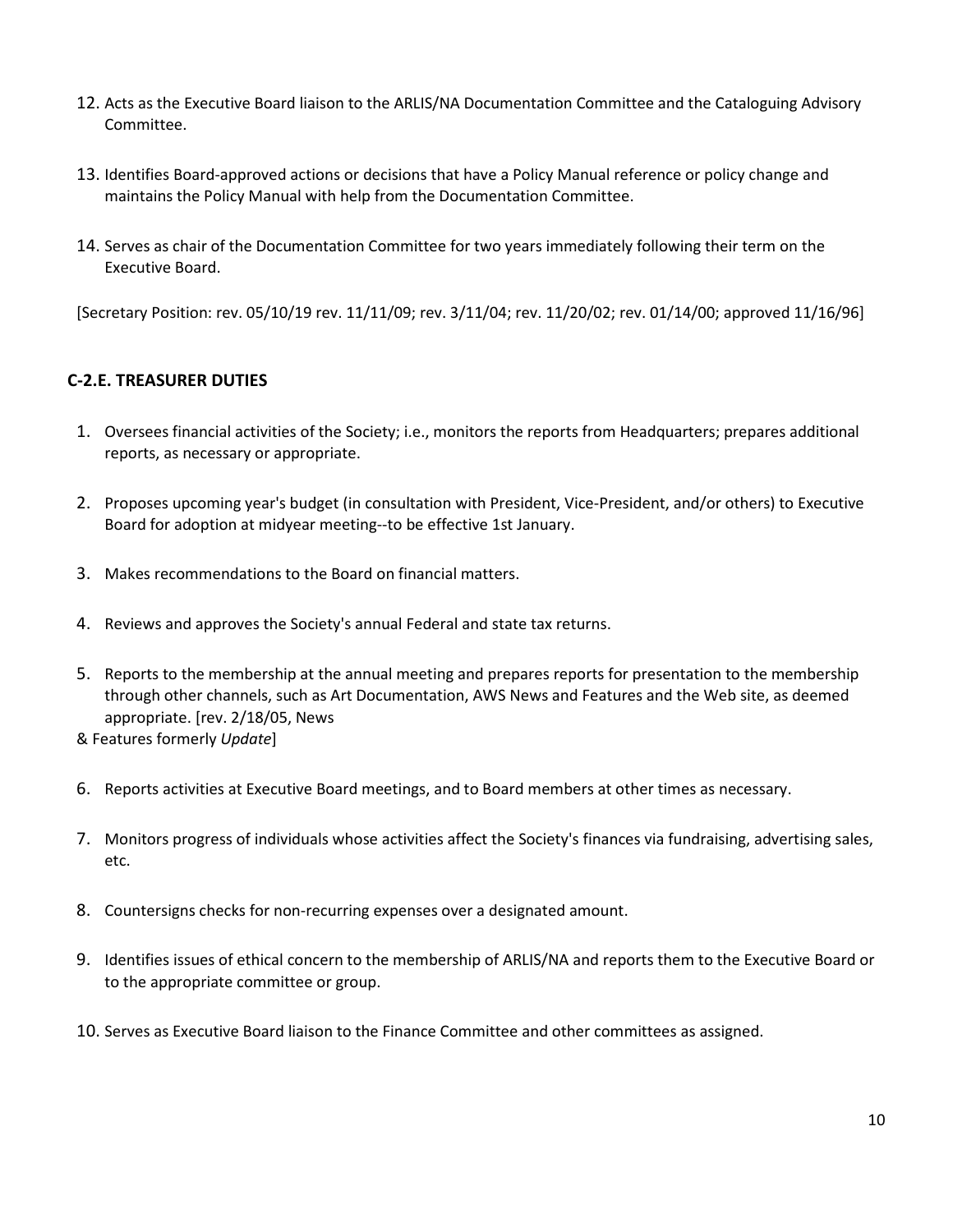12. Acts as the Executive Board liaison to the ARLIS/NA Documentation Committee and the Cataloguing Advisory Committee.

13. Identifies Board-approved actions or decisions that have a Policy Manual reference or policy change and maintains the Policy Manual with help from the Documentation Committee.

14. Serves as chair of the Documentation Committee for two years immediately following their term on the Executive Board.

[Secretary Position: rev. 05/10/19 rev. 11/11/09; rev. 3/11/04; rev. 11/20/02; rev. 01/14/00; approved 11/16/96]

### C-2.E. TREASURER DUTIES

1. Oversees financial activities of the Society; i.e., monitors the reports from Headquarters; prepares additional reports, as necessary or appropriate.

2. Proposes upcoming year's budget (in consultation with President, Vice-President, and/or others) to Executive Board for adoption at midyear meeting--to be effective 1st January.

3. Makes recommendations to the Board on financial matters.

4. Reviews and approves the Society's annual Federal and state tax returns.

5. Reports to the membership at the annual meeting and prepares reports for presentation to the membership through other channels, such as Art Documentation, AWS News and Features and the Web site, as deemed appropriate. [rev. 2/18/05, News & Features formerly *Update*]

6. Reports activities at Executive Board meetings, and to Board members at other times as necessary.

7. Monitors progress of individuals whose activities affect the Society's finances via fundraising, advertising sales, etc.

8. Countersigns checks for non-recurring expenses over a designated amount.

9. Identifies issues of ethical concern to the membership of ARLIS/NA and reports them to the Executive Board or to the appropriate committee or group.

10. Serves as Executive Board liaison to the Finance Committee and other committees as assigned.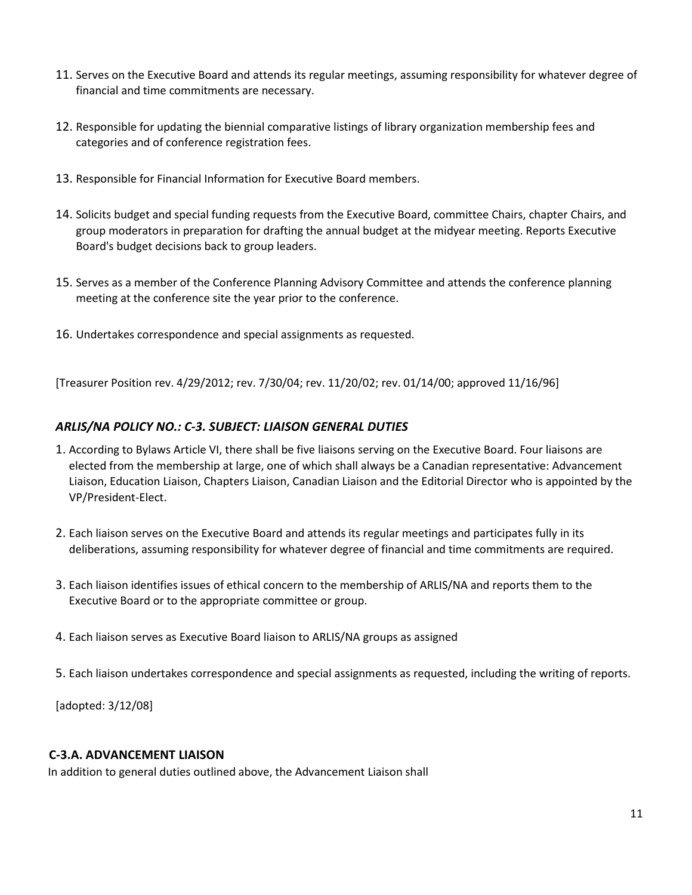11. Serves on the Executive Board and attends its regular meetings, assuming responsibility for whatever degree of financial and time commitments are necessary.

12. Responsible for updating the biennial comparative listings of library organization membership fees and categories and of conference registration fees.

13. Responsible for Financial Information for Executive Board members.

14. Solicits budget and special funding requests from the Executive Board, committee Chairs, chapter Chairs, and group moderators in preparation for drafting the annual budget at the midyear meeting. Reports Executive Board's budget decisions back to group leaders.

15. Serves as a member of the Conference Planning Advisory Committee and attends the conference planning meeting at the conference site the year prior to the conference.

16. Undertakes correspondence and special assignments as requested.

[Treasurer Position rev. 4/29/2012; rev. 7/30/04; rev. 11/20/02; rev. 01/14/00; approved 11/16/96]

### *ARLIS/NA POLICY NO.: C-3. SUBJECT: LIAISON GENERAL DUTIES*

1. According to Bylaws Article VI, there shall be five liaisons serving on the Executive Board. Four liaisons are elected from the membership at large, one of which shall always be a Canadian representative: Advancement Liaison, Education Liaison, Chapters Liaison, Canadian Liaison and the Editorial Director who is appointed by the VP/President-Elect.

2. Each liaison serves on the Executive Board and attends its regular meetings and participates fully in its deliberations, assuming responsibility for whatever degree of financial and time commitments are required.

3. Each liaison identifies issues of ethical concern to the membership of ARLIS/NA and reports them to the Executive Board or to the appropriate committee or group.

4. Each liaison serves as Executive Board liaison to ARLIS/NA groups as assigned

5. Each liaison undertakes correspondence and special assignments as requested, including the writing of reports.

[adopted: 3/12/08]

#### **C-3.A. ADVANCEMENT LIAISON**

In addition to general duties outlined above, the Advancement Liaison shall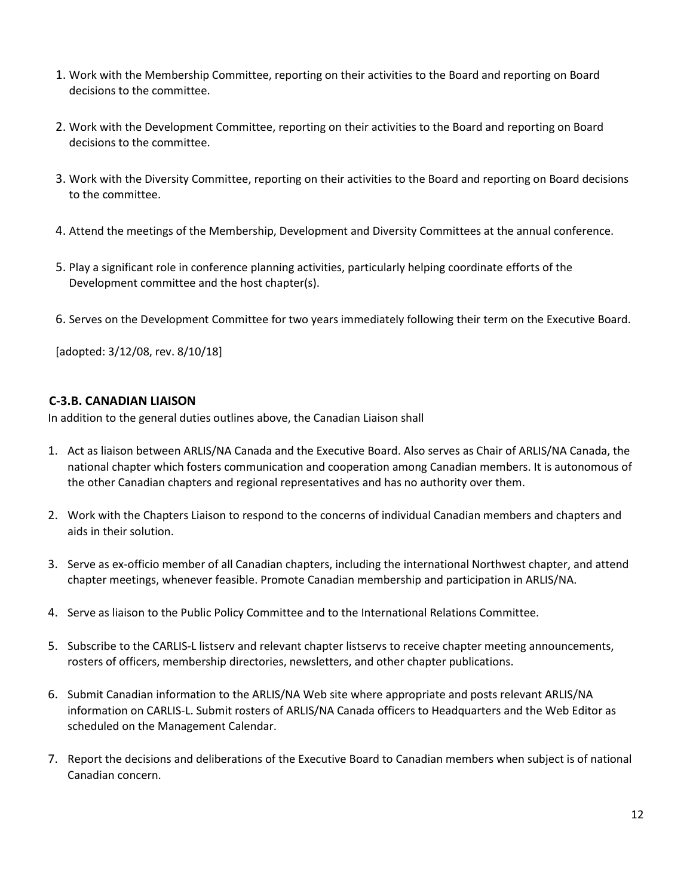1. Work with the Membership Committee, reporting on their activities to the Board and reporting on Board decisions to the committee.

2. Work with the Development Committee, reporting on their activities to the Board and reporting on Board decisions to the committee.

3. Work with the Diversity Committee, reporting on their activities to the Board and reporting on Board decisions to the committee.

4. Attend the meetings of the Membership, Development and Diversity Committees at the annual conference.

5. Play a significant role in conference planning activities, particularly helping coordinate efforts of the Development committee and the host chapter(s).

6. Serves on the Development Committee for two years immediately following their term on the Executive Board.

[adopted: 3/12/08, rev. 8/10/18]

### C-3.B. CANADIAN LIAISON

In addition to the general duties outlines above, the Canadian Liaison shall

1. Act as liaison between ARLIS/NA Canada and the Executive Board. Also serves as Chair of ARLIS/NA Canada, the national chapter which fosters communication and cooperation among Canadian members. It is autonomous of the other Canadian chapters and regional representatives and has no authority over them.

2. Work with the Chapters Liaison to respond to the concerns of individual Canadian members and chapters and aids in their solution.

3. Serve as ex-officio member of all Canadian chapters, including the international Northwest chapter, and attend chapter meetings, whenever feasible. Promote Canadian membership and participation in ARLIS/NA.

4. Serve as liaison to the Public Policy Committee and to the International Relations Committee.

5. Subscribe to the CARLIS-L listserv and relevant chapter listservs to receive chapter meeting announcements, rosters of officers, membership directories, newsletters, and other chapter publications.

6. Submit Canadian information to the ARLIS/NA Web site where appropriate and posts relevant ARLIS/NA information on CARLIS-L. Submit rosters of ARLIS/NA Canada officers to Headquarters and the Web Editor as scheduled on the Management Calendar.

7. Report the decisions and deliberations of the Executive Board to Canadian members when subject is of national Canadian concern.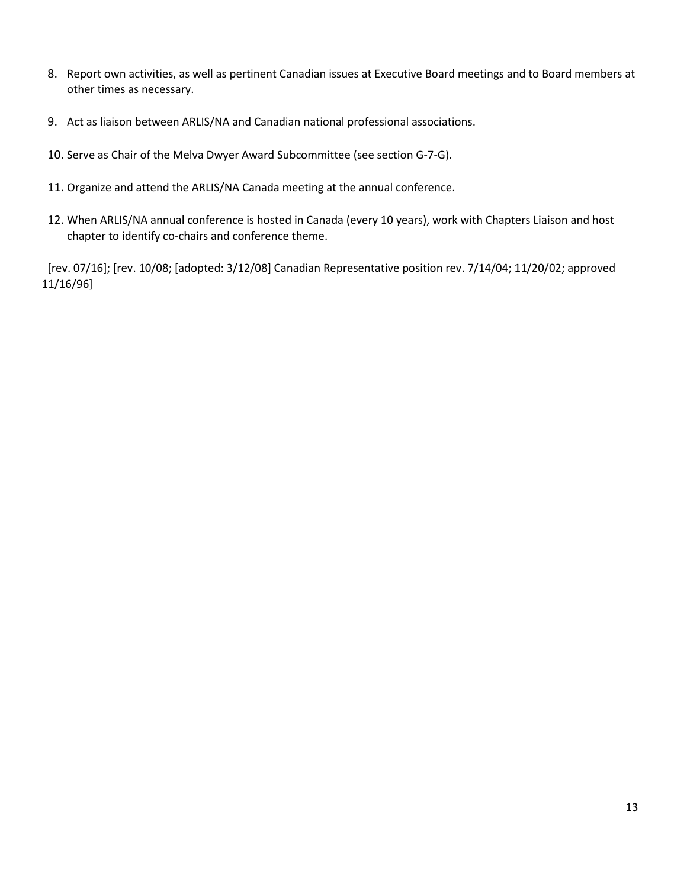8. Report own activities, as well as pertinent Canadian issues at Executive Board meetings and to Board members at other times as necessary.

9. Act as liaison between ARLIS/NA and Canadian national professional associations.

10. Serve as Chair of the Melva Dwyer Award Subcommittee (see section G-7-G).

11. Organize and attend the ARLIS/NA Canada meeting at the annual conference.

12. When ARLIS/NA annual conference is hosted in Canada (every 10 years), work with Chapters Liaison and host chapter to identify co-chairs and conference theme.

[rev. 07/16]; [rev. 10/08; [adopted: 3/12/08] Canadian Representative position rev. 7/14/04; 11/20/02; approved 11/16/96]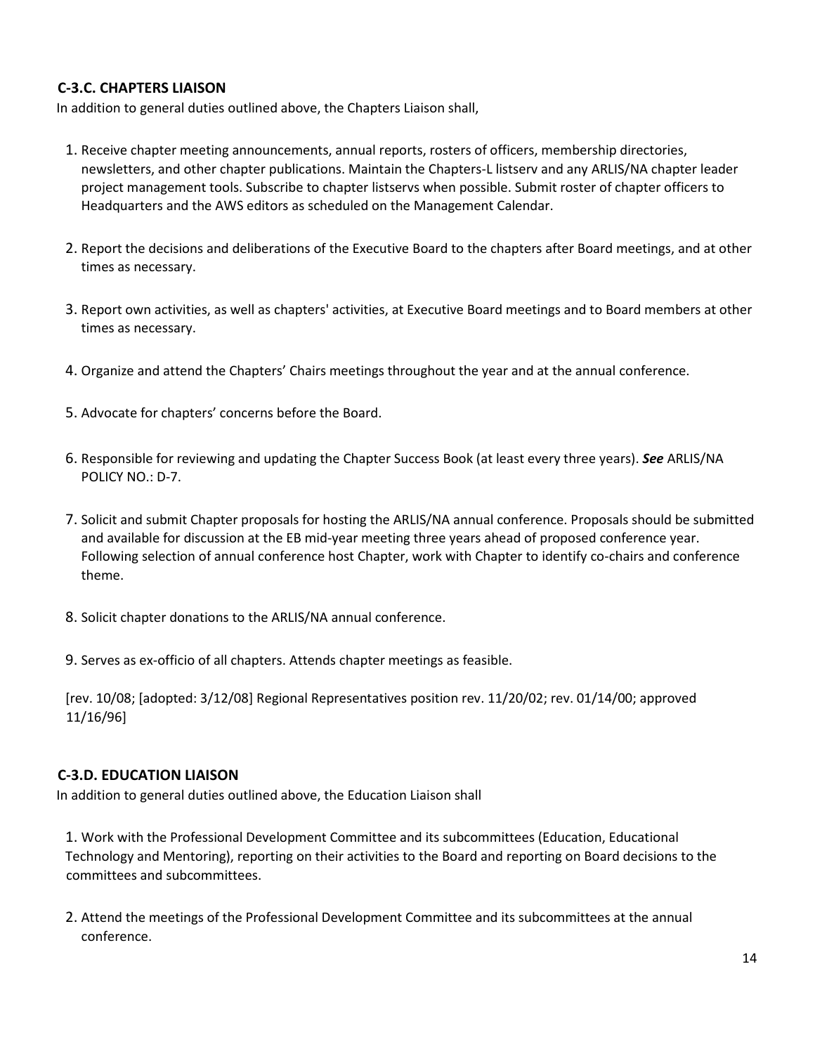### C-3.C. CHAPTERS LIAISON

In addition to general duties outlined above, the Chapters Liaison shall,

1. Receive chapter meeting announcements, annual reports, rosters of officers, membership directories, newsletters, and other chapter publications. Maintain the Chapters-L listserv and any ARLIS/NA chapter leader project management tools. Subscribe to chapter listservs when possible. Submit roster of chapter officers to Headquarters and the AWS editors as scheduled on the Management Calendar.

2. Report the decisions and deliberations of the Executive Board to the chapters after Board meetings, and at other times as necessary.

3. Report own activities, as well as chapters' activities, at Executive Board meetings and to Board members at other times as necessary.

4. Organize and attend the Chapters' Chairs meetings throughout the year and at the annual conference.

5. Advocate for chapters' concerns before the Board.

6. Responsible for reviewing and updating the Chapter Success Book (at least every three years). ***See*** ARLIS/NA POLICY NO.: D-7.

7. Solicit and submit Chapter proposals for hosting the ARLIS/NA annual conference. Proposals should be submitted and available for discussion at the EB mid-year meeting three years ahead of proposed conference year. Following selection of annual conference host Chapter, work with Chapter to identify co-chairs and conference theme.

8. Solicit chapter donations to the ARLIS/NA annual conference.

9. Serves as ex-officio of all chapters. Attends chapter meetings as feasible.

[rev. 10/08; [adopted: 3/12/08] Regional Representatives position rev. 11/20/02; rev. 01/14/00; approved 11/16/96]

### C-3.D. EDUCATION LIAISON

In addition to general duties outlined above, the Education Liaison shall

1. Work with the Professional Development Committee and its subcommittees (Education, Educational Technology and Mentoring), reporting on their activities to the Board and reporting on Board decisions to the committees and subcommittees.

2. Attend the meetings of the Professional Development Committee and its subcommittees at the annual conference.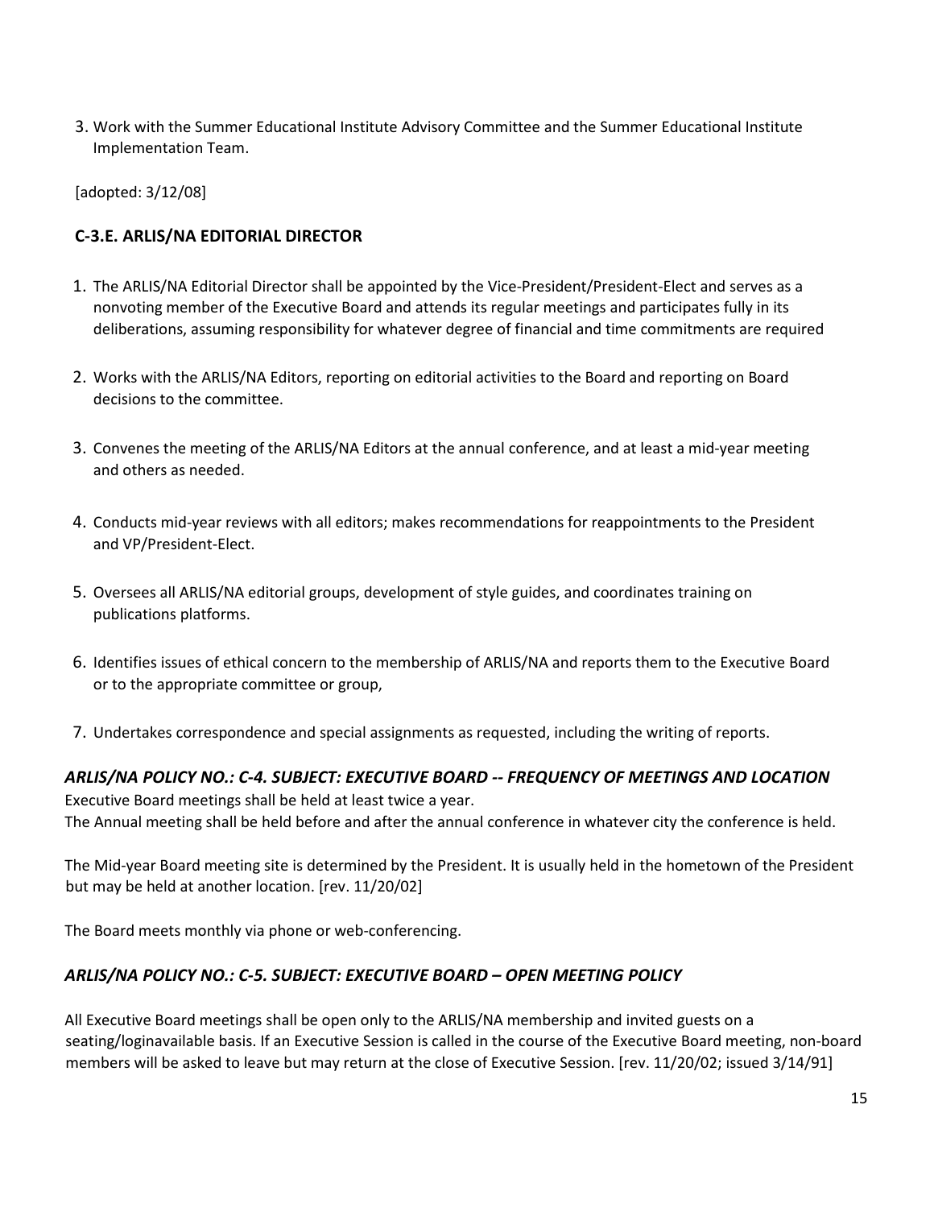3. Work with the Summer Educational Institute Advisory Committee and the Summer Educational Institute Implementation Team.

[adopted: 3/12/08]

### C-3.E. ARLIS/NA EDITORIAL DIRECTOR

1. The ARLIS/NA Editorial Director shall be appointed by the Vice-President/President-Elect and serves as a nonvoting member of the Executive Board and attends its regular meetings and participates fully in its deliberations, assuming responsibility for whatever degree of financial and time commitments are required
2. Works with the ARLIS/NA Editors, reporting on editorial activities to the Board and reporting on Board decisions to the committee.
3. Convenes the meeting of the ARLIS/NA Editors at the annual conference, and at least a mid-year meeting and others as needed.
4. Conducts mid-year reviews with all editors; makes recommendations for reappointments to the President and VP/President-Elect.
5. Oversees all ARLIS/NA editorial groups, development of style guides, and coordinates training on publications platforms.
6. Identifies issues of ethical concern to the membership of ARLIS/NA and reports them to the Executive Board or to the appropriate committee or group,
7. Undertakes correspondence and special assignments as requested, including the writing of reports.

## *ARLIS/NA POLICY NO.: C-4. SUBJECT: EXECUTIVE BOARD -- FREQUENCY OF MEETINGS AND LOCATION*

Executive Board meetings shall be held at least twice a year.
The Annual meeting shall be held before and after the annual conference in whatever city the conference is held.

The Mid-year Board meeting site is determined by the President. It is usually held in the hometown of the President but may be held at another location. [rev. 11/20/02]

The Board meets monthly via phone or web-conferencing.

## *ARLIS/NA POLICY NO.: C-5. SUBJECT: EXECUTIVE BOARD – OPEN MEETING POLICY*

All Executive Board meetings shall be open only to the ARLIS/NA membership and invited guests on a seating/loginavailable basis. If an Executive Session is called in the course of the Executive Board meeting, non-board members will be asked to leave but may return at the close of Executive Session. [rev. 11/20/02; issued 3/14/91]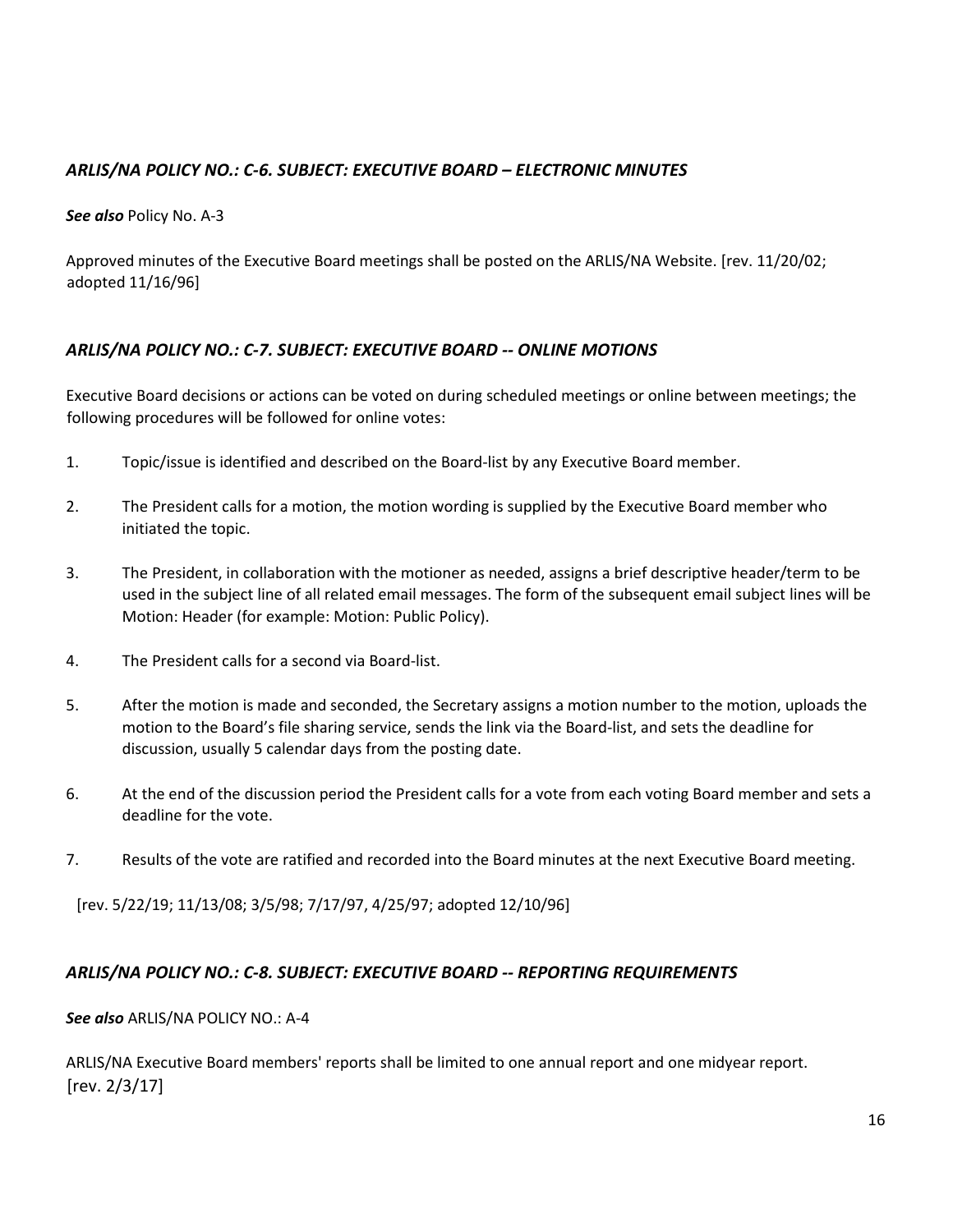### *ARLIS/NA POLICY NO.: C-6. SUBJECT: EXECUTIVE BOARD – ELECTRONIC MINUTES*

***See also*** Policy No. A-3

Approved minutes of the Executive Board meetings shall be posted on the ARLIS/NA Website. [rev. 11/20/02; adopted 11/16/96]

### *ARLIS/NA POLICY NO.: C-7. SUBJECT: EXECUTIVE BOARD -- ONLINE MOTIONS*

Executive Board decisions or actions can be voted on during scheduled meetings or online between meetings; the following procedures will be followed for online votes:

1. Topic/issue is identified and described on the Board-list by any Executive Board member.
2. The President calls for a motion, the motion wording is supplied by the Executive Board member who initiated the topic.
3. The President, in collaboration with the motioner as needed, assigns a brief descriptive header/term to be used in the subject line of all related email messages. The form of the subsequent email subject lines will be Motion: Header (for example: Motion: Public Policy).
4. The President calls for a second via Board-list.
5. After the motion is made and seconded, the Secretary assigns a motion number to the motion, uploads the motion to the Board's file sharing service, sends the link via the Board-list, and sets the deadline for discussion, usually 5 calendar days from the posting date.
6. At the end of the discussion period the President calls for a vote from each voting Board member and sets a deadline for the vote.
7. Results of the vote are ratified and recorded into the Board minutes at the next Executive Board meeting.

[rev. 5/22/19; 11/13/08; 3/5/98; 7/17/97, 4/25/97; adopted 12/10/96]

### *ARLIS/NA POLICY NO.: C-8. SUBJECT: EXECUTIVE BOARD -- REPORTING REQUIREMENTS*

***See also*** ARLIS/NA POLICY NO.: A-4

ARLIS/NA Executive Board members' reports shall be limited to one annual report and one midyear report. [rev. 2/3/17]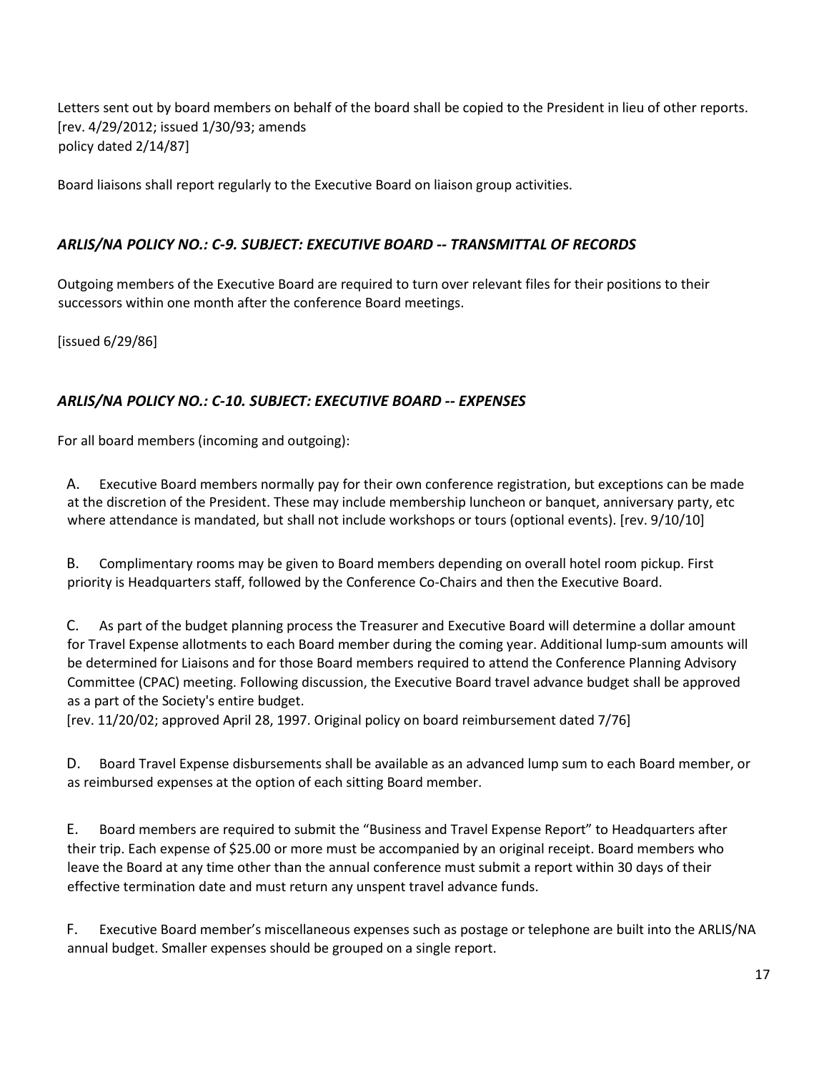Letters sent out by board members on behalf of the board shall be copied to the President in lieu of other reports. [rev. 4/29/2012; issued 1/30/93; amends policy dated 2/14/87]

Board liaisons shall report regularly to the Executive Board on liaison group activities.

### *ARLIS/NA POLICY NO.: C-9. SUBJECT: EXECUTIVE BOARD -- TRANSMITTAL OF RECORDS*

Outgoing members of the Executive Board are required to turn over relevant files for their positions to their successors within one month after the conference Board meetings.

[issued 6/29/86]

### *ARLIS/NA POLICY NO.: C-10. SUBJECT: EXECUTIVE BOARD -- EXPENSES*

For all board members (incoming and outgoing):

A. Executive Board members normally pay for their own conference registration, but exceptions can be made at the discretion of the President. These may include membership luncheon or banquet, anniversary party, etc where attendance is mandated, but shall not include workshops or tours (optional events). [rev. 9/10/10]

B. Complimentary rooms may be given to Board members depending on overall hotel room pickup. First priority is Headquarters staff, followed by the Conference Co-Chairs and then the Executive Board.

C. As part of the budget planning process the Treasurer and Executive Board will determine a dollar amount for Travel Expense allotments to each Board member during the coming year. Additional lump-sum amounts will be determined for Liaisons and for those Board members required to attend the Conference Planning Advisory Committee (CPAC) meeting. Following discussion, the Executive Board travel advance budget shall be approved as a part of the Society's entire budget.
[rev. 11/20/02; approved April 28, 1997. Original policy on board reimbursement dated 7/76]

D. Board Travel Expense disbursements shall be available as an advanced lump sum to each Board member, or as reimbursed expenses at the option of each sitting Board member.

E. Board members are required to submit the "Business and Travel Expense Report" to Headquarters after their trip. Each expense of $25.00 or more must be accompanied by an original receipt. Board members who leave the Board at any time other than the annual conference must submit a report within 30 days of their effective termination date and must return any unspent travel advance funds.

F. Executive Board member's miscellaneous expenses such as postage or telephone are built into the ARLIS/NA annual budget. Smaller expenses should be grouped on a single report.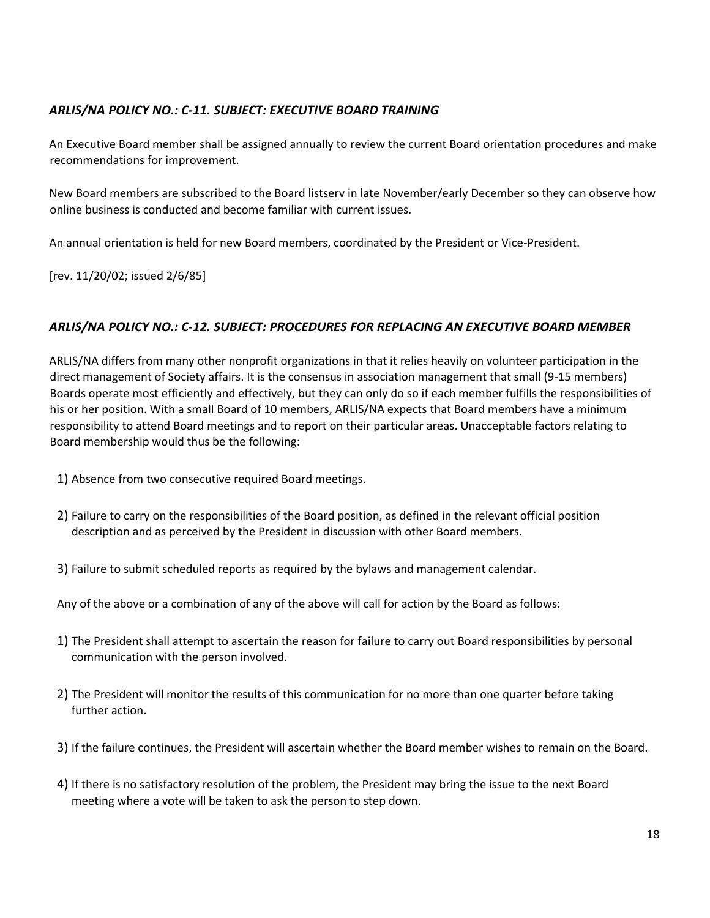### *ARLIS/NA POLICY NO.: C-11. SUBJECT: EXECUTIVE BOARD TRAINING*

An Executive Board member shall be assigned annually to review the current Board orientation procedures and make recommendations for improvement.

New Board members are subscribed to the Board listserv in late November/early December so they can observe how online business is conducted and become familiar with current issues.

An annual orientation is held for new Board members, coordinated by the President or Vice-President.

[rev. 11/20/02; issued 2/6/85]

### *ARLIS/NA POLICY NO.: C-12. SUBJECT: PROCEDURES FOR REPLACING AN EXECUTIVE BOARD MEMBER*

ARLIS/NA differs from many other nonprofit organizations in that it relies heavily on volunteer participation in the direct management of Society affairs. It is the consensus in association management that small (9-15 members) Boards operate most efficiently and effectively, but they can only do so if each member fulfills the responsibilities of his or her position. With a small Board of 10 members, ARLIS/NA expects that Board members have a minimum responsibility to attend Board meetings and to report on their particular areas. Unacceptable factors relating to Board membership would thus be the following:

1) Absence from two consecutive required Board meetings.
2) Failure to carry on the responsibilities of the Board position, as defined in the relevant official position description and as perceived by the President in discussion with other Board members.
3) Failure to submit scheduled reports as required by the bylaws and management calendar.

Any of the above or a combination of any of the above will call for action by the Board as follows:

1) The President shall attempt to ascertain the reason for failure to carry out Board responsibilities by personal communication with the person involved.
2) The President will monitor the results of this communication for no more than one quarter before taking further action.
3) If the failure continues, the President will ascertain whether the Board member wishes to remain on the Board.
4) If there is no satisfactory resolution of the problem, the President may bring the issue to the next Board meeting where a vote will be taken to ask the person to step down.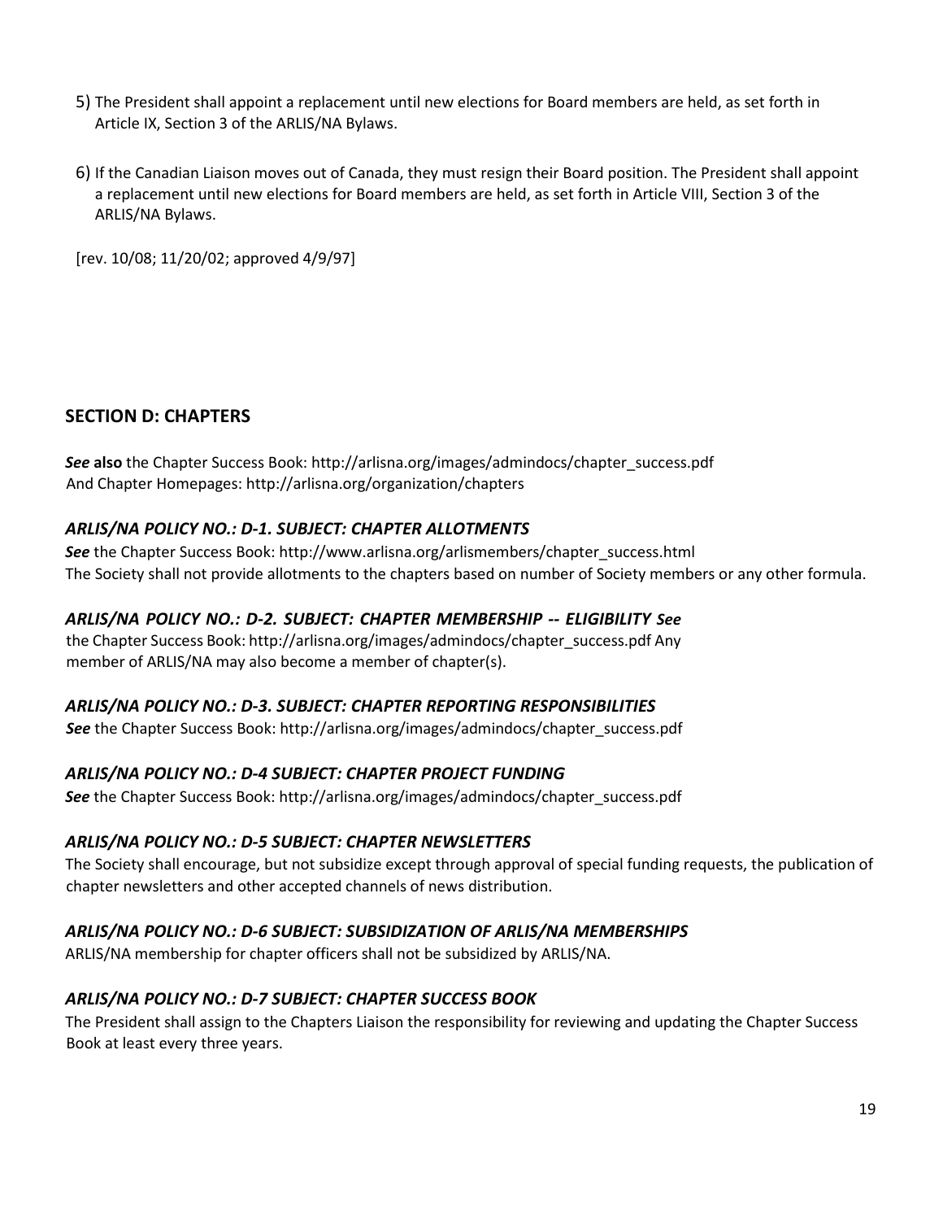5) The President shall appoint a replacement until new elections for Board members are held, as set forth in Article IX, Section 3 of the ARLIS/NA Bylaws.

6) If the Canadian Liaison moves out of Canada, they must resign their Board position. The President shall appoint a replacement until new elections for Board members are held, as set forth in Article VIII, Section 3 of the ARLIS/NA Bylaws.

[rev. 10/08; 11/20/02; approved 4/9/97]

## SECTION D: CHAPTERS

***See* also** the Chapter Success Book: http://arlisna.org/images/admindocs/chapter_success.pdf
And Chapter Homepages: http://arlisna.org/organization/chapters

### *ARLIS/NA POLICY NO.: D-1. SUBJECT: CHAPTER ALLOTMENTS*

***See*** the Chapter Success Book: http://www.arlisna.org/arlismembers/chapter_success.html
The Society shall not provide allotments to the chapters based on number of Society members or any other formula.

### *ARLIS/NA POLICY NO.: D-2. SUBJECT: CHAPTER MEMBERSHIP -- ELIGIBILITY*

***See*** the Chapter Success Book: http://arlisna.org/images/admindocs/chapter_success.pdf Any member of ARLIS/NA may also become a member of chapter(s).

### *ARLIS/NA POLICY NO.: D-3. SUBJECT: CHAPTER REPORTING RESPONSIBILITIES*

***See*** the Chapter Success Book: http://arlisna.org/images/admindocs/chapter_success.pdf

### *ARLIS/NA POLICY NO.: D-4 SUBJECT: CHAPTER PROJECT FUNDING*

***See*** the Chapter Success Book: http://arlisna.org/images/admindocs/chapter_success.pdf

### *ARLIS/NA POLICY NO.: D-5 SUBJECT: CHAPTER NEWSLETTERS*

The Society shall encourage, but not subsidize except through approval of special funding requests, the publication of chapter newsletters and other accepted channels of news distribution.

### *ARLIS/NA POLICY NO.: D-6 SUBJECT: SUBSIDIZATION OF ARLIS/NA MEMBERSHIPS*

ARLIS/NA membership for chapter officers shall not be subsidized by ARLIS/NA.

### *ARLIS/NA POLICY NO.: D-7 SUBJECT: CHAPTER SUCCESS BOOK*

The President shall assign to the Chapters Liaison the responsibility for reviewing and updating the Chapter Success Book at least every three years.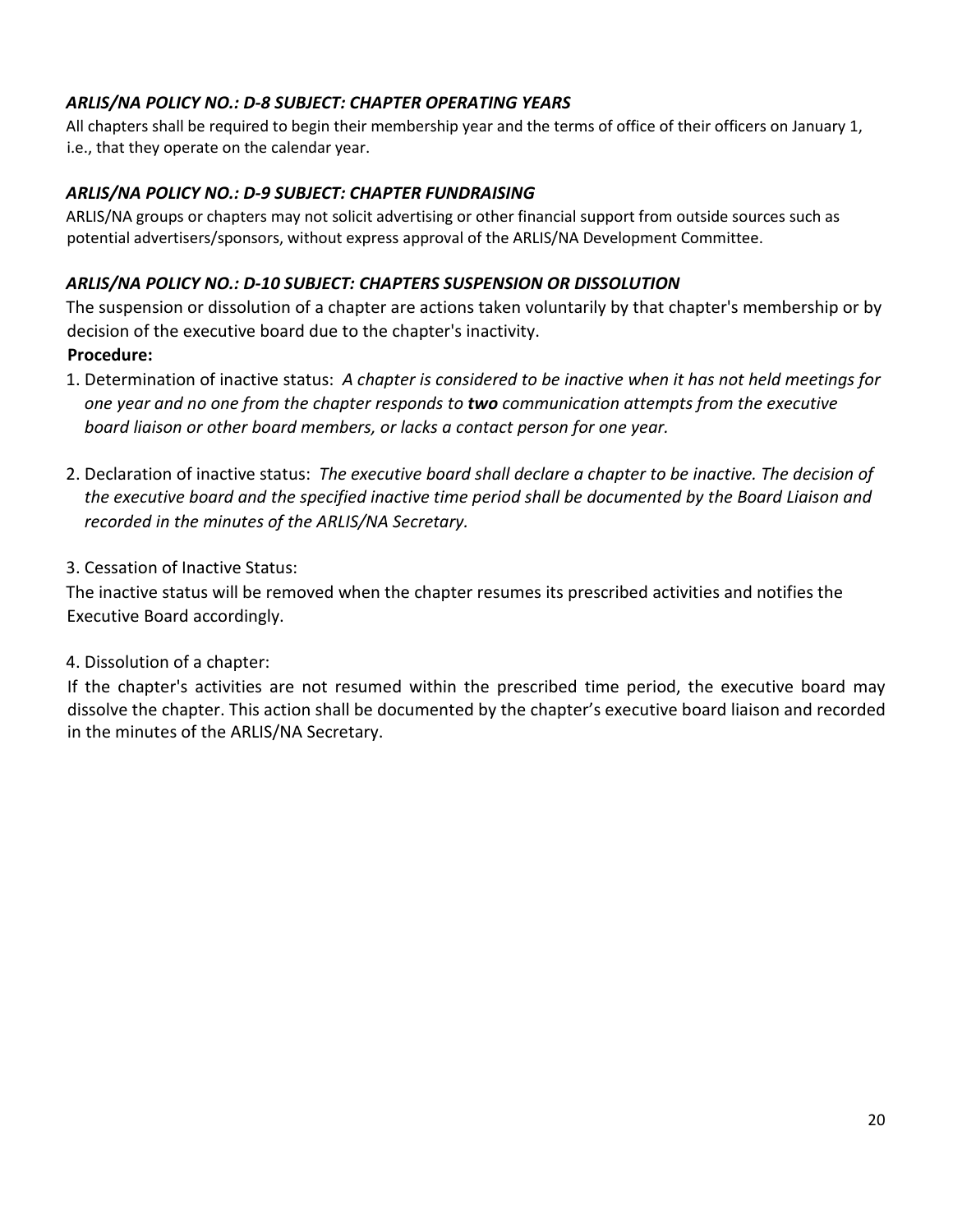### *ARLIS/NA POLICY NO.: D-8 SUBJECT: CHAPTER OPERATING YEARS*

All chapters shall be required to begin their membership year and the terms of office of their officers on January 1, i.e., that they operate on the calendar year.

### *ARLIS/NA POLICY NO.: D-9 SUBJECT: CHAPTER FUNDRAISING*

ARLIS/NA groups or chapters may not solicit advertising or other financial support from outside sources such as potential advertisers/sponsors, without express approval of the ARLIS/NA Development Committee.

### *ARLIS/NA POLICY NO.: D-10 SUBJECT: CHAPTERS SUSPENSION OR DISSOLUTION*

The suspension or dissolution of a chapter are actions taken voluntarily by that chapter's membership or by decision of the executive board due to the chapter's inactivity.

**Procedure:**

1. Determination of inactive status: *A chapter is considered to be inactive when it has not held meetings for one year and no one from the chapter responds to **two** communication attempts from the executive board liaison or other board members, or lacks a contact person for one year.*

2. Declaration of inactive status: *The executive board shall declare a chapter to be inactive. The decision of the executive board and the specified inactive time period shall be documented by the Board Liaison and recorded in the minutes of the ARLIS/NA Secretary.*

3. Cessation of Inactive Status:

The inactive status will be removed when the chapter resumes its prescribed activities and notifies the Executive Board accordingly.

4. Dissolution of a chapter:

If the chapter's activities are not resumed within the prescribed time period, the executive board may dissolve the chapter. This action shall be documented by the chapter's executive board liaison and recorded in the minutes of the ARLIS/NA Secretary.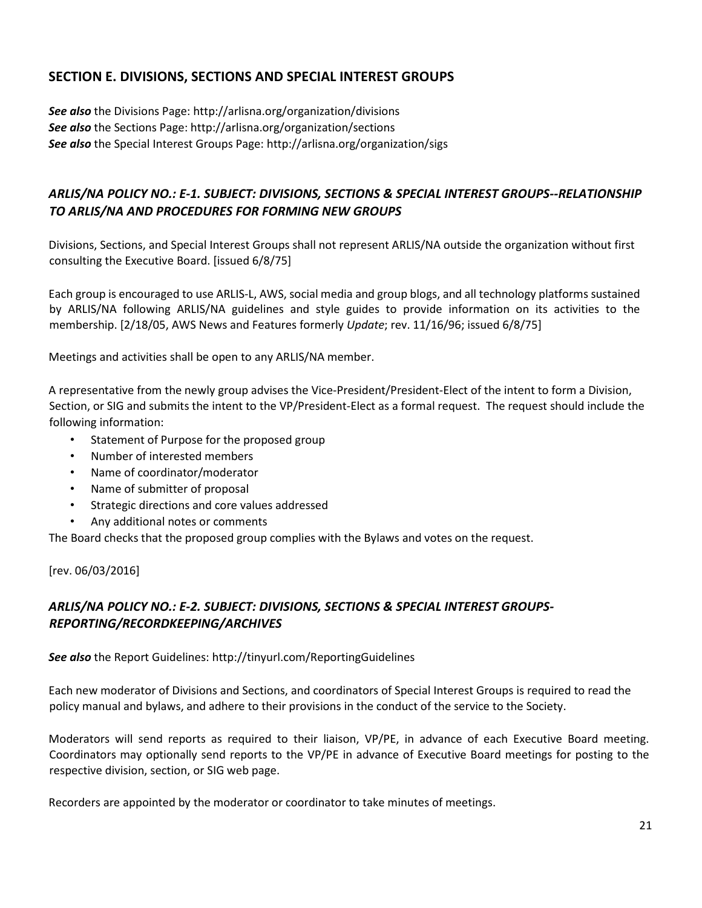## SECTION E. DIVISIONS, SECTIONS AND SPECIAL INTEREST GROUPS

***See also*** the Divisions Page: http://arlisna.org/organization/divisions
***See also*** the Sections Page: http://arlisna.org/organization/sections
***See also*** the Special Interest Groups Page: http://arlisna.org/organization/sigs

### *ARLIS/NA POLICY NO.: E-1. SUBJECT: DIVISIONS, SECTIONS & SPECIAL INTEREST GROUPS--RELATIONSHIP TO ARLIS/NA AND PROCEDURES FOR FORMING NEW GROUPS*

Divisions, Sections, and Special Interest Groups shall not represent ARLIS/NA outside the organization without first consulting the Executive Board. [issued 6/8/75]

Each group is encouraged to use ARLIS-L, AWS, social media and group blogs, and all technology platforms sustained by ARLIS/NA following ARLIS/NA guidelines and style guides to provide information on its activities to the membership. [2/18/05, AWS News and Features formerly *Update*; rev. 11/16/96; issued 6/8/75]

Meetings and activities shall be open to any ARLIS/NA member.

A representative from the newly group advises the Vice-President/President-Elect of the intent to form a Division, Section, or SIG and submits the intent to the VP/President-Elect as a formal request. The request should include the following information:

- Statement of Purpose for the proposed group
- Number of interested members
- Name of coordinator/moderator
- Name of submitter of proposal
- Strategic directions and core values addressed
- Any additional notes or comments

The Board checks that the proposed group complies with the Bylaws and votes on the request.

[rev. 06/03/2016]

### *ARLIS/NA POLICY NO.: E-2. SUBJECT: DIVISIONS, SECTIONS & SPECIAL INTEREST GROUPS-REPORTING/RECORDKEEPING/ARCHIVES*

***See also*** the Report Guidelines: http://tinyurl.com/ReportingGuidelines

Each new moderator of Divisions and Sections, and coordinators of Special Interest Groups is required to read the policy manual and bylaws, and adhere to their provisions in the conduct of the service to the Society.

Moderators will send reports as required to their liaison, VP/PE, in advance of each Executive Board meeting. Coordinators may optionally send reports to the VP/PE in advance of Executive Board meetings for posting to the respective division, section, or SIG web page.

Recorders are appointed by the moderator or coordinator to take minutes of meetings.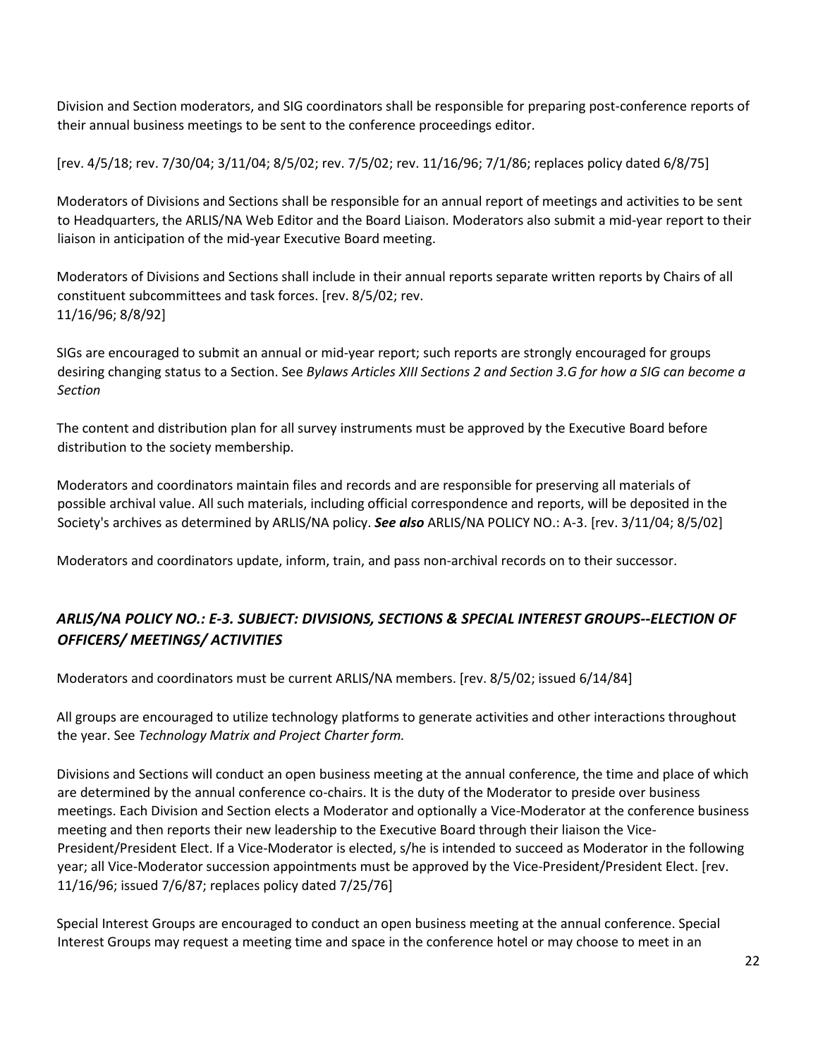Division and Section moderators, and SIG coordinators shall be responsible for preparing post-conference reports of their annual business meetings to be sent to the conference proceedings editor.

[rev. 4/5/18; rev. 7/30/04; 3/11/04; 8/5/02; rev. 7/5/02; rev. 11/16/96; 7/1/86; replaces policy dated 6/8/75]

Moderators of Divisions and Sections shall be responsible for an annual report of meetings and activities to be sent to Headquarters, the ARLIS/NA Web Editor and the Board Liaison. Moderators also submit a mid-year report to their liaison in anticipation of the mid-year Executive Board meeting.

Moderators of Divisions and Sections shall include in their annual reports separate written reports by Chairs of all constituent subcommittees and task forces. [rev. 8/5/02; rev. 11/16/96; 8/8/92]

SIGs are encouraged to submit an annual or mid-year report; such reports are strongly encouraged for groups desiring changing status to a Section. See *Bylaws Articles XIII Sections 2 and Section 3.G for how a SIG can become a Section*

The content and distribution plan for all survey instruments must be approved by the Executive Board before distribution to the society membership.

Moderators and coordinators maintain files and records and are responsible for preserving all materials of possible archival value. All such materials, including official correspondence and reports, will be deposited in the Society's archives as determined by ARLIS/NA policy. ***See also*** ARLIS/NA POLICY NO.: A-3. [rev. 3/11/04; 8/5/02]

Moderators and coordinators update, inform, train, and pass non-archival records on to their successor.

### *ARLIS/NA POLICY NO.: E-3. SUBJECT: DIVISIONS, SECTIONS & SPECIAL INTEREST GROUPS--ELECTION OF OFFICERS/ MEETINGS/ ACTIVITIES*

Moderators and coordinators must be current ARLIS/NA members. [rev. 8/5/02; issued 6/14/84]

All groups are encouraged to utilize technology platforms to generate activities and other interactions throughout the year. See *Technology Matrix and Project Charter form.*

Divisions and Sections will conduct an open business meeting at the annual conference, the time and place of which are determined by the annual conference co-chairs. It is the duty of the Moderator to preside over business meetings. Each Division and Section elects a Moderator and optionally a Vice-Moderator at the conference business meeting and then reports their new leadership to the Executive Board through their liaison the Vice-President/President Elect. If a Vice-Moderator is elected, s/he is intended to succeed as Moderator in the following year; all Vice-Moderator succession appointments must be approved by the Vice-President/President Elect. [rev. 11/16/96; issued 7/6/87; replaces policy dated 7/25/76]

Special Interest Groups are encouraged to conduct an open business meeting at the annual conference. Special Interest Groups may request a meeting time and space in the conference hotel or may choose to meet in an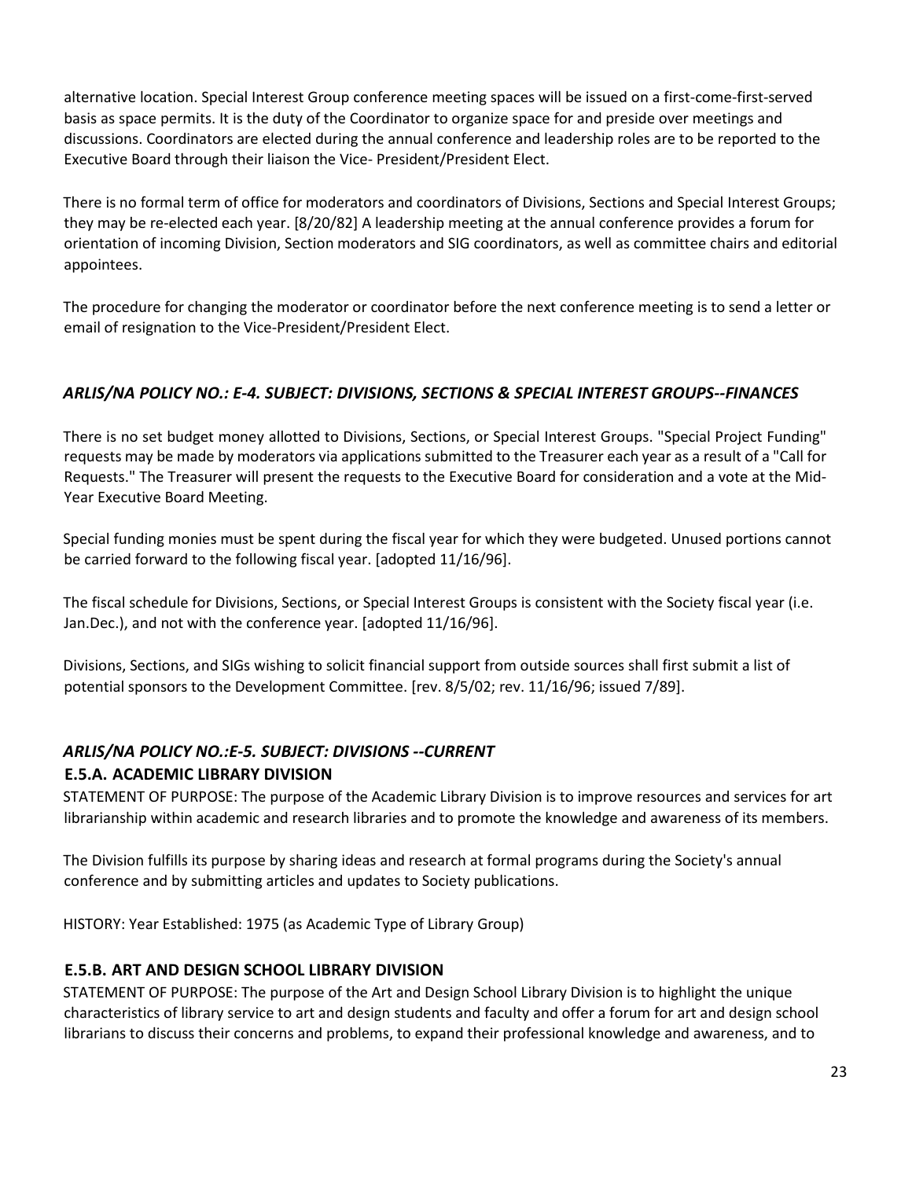alternative location. Special Interest Group conference meeting spaces will be issued on a first-come-first-served basis as space permits. It is the duty of the Coordinator to organize space for and preside over meetings and discussions. Coordinators are elected during the annual conference and leadership roles are to be reported to the Executive Board through their liaison the Vice- President/President Elect.

There is no formal term of office for moderators and coordinators of Divisions, Sections and Special Interest Groups; they may be re-elected each year. [8/20/82] A leadership meeting at the annual conference provides a forum for orientation of incoming Division, Section moderators and SIG coordinators, as well as committee chairs and editorial appointees.

The procedure for changing the moderator or coordinator before the next conference meeting is to send a letter or email of resignation to the Vice-President/President Elect.

### *ARLIS/NA POLICY NO.: E-4. SUBJECT: DIVISIONS, SECTIONS & SPECIAL INTEREST GROUPS--FINANCES*

There is no set budget money allotted to Divisions, Sections, or Special Interest Groups. "Special Project Funding" requests may be made by moderators via applications submitted to the Treasurer each year as a result of a "Call for Requests." The Treasurer will present the requests to the Executive Board for consideration and a vote at the Mid-Year Executive Board Meeting.

Special funding monies must be spent during the fiscal year for which they were budgeted. Unused portions cannot be carried forward to the following fiscal year. [adopted 11/16/96].

The fiscal schedule for Divisions, Sections, or Special Interest Groups is consistent with the Society fiscal year (i.e. Jan.Dec.), and not with the conference year. [adopted 11/16/96].

Divisions, Sections, and SIGs wishing to solicit financial support from outside sources shall first submit a list of potential sponsors to the Development Committee. [rev. 8/5/02; rev. 11/16/96; issued 7/89].

### *ARLIS/NA POLICY NO.:E-5. SUBJECT: DIVISIONS --CURRENT*

#### E.5.A. ACADEMIC LIBRARY DIVISION

STATEMENT OF PURPOSE: The purpose of the Academic Library Division is to improve resources and services for art librarianship within academic and research libraries and to promote the knowledge and awareness of its members.

The Division fulfills its purpose by sharing ideas and research at formal programs during the Society's annual conference and by submitting articles and updates to Society publications.

HISTORY: Year Established: 1975 (as Academic Type of Library Group)

#### E.5.B. ART AND DESIGN SCHOOL LIBRARY DIVISION

STATEMENT OF PURPOSE: The purpose of the Art and Design School Library Division is to highlight the unique characteristics of library service to art and design students and faculty and offer a forum for art and design school librarians to discuss their concerns and problems, to expand their professional knowledge and awareness, and to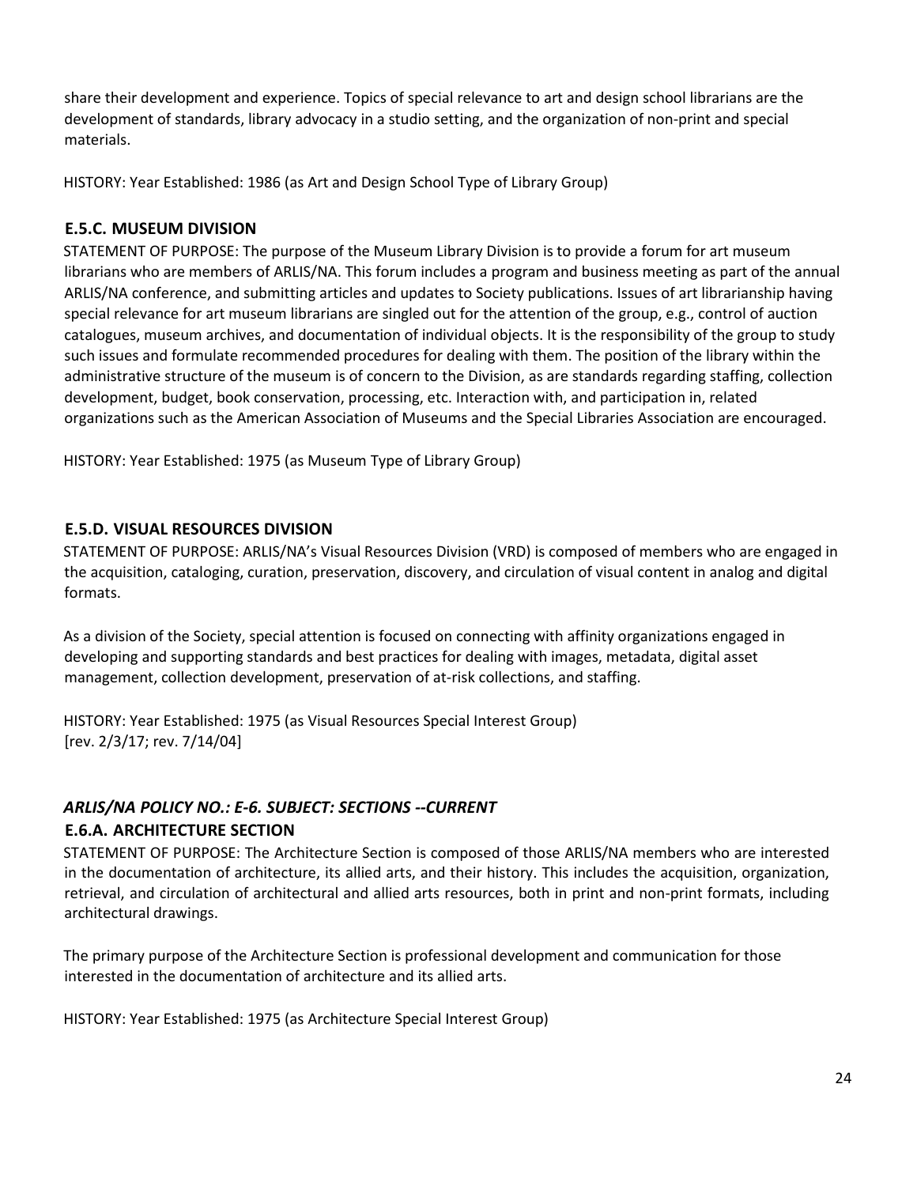share their development and experience. Topics of special relevance to art and design school librarians are the development of standards, library advocacy in a studio setting, and the organization of non-print and special materials.

HISTORY: Year Established: 1986 (as Art and Design School Type of Library Group)

### E.5.C. MUSEUM DIVISION

STATEMENT OF PURPOSE: The purpose of the Museum Library Division is to provide a forum for art museum librarians who are members of ARLIS/NA. This forum includes a program and business meeting as part of the annual ARLIS/NA conference, and submitting articles and updates to Society publications. Issues of art librarianship having special relevance for art museum librarians are singled out for the attention of the group, e.g., control of auction catalogues, museum archives, and documentation of individual objects. It is the responsibility of the group to study such issues and formulate recommended procedures for dealing with them. The position of the library within the administrative structure of the museum is of concern to the Division, as are standards regarding staffing, collection development, budget, book conservation, processing, etc. Interaction with, and participation in, related organizations such as the American Association of Museums and the Special Libraries Association are encouraged.

HISTORY: Year Established: 1975 (as Museum Type of Library Group)

### E.5.D. VISUAL RESOURCES DIVISION

STATEMENT OF PURPOSE: ARLIS/NA's Visual Resources Division (VRD) is composed of members who are engaged in the acquisition, cataloging, curation, preservation, discovery, and circulation of visual content in analog and digital formats.

As a division of the Society, special attention is focused on connecting with affinity organizations engaged in developing and supporting standards and best practices for dealing with images, metadata, digital asset management, collection development, preservation of at-risk collections, and staffing.

HISTORY: Year Established: 1975 (as Visual Resources Special Interest Group)
[rev. 2/3/17; rev. 7/14/04]

## *ARLIS/NA POLICY NO.: E-6. SUBJECT: SECTIONS --CURRENT*

### E.6.A. ARCHITECTURE SECTION

STATEMENT OF PURPOSE: The Architecture Section is composed of those ARLIS/NA members who are interested in the documentation of architecture, its allied arts, and their history. This includes the acquisition, organization, retrieval, and circulation of architectural and allied arts resources, both in print and non-print formats, including architectural drawings.

The primary purpose of the Architecture Section is professional development and communication for those interested in the documentation of architecture and its allied arts.

HISTORY: Year Established: 1975 (as Architecture Special Interest Group)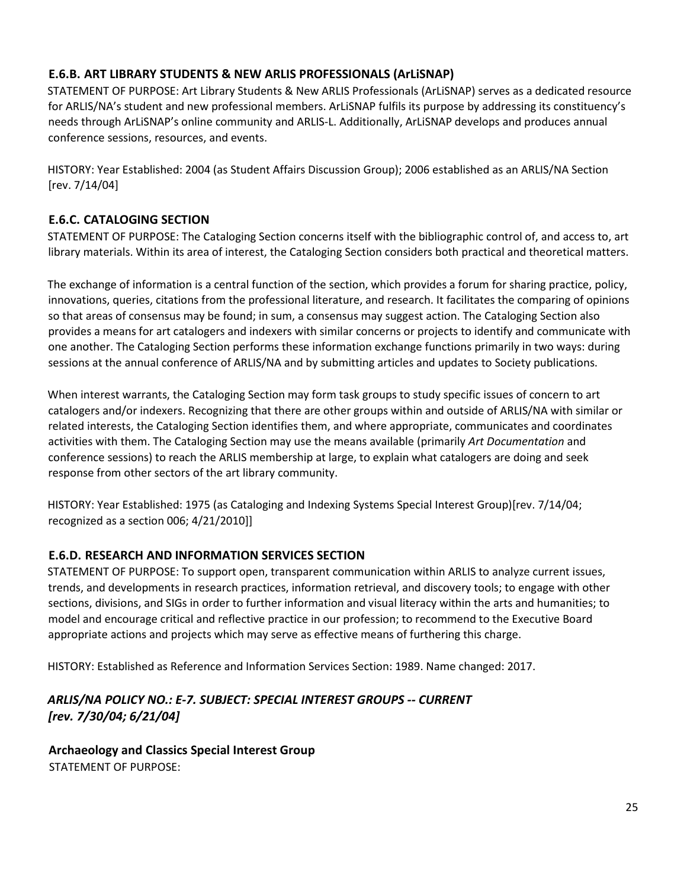### E.6.B. ART LIBRARY STUDENTS & NEW ARLIS PROFESSIONALS (ArLiSNAP)

STATEMENT OF PURPOSE: Art Library Students & New ARLIS Professionals (ArLiSNAP) serves as a dedicated resource for ARLIS/NA's student and new professional members. ArLiSNAP fulfils its purpose by addressing its constituency's needs through ArLiSNAP's online community and ARLIS-L. Additionally, ArLiSNAP develops and produces annual conference sessions, resources, and events.

HISTORY: Year Established: 2004 (as Student Affairs Discussion Group); 2006 established as an ARLIS/NA Section [rev. 7/14/04]

### E.6.C. CATALOGING SECTION

STATEMENT OF PURPOSE: The Cataloging Section concerns itself with the bibliographic control of, and access to, art library materials. Within its area of interest, the Cataloging Section considers both practical and theoretical matters.

The exchange of information is a central function of the section, which provides a forum for sharing practice, policy, innovations, queries, citations from the professional literature, and research. It facilitates the comparing of opinions so that areas of consensus may be found; in sum, a consensus may suggest action. The Cataloging Section also provides a means for art catalogers and indexers with similar concerns or projects to identify and communicate with one another. The Cataloging Section performs these information exchange functions primarily in two ways: during sessions at the annual conference of ARLIS/NA and by submitting articles and updates to Society publications.

When interest warrants, the Cataloging Section may form task groups to study specific issues of concern to art catalogers and/or indexers. Recognizing that there are other groups within and outside of ARLIS/NA with similar or related interests, the Cataloging Section identifies them, and where appropriate, communicates and coordinates activities with them. The Cataloging Section may use the means available (primarily *Art Documentation* and conference sessions) to reach the ARLIS membership at large, to explain what catalogers are doing and seek response from other sectors of the art library community.

HISTORY: Year Established: 1975 (as Cataloging and Indexing Systems Special Interest Group)[rev. 7/14/04; recognized as a section 006; 4/21/2010]]

### E.6.D. RESEARCH AND INFORMATION SERVICES SECTION

STATEMENT OF PURPOSE: To support open, transparent communication within ARLIS to analyze current issues, trends, and developments in research practices, information retrieval, and discovery tools; to engage with other sections, divisions, and SIGs in order to further information and visual literacy within the arts and humanities; to model and encourage critical and reflective practice in our profession; to recommend to the Executive Board appropriate actions and projects which may serve as effective means of furthering this charge.

HISTORY: Established as Reference and Information Services Section: 1989. Name changed: 2017.

## *ARLIS/NA POLICY NO.: E-7. SUBJECT: SPECIAL INTEREST GROUPS -- CURRENT [rev. 7/30/04; 6/21/04]*

### Archaeology and Classics Special Interest Group

STATEMENT OF PURPOSE: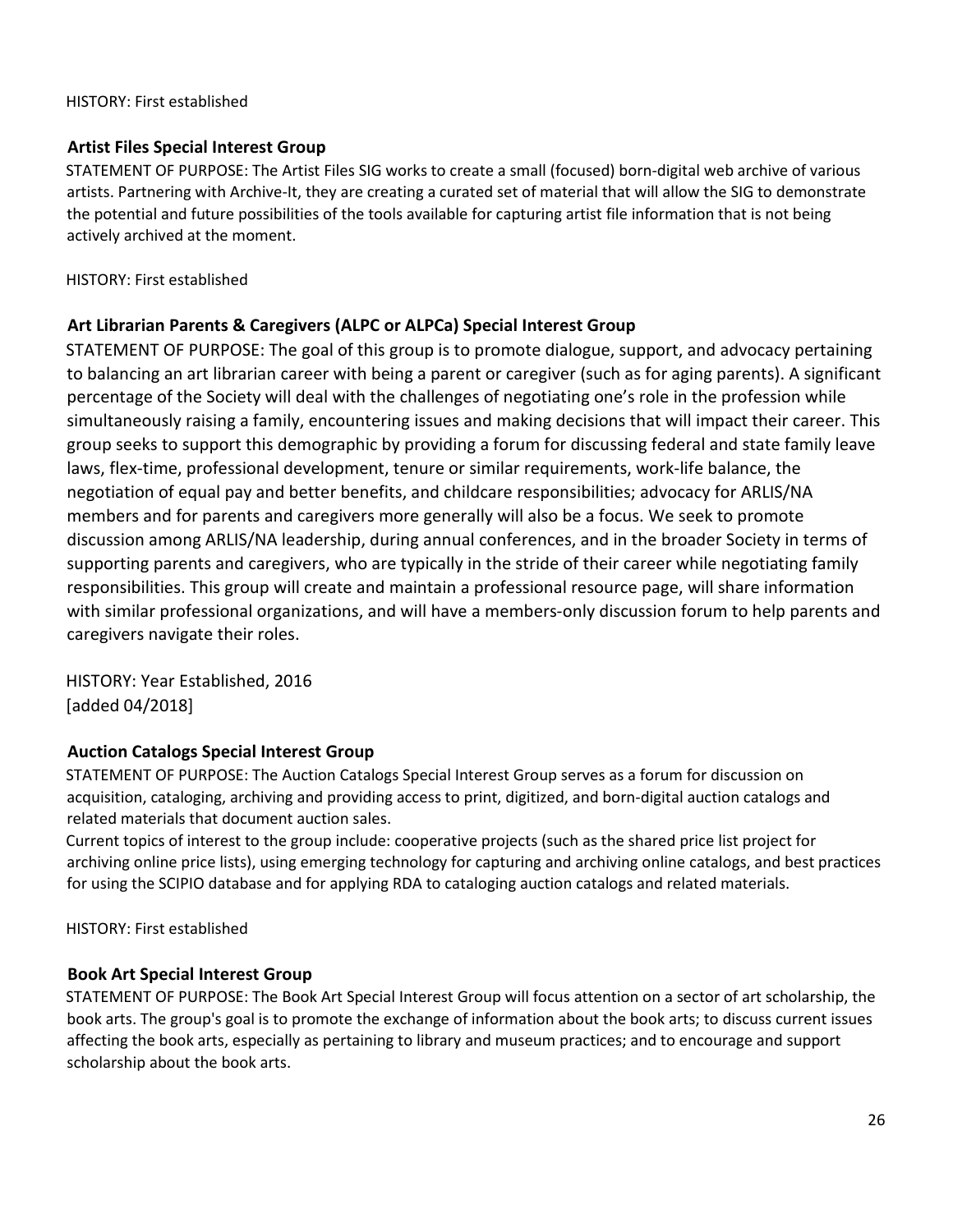HISTORY: First established

### Artist Files Special Interest Group

STATEMENT OF PURPOSE: The Artist Files SIG works to create a small (focused) born-digital web archive of various artists. Partnering with Archive-It, they are creating a curated set of material that will allow the SIG to demonstrate the potential and future possibilities of the tools available for capturing artist file information that is not being actively archived at the moment.

HISTORY: First established

### Art Librarian Parents & Caregivers (ALPC or ALPCa) Special Interest Group

STATEMENT OF PURPOSE: The goal of this group is to promote dialogue, support, and advocacy pertaining to balancing an art librarian career with being a parent or caregiver (such as for aging parents). A significant percentage of the Society will deal with the challenges of negotiating one's role in the profession while simultaneously raising a family, encountering issues and making decisions that will impact their career. This group seeks to support this demographic by providing a forum for discussing federal and state family leave laws, flex-time, professional development, tenure or similar requirements, work-life balance, the negotiation of equal pay and better benefits, and childcare responsibilities; advocacy for ARLIS/NA members and for parents and caregivers more generally will also be a focus. We seek to promote discussion among ARLIS/NA leadership, during annual conferences, and in the broader Society in terms of supporting parents and caregivers, who are typically in the stride of their career while negotiating family responsibilities. This group will create and maintain a professional resource page, will share information with similar professional organizations, and will have a members-only discussion forum to help parents and caregivers navigate their roles.

HISTORY: Year Established, 2016
[added 04/2018]

### Auction Catalogs Special Interest Group

STATEMENT OF PURPOSE: The Auction Catalogs Special Interest Group serves as a forum for discussion on acquisition, cataloging, archiving and providing access to print, digitized, and born-digital auction catalogs and related materials that document auction sales.
Current topics of interest to the group include: cooperative projects (such as the shared price list project for archiving online price lists), using emerging technology for capturing and archiving online catalogs, and best practices for using the SCIPIO database and for applying RDA to cataloging auction catalogs and related materials.

HISTORY: First established

### Book Art Special Interest Group

STATEMENT OF PURPOSE: The Book Art Special Interest Group will focus attention on a sector of art scholarship, the book arts. The group's goal is to promote the exchange of information about the book arts; to discuss current issues affecting the book arts, especially as pertaining to library and museum practices; and to encourage and support scholarship about the book arts.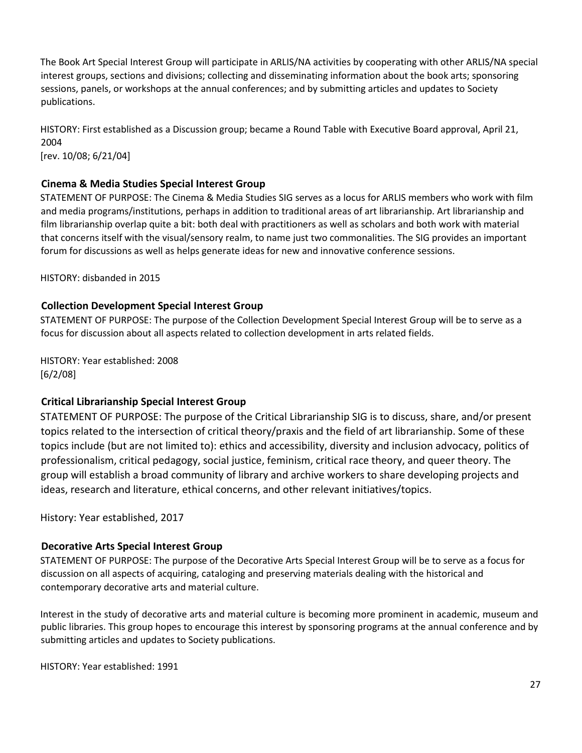The Book Art Special Interest Group will participate in ARLIS/NA activities by cooperating with other ARLIS/NA special interest groups, sections and divisions; collecting and disseminating information about the book arts; sponsoring sessions, panels, or workshops at the annual conferences; and by submitting articles and updates to Society publications.

HISTORY: First established as a Discussion group; became a Round Table with Executive Board approval, April 21, 2004
[rev. 10/08; 6/21/04]

### Cinema & Media Studies Special Interest Group

STATEMENT OF PURPOSE: The Cinema & Media Studies SIG serves as a locus for ARLIS members who work with film and media programs/institutions, perhaps in addition to traditional areas of art librarianship. Art librarianship and film librarianship overlap quite a bit: both deal with practitioners as well as scholars and both work with material that concerns itself with the visual/sensory realm, to name just two commonalities. The SIG provides an important forum for discussions as well as helps generate ideas for new and innovative conference sessions.

HISTORY: disbanded in 2015

### Collection Development Special Interest Group

STATEMENT OF PURPOSE: The purpose of the Collection Development Special Interest Group will be to serve as a focus for discussion about all aspects related to collection development in arts related fields.

HISTORY: Year established: 2008
[6/2/08]

### Critical Librarianship Special Interest Group

STATEMENT OF PURPOSE: The purpose of the Critical Librarianship SIG is to discuss, share, and/or present topics related to the intersection of critical theory/praxis and the field of art librarianship. Some of these topics include (but are not limited to): ethics and accessibility, diversity and inclusion advocacy, politics of professionalism, critical pedagogy, social justice, feminism, critical race theory, and queer theory. The group will establish a broad community of library and archive workers to share developing projects and ideas, research and literature, ethical concerns, and other relevant initiatives/topics.

History: Year established, 2017

### Decorative Arts Special Interest Group

STATEMENT OF PURPOSE: The purpose of the Decorative Arts Special Interest Group will be to serve as a focus for discussion on all aspects of acquiring, cataloging and preserving materials dealing with the historical and contemporary decorative arts and material culture.

Interest in the study of decorative arts and material culture is becoming more prominent in academic, museum and public libraries. This group hopes to encourage this interest by sponsoring programs at the annual conference and by submitting articles and updates to Society publications.

HISTORY: Year established: 1991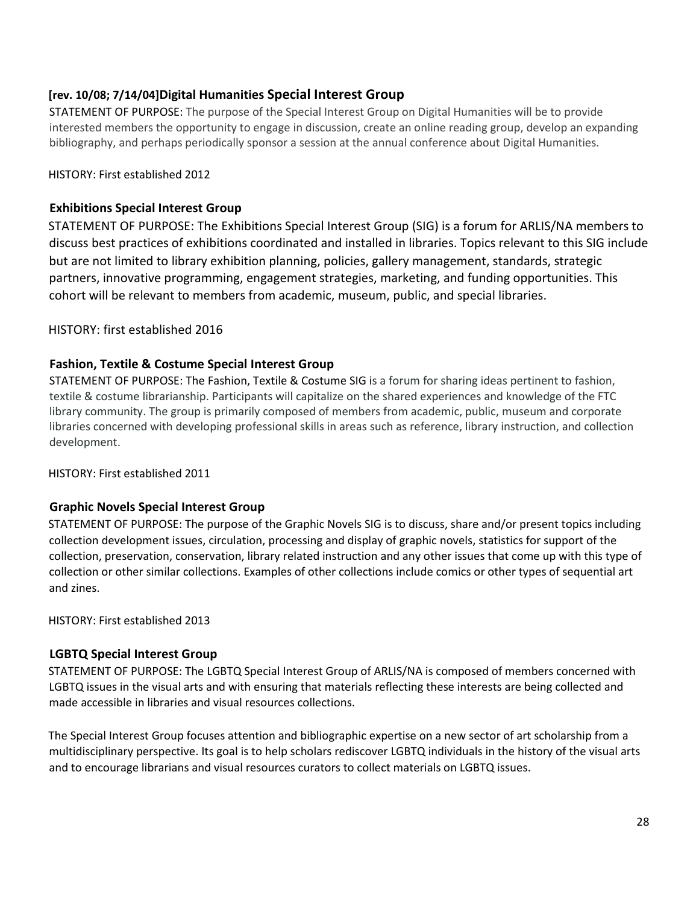### [rev. 10/08; 7/14/04]Digital Humanities Special Interest Group

STATEMENT OF PURPOSE: The purpose of the Special Interest Group on Digital Humanities will be to provide interested members the opportunity to engage in discussion, create an online reading group, develop an expanding bibliography, and perhaps periodically sponsor a session at the annual conference about Digital Humanities.

HISTORY: First established 2012

### Exhibitions Special Interest Group

STATEMENT OF PURPOSE: The Exhibitions Special Interest Group (SIG) is a forum for ARLIS/NA members to discuss best practices of exhibitions coordinated and installed in libraries. Topics relevant to this SIG include but are not limited to library exhibition planning, policies, gallery management, standards, strategic partners, innovative programming, engagement strategies, marketing, and funding opportunities. This cohort will be relevant to members from academic, museum, public, and special libraries.

HISTORY: first established 2016

### Fashion, Textile & Costume Special Interest Group

STATEMENT OF PURPOSE: The Fashion, Textile & Costume SIG is a forum for sharing ideas pertinent to fashion, textile & costume librarianship. Participants will capitalize on the shared experiences and knowledge of the FTC library community. The group is primarily composed of members from academic, public, museum and corporate libraries concerned with developing professional skills in areas such as reference, library instruction, and collection development.

HISTORY: First established 2011

### Graphic Novels Special Interest Group

STATEMENT OF PURPOSE: The purpose of the Graphic Novels SIG is to discuss, share and/or present topics including collection development issues, circulation, processing and display of graphic novels, statistics for support of the collection, preservation, conservation, library related instruction and any other issues that come up with this type of collection or other similar collections. Examples of other collections include comics or other types of sequential art and zines.

HISTORY: First established 2013

### LGBTQ Special Interest Group

STATEMENT OF PURPOSE: The LGBTQ Special Interest Group of ARLIS/NA is composed of members concerned with LGBTQ issues in the visual arts and with ensuring that materials reflecting these interests are being collected and made accessible in libraries and visual resources collections.

The Special Interest Group focuses attention and bibliographic expertise on a new sector of art scholarship from a multidisciplinary perspective. Its goal is to help scholars rediscover LGBTQ individuals in the history of the visual arts and to encourage librarians and visual resources curators to collect materials on LGBTQ issues.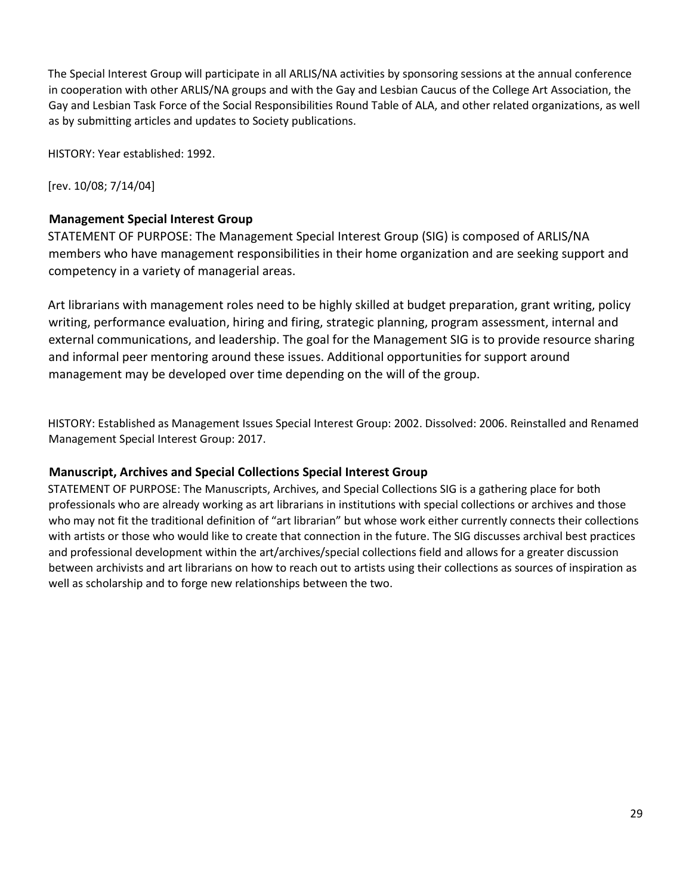The Special Interest Group will participate in all ARLIS/NA activities by sponsoring sessions at the annual conference in cooperation with other ARLIS/NA groups and with the Gay and Lesbian Caucus of the College Art Association, the Gay and Lesbian Task Force of the Social Responsibilities Round Table of ALA, and other related organizations, as well as by submitting articles and updates to Society publications.

HISTORY: Year established: 1992.

[rev. 10/08; 7/14/04]

### Management Special Interest Group

STATEMENT OF PURPOSE: The Management Special Interest Group (SIG) is composed of ARLIS/NA members who have management responsibilities in their home organization and are seeking support and competency in a variety of managerial areas.

Art librarians with management roles need to be highly skilled at budget preparation, grant writing, policy writing, performance evaluation, hiring and firing, strategic planning, program assessment, internal and external communications, and leadership. The goal for the Management SIG is to provide resource sharing and informal peer mentoring around these issues. Additional opportunities for support around management may be developed over time depending on the will of the group.

HISTORY: Established as Management Issues Special Interest Group: 2002. Dissolved: 2006. Reinstalled and Renamed Management Special Interest Group: 2017.

### Manuscript, Archives and Special Collections Special Interest Group

STATEMENT OF PURPOSE: The Manuscripts, Archives, and Special Collections SIG is a gathering place for both professionals who are already working as art librarians in institutions with special collections or archives and those who may not fit the traditional definition of "art librarian" but whose work either currently connects their collections with artists or those who would like to create that connection in the future. The SIG discusses archival best practices and professional development within the art/archives/special collections field and allows for a greater discussion between archivists and art librarians on how to reach out to artists using their collections as sources of inspiration as well as scholarship and to forge new relationships between the two.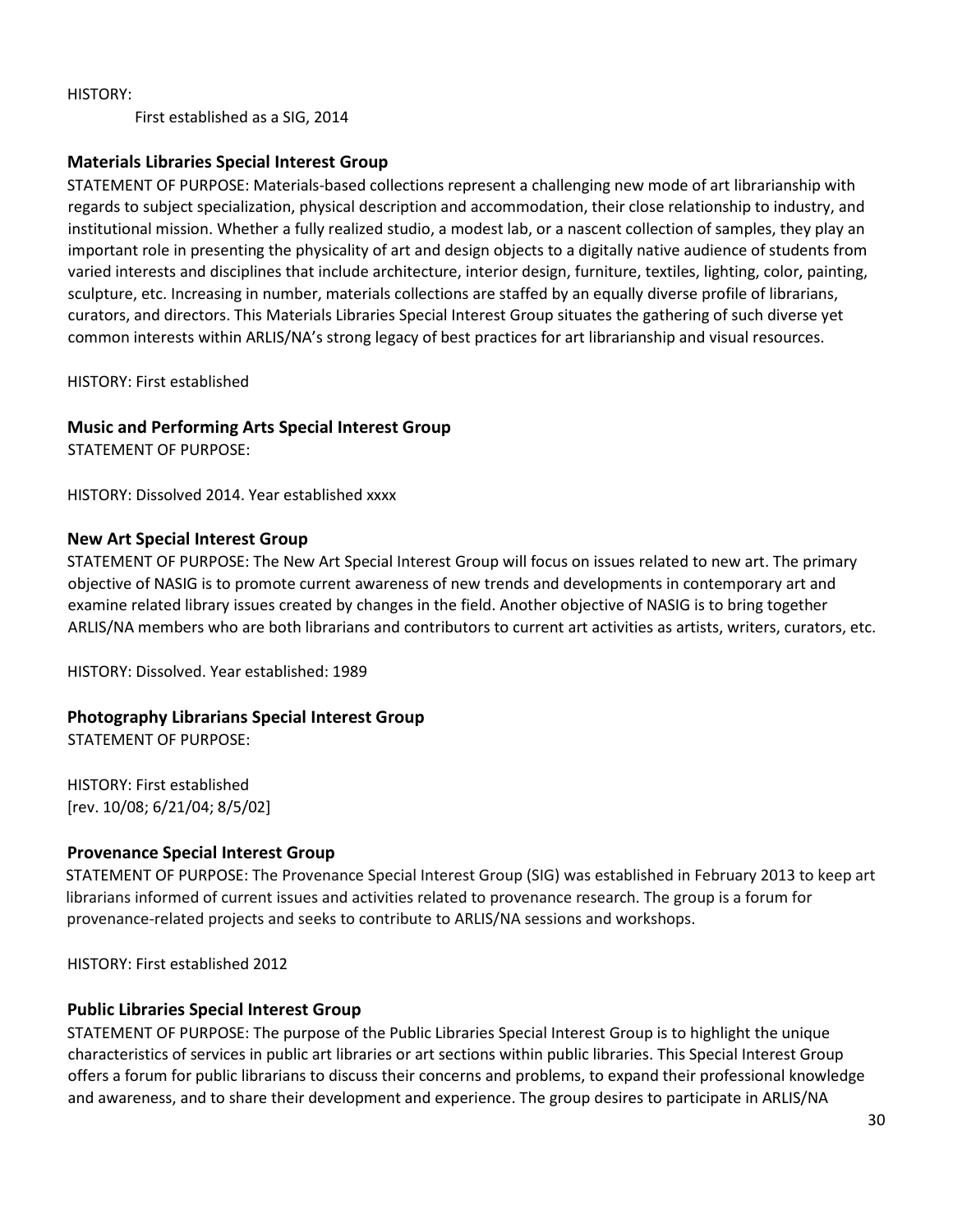HISTORY:

First established as a SIG, 2014

### Materials Libraries Special Interest Group

STATEMENT OF PURPOSE: Materials-based collections represent a challenging new mode of art librarianship with regards to subject specialization, physical description and accommodation, their close relationship to industry, and institutional mission. Whether a fully realized studio, a modest lab, or a nascent collection of samples, they play an important role in presenting the physicality of art and design objects to a digitally native audience of students from varied interests and disciplines that include architecture, interior design, furniture, textiles, lighting, color, painting, sculpture, etc. Increasing in number, materials collections are staffed by an equally diverse profile of librarians, curators, and directors. This Materials Libraries Special Interest Group situates the gathering of such diverse yet common interests within ARLIS/NA's strong legacy of best practices for art librarianship and visual resources.

HISTORY: First established

### Music and Performing Arts Special Interest Group

STATEMENT OF PURPOSE:

HISTORY: Dissolved 2014. Year established xxxx

### New Art Special Interest Group

STATEMENT OF PURPOSE: The New Art Special Interest Group will focus on issues related to new art. The primary objective of NASIG is to promote current awareness of new trends and developments in contemporary art and examine related library issues created by changes in the field. Another objective of NASIG is to bring together ARLIS/NA members who are both librarians and contributors to current art activities as artists, writers, curators, etc.

HISTORY: Dissolved. Year established: 1989

### Photography Librarians Special Interest Group

STATEMENT OF PURPOSE:

HISTORY: First established
[rev. 10/08; 6/21/04; 8/5/02]

### Provenance Special Interest Group

STATEMENT OF PURPOSE: The Provenance Special Interest Group (SIG) was established in February 2013 to keep art librarians informed of current issues and activities related to provenance research. The group is a forum for provenance-related projects and seeks to contribute to ARLIS/NA sessions and workshops.

HISTORY: First established 2012

### Public Libraries Special Interest Group

STATEMENT OF PURPOSE: The purpose of the Public Libraries Special Interest Group is to highlight the unique characteristics of services in public art libraries or art sections within public libraries. This Special Interest Group offers a forum for public librarians to discuss their concerns and problems, to expand their professional knowledge and awareness, and to share their development and experience. The group desires to participate in ARLIS/NA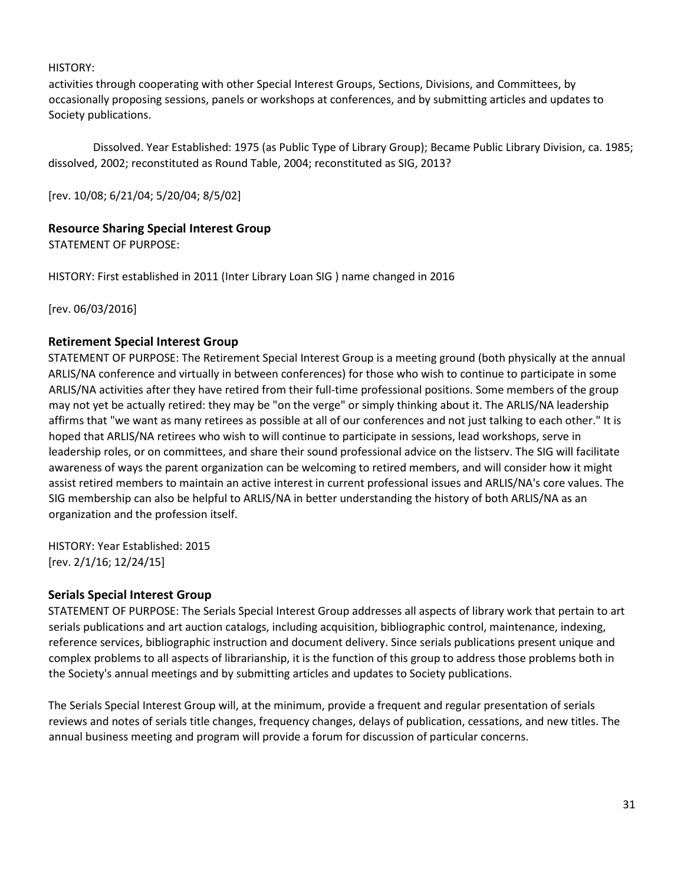HISTORY:

activities through cooperating with other Special Interest Groups, Sections, Divisions, and Committees, by occasionally proposing sessions, panels or workshops at conferences, and by submitting articles and updates to Society publications.

Dissolved. Year Established: 1975 (as Public Type of Library Group); Became Public Library Division, ca. 1985; dissolved, 2002; reconstituted as Round Table, 2004; reconstituted as SIG, 2013?

[rev. 10/08; 6/21/04; 5/20/04; 8/5/02]

### Resource Sharing Special Interest Group

STATEMENT OF PURPOSE:

HISTORY: First established in 2011 (Inter Library Loan SIG ) name changed in 2016

[rev. 06/03/2016]

### Retirement Special Interest Group

STATEMENT OF PURPOSE: The Retirement Special Interest Group is a meeting ground (both physically at the annual ARLIS/NA conference and virtually in between conferences) for those who wish to continue to participate in some ARLIS/NA activities after they have retired from their full-time professional positions. Some members of the group may not yet be actually retired: they may be "on the verge" or simply thinking about it. The ARLIS/NA leadership affirms that "we want as many retirees as possible at all of our conferences and not just talking to each other." It is hoped that ARLIS/NA retirees who wish to will continue to participate in sessions, lead workshops, serve in leadership roles, or on committees, and share their sound professional advice on the listserv. The SIG will facilitate awareness of ways the parent organization can be welcoming to retired members, and will consider how it might assist retired members to maintain an active interest in current professional issues and ARLIS/NA's core values. The SIG membership can also be helpful to ARLIS/NA in better understanding the history of both ARLIS/NA as an organization and the profession itself.

HISTORY: Year Established: 2015
[rev. 2/1/16; 12/24/15]

### Serials Special Interest Group

STATEMENT OF PURPOSE: The Serials Special Interest Group addresses all aspects of library work that pertain to art serials publications and art auction catalogs, including acquisition, bibliographic control, maintenance, indexing, reference services, bibliographic instruction and document delivery. Since serials publications present unique and complex problems to all aspects of librarianship, it is the function of this group to address those problems both in the Society's annual meetings and by submitting articles and updates to Society publications.

The Serials Special Interest Group will, at the minimum, provide a frequent and regular presentation of serials reviews and notes of serials title changes, frequency changes, delays of publication, cessations, and new titles. The annual business meeting and program will provide a forum for discussion of particular concerns.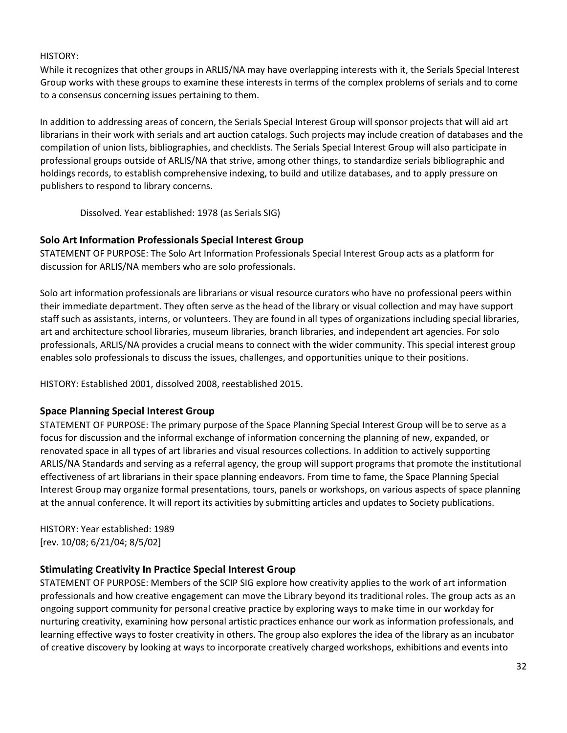HISTORY:
While it recognizes that other groups in ARLIS/NA may have overlapping interests with it, the Serials Special Interest Group works with these groups to examine these interests in terms of the complex problems of serials and to come to a consensus concerning issues pertaining to them.

In addition to addressing areas of concern, the Serials Special Interest Group will sponsor projects that will aid art librarians in their work with serials and art auction catalogs. Such projects may include creation of databases and the compilation of union lists, bibliographies, and checklists. The Serials Special Interest Group will also participate in professional groups outside of ARLIS/NA that strive, among other things, to standardize serials bibliographic and holdings records, to establish comprehensive indexing, to build and utilize databases, and to apply pressure on publishers to respond to library concerns.

Dissolved. Year established: 1978 (as Serials SIG)

### Solo Art Information Professionals Special Interest Group

STATEMENT OF PURPOSE: The Solo Art Information Professionals Special Interest Group acts as a platform for discussion for ARLIS/NA members who are solo professionals.

Solo art information professionals are librarians or visual resource curators who have no professional peers within their immediate department. They often serve as the head of the library or visual collection and may have support staff such as assistants, interns, or volunteers. They are found in all types of organizations including special libraries, art and architecture school libraries, museum libraries, branch libraries, and independent art agencies. For solo professionals, ARLIS/NA provides a crucial means to connect with the wider community. This special interest group enables solo professionals to discuss the issues, challenges, and opportunities unique to their positions.

HISTORY: Established 2001, dissolved 2008, reestablished 2015.

### Space Planning Special Interest Group

STATEMENT OF PURPOSE: The primary purpose of the Space Planning Special Interest Group will be to serve as a focus for discussion and the informal exchange of information concerning the planning of new, expanded, or renovated space in all types of art libraries and visual resources collections. In addition to actively supporting ARLIS/NA Standards and serving as a referral agency, the group will support programs that promote the institutional effectiveness of art librarians in their space planning endeavors. From time to fame, the Space Planning Special Interest Group may organize formal presentations, tours, panels or workshops, on various aspects of space planning at the annual conference. It will report its activities by submitting articles and updates to Society publications.

HISTORY: Year established: 1989
[rev. 10/08; 6/21/04; 8/5/02]

### Stimulating Creativity In Practice Special Interest Group

STATEMENT OF PURPOSE: Members of the SCIP SIG explore how creativity applies to the work of art information professionals and how creative engagement can move the Library beyond its traditional roles. The group acts as an ongoing support community for personal creative practice by exploring ways to make time in our workday for nurturing creativity, examining how personal artistic practices enhance our work as information professionals, and learning effective ways to foster creativity in others. The group also explores the idea of the library as an incubator of creative discovery by looking at ways to incorporate creatively charged workshops, exhibitions and events into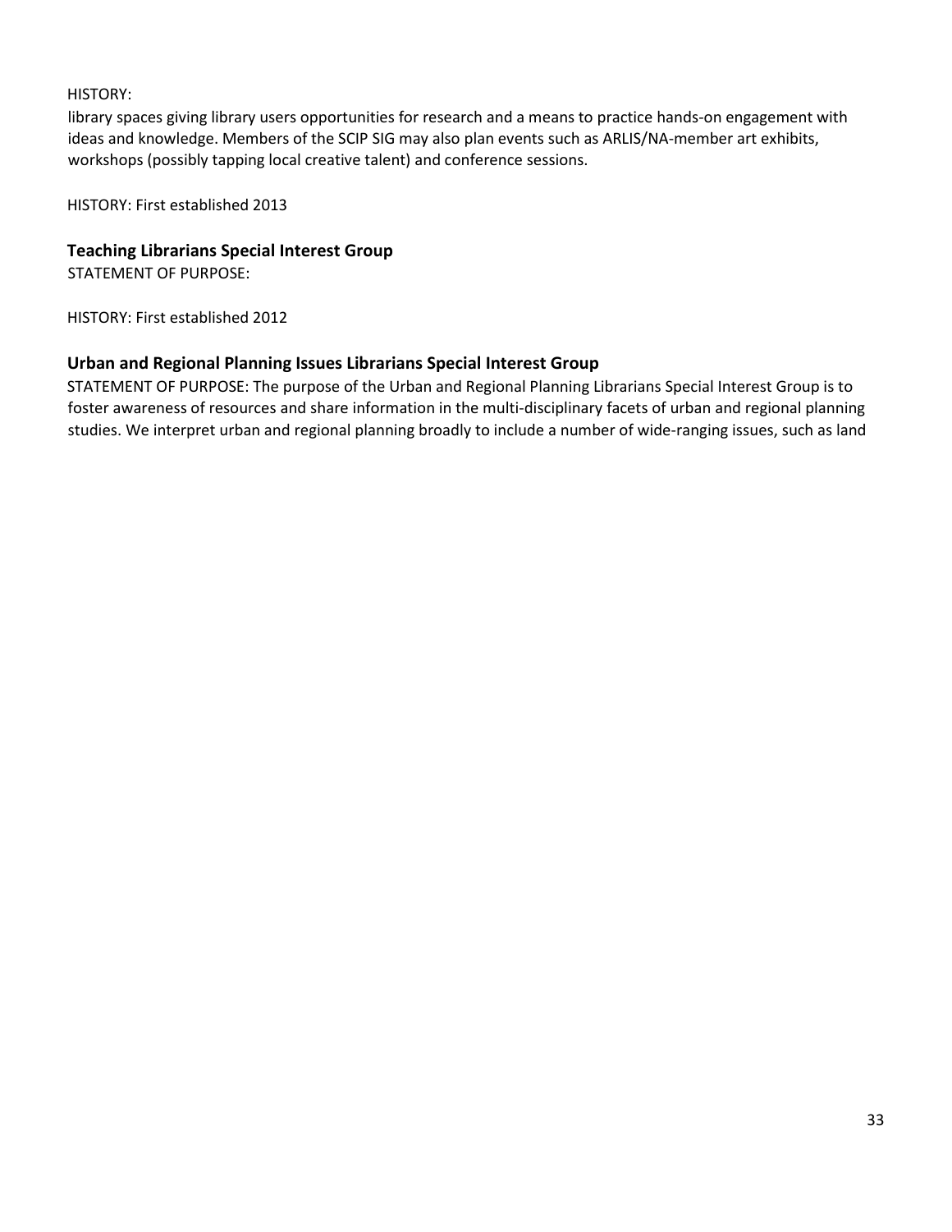HISTORY:

library spaces giving library users opportunities for research and a means to practice hands-on engagement with ideas and knowledge. Members of the SCIP SIG may also plan events such as ARLIS/NA-member art exhibits, workshops (possibly tapping local creative talent) and conference sessions.

HISTORY: First established 2013

### Teaching Librarians Special Interest Group

STATEMENT OF PURPOSE:

HISTORY: First established 2012

### Urban and Regional Planning Issues Librarians Special Interest Group

STATEMENT OF PURPOSE: The purpose of the Urban and Regional Planning Librarians Special Interest Group is to foster awareness of resources and share information in the multi-disciplinary facets of urban and regional planning studies. We interpret urban and regional planning broadly to include a number of wide-ranging issues, such as land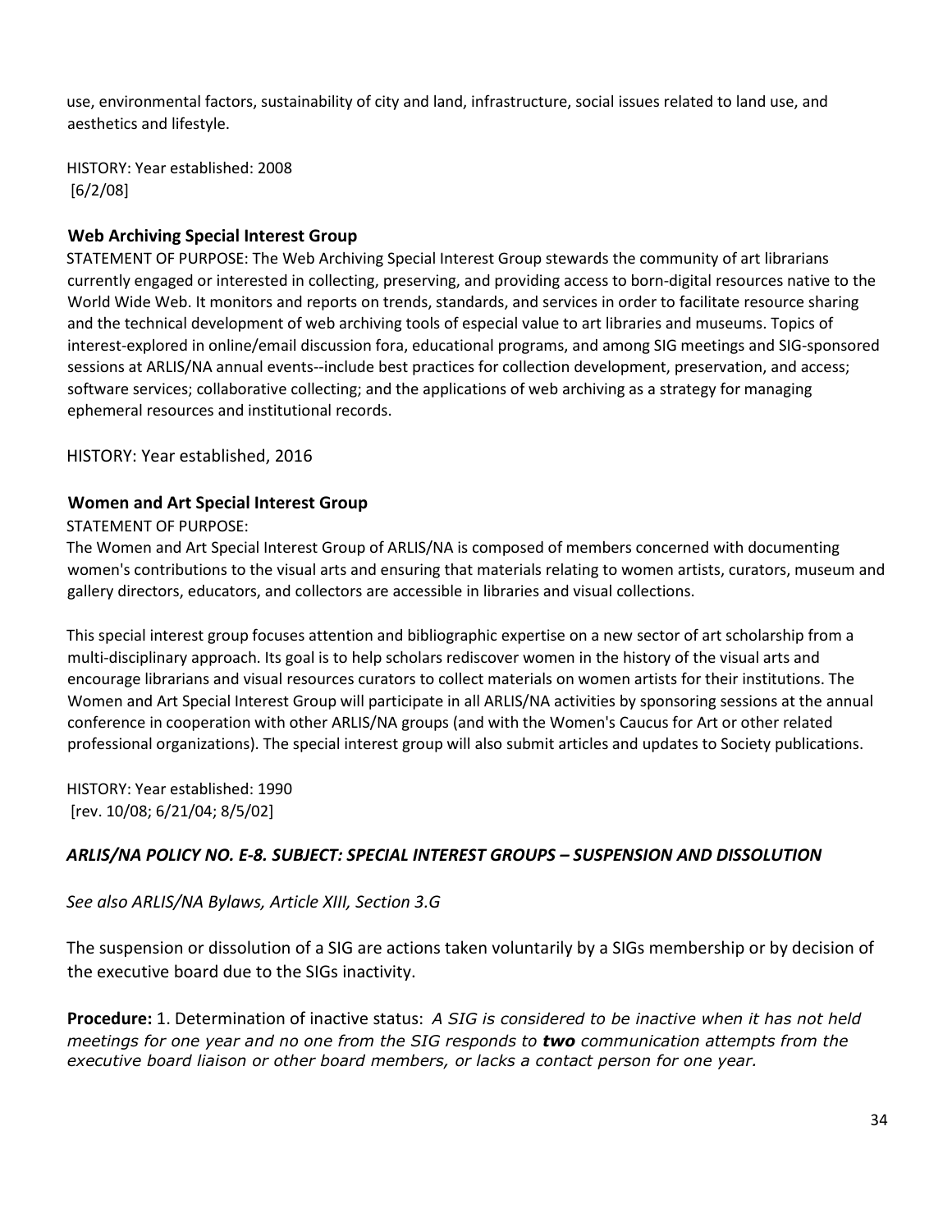use, environmental factors, sustainability of city and land, infrastructure, social issues related to land use, and aesthetics and lifestyle.

HISTORY: Year established: 2008
[6/2/08]

### Web Archiving Special Interest Group

STATEMENT OF PURPOSE: The Web Archiving Special Interest Group stewards the community of art librarians currently engaged or interested in collecting, preserving, and providing access to born-digital resources native to the World Wide Web. It monitors and reports on trends, standards, and services in order to facilitate resource sharing and the technical development of web archiving tools of especial value to art libraries and museums. Topics of interest-explored in online/email discussion fora, educational programs, and among SIG meetings and SIG-sponsored sessions at ARLIS/NA annual events--include best practices for collection development, preservation, and access; software services; collaborative collecting; and the applications of web archiving as a strategy for managing ephemeral resources and institutional records.

HISTORY: Year established, 2016

### Women and Art Special Interest Group

STATEMENT OF PURPOSE:
The Women and Art Special Interest Group of ARLIS/NA is composed of members concerned with documenting women's contributions to the visual arts and ensuring that materials relating to women artists, curators, museum and gallery directors, educators, and collectors are accessible in libraries and visual collections.

This special interest group focuses attention and bibliographic expertise on a new sector of art scholarship from a multi-disciplinary approach. Its goal is to help scholars rediscover women in the history of the visual arts and encourage librarians and visual resources curators to collect materials on women artists for their institutions. The Women and Art Special Interest Group will participate in all ARLIS/NA activities by sponsoring sessions at the annual conference in cooperation with other ARLIS/NA groups (and with the Women's Caucus for Art or other related professional organizations). The special interest group will also submit articles and updates to Society publications.

HISTORY: Year established: 1990
[rev. 10/08; 6/21/04; 8/5/02]

### *ARLIS/NA POLICY NO. E-8. SUBJECT: SPECIAL INTEREST GROUPS – SUSPENSION AND DISSOLUTION*

*See also ARLIS/NA Bylaws, Article XIII, Section 3.G*

The suspension or dissolution of a SIG are actions taken voluntarily by a SIGs membership or by decision of the executive board due to the SIGs inactivity.

**Procedure:** 1. Determination of inactive status: *A SIG is considered to be inactive when it has not held meetings for one year and no one from the SIG responds to* ***two*** *communication attempts from the executive board liaison or other board members, or lacks a contact person for one year.*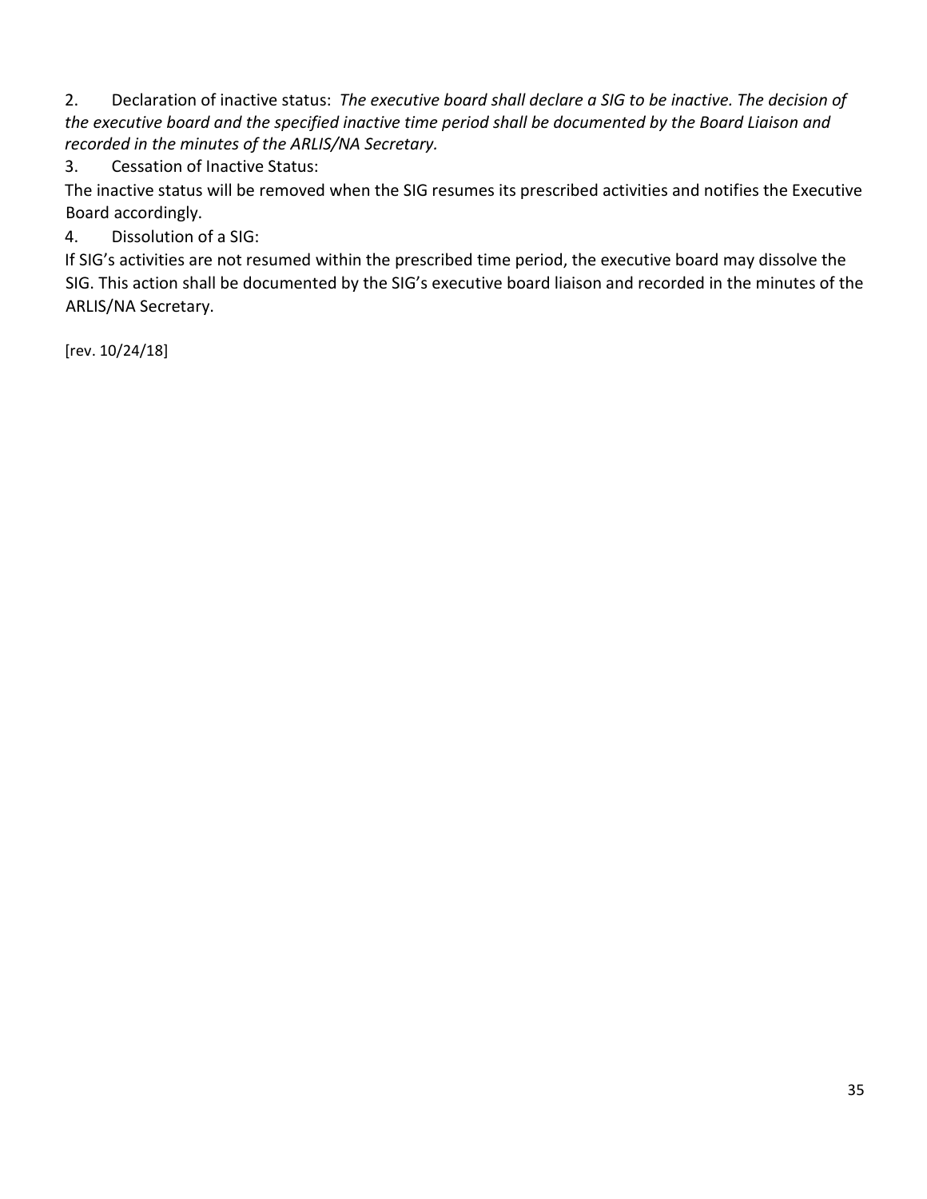2. Declaration of inactive status: *The executive board shall declare a SIG to be inactive. The decision of the executive board and the specified inactive time period shall be documented by the Board Liaison and recorded in the minutes of the ARLIS/NA Secretary.*

3. Cessation of Inactive Status:

The inactive status will be removed when the SIG resumes its prescribed activities and notifies the Executive Board accordingly.

4. Dissolution of a SIG:

If SIG's activities are not resumed within the prescribed time period, the executive board may dissolve the SIG. This action shall be documented by the SIG's executive board liaison and recorded in the minutes of the ARLIS/NA Secretary.

[rev. 10/24/18]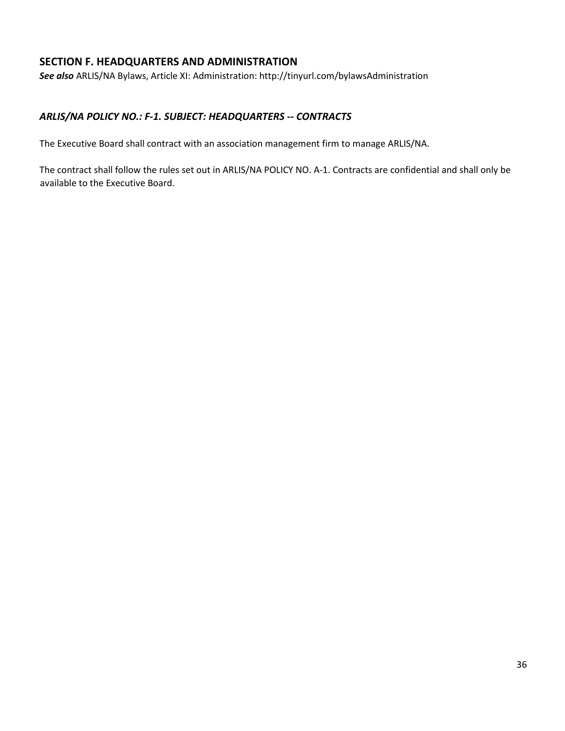## SECTION F. HEADQUARTERS AND ADMINISTRATION

***See also*** ARLIS/NA Bylaws, Article XI: Administration: http://tinyurl.com/bylawsAdministration

### *ARLIS/NA POLICY NO.: F-1. SUBJECT: HEADQUARTERS -- CONTRACTS*

The Executive Board shall contract with an association management firm to manage ARLIS/NA.

The contract shall follow the rules set out in ARLIS/NA POLICY NO. A-1. Contracts are confidential and shall only be available to the Executive Board.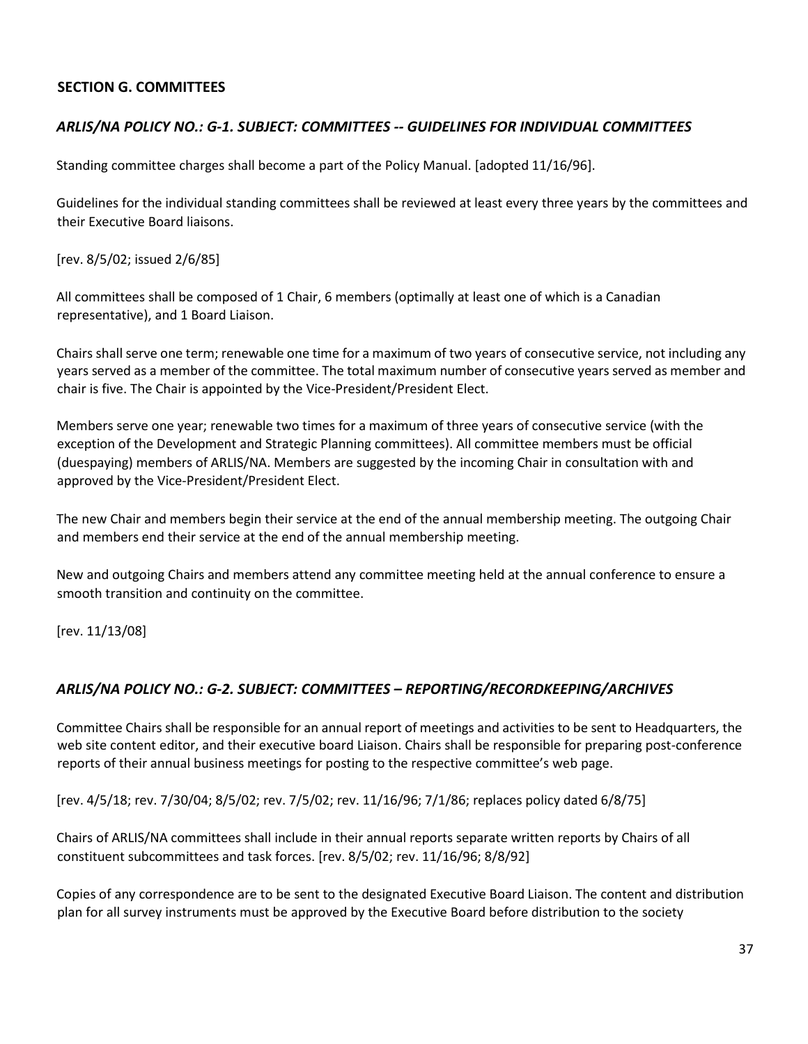## SECTION G. COMMITTEES

### *ARLIS/NA POLICY NO.: G-1. SUBJECT: COMMITTEES -- GUIDELINES FOR INDIVIDUAL COMMITTEES*

Standing committee charges shall become a part of the Policy Manual. [adopted 11/16/96].

Guidelines for the individual standing committees shall be reviewed at least every three years by the committees and their Executive Board liaisons.

[rev. 8/5/02; issued 2/6/85]

All committees shall be composed of 1 Chair, 6 members (optimally at least one of which is a Canadian representative), and 1 Board Liaison.

Chairs shall serve one term; renewable one time for a maximum of two years of consecutive service, not including any years served as a member of the committee. The total maximum number of consecutive years served as member and chair is five. The Chair is appointed by the Vice-President/President Elect.

Members serve one year; renewable two times for a maximum of three years of consecutive service (with the exception of the Development and Strategic Planning committees). All committee members must be official (duespaying) members of ARLIS/NA. Members are suggested by the incoming Chair in consultation with and approved by the Vice-President/President Elect.

The new Chair and members begin their service at the end of the annual membership meeting. The outgoing Chair and members end their service at the end of the annual membership meeting.

New and outgoing Chairs and members attend any committee meeting held at the annual conference to ensure a smooth transition and continuity on the committee.

[rev. 11/13/08]

### *ARLIS/NA POLICY NO.: G-2. SUBJECT: COMMITTEES – REPORTING/RECORDKEEPING/ARCHIVES*

Committee Chairs shall be responsible for an annual report of meetings and activities to be sent to Headquarters, the web site content editor, and their executive board Liaison. Chairs shall be responsible for preparing post-conference reports of their annual business meetings for posting to the respective committee's web page.

[rev. 4/5/18; rev. 7/30/04; 8/5/02; rev. 7/5/02; rev. 11/16/96; 7/1/86; replaces policy dated 6/8/75]

Chairs of ARLIS/NA committees shall include in their annual reports separate written reports by Chairs of all constituent subcommittees and task forces. [rev. 8/5/02; rev. 11/16/96; 8/8/92]

Copies of any correspondence are to be sent to the designated Executive Board Liaison. The content and distribution plan for all survey instruments must be approved by the Executive Board before distribution to the society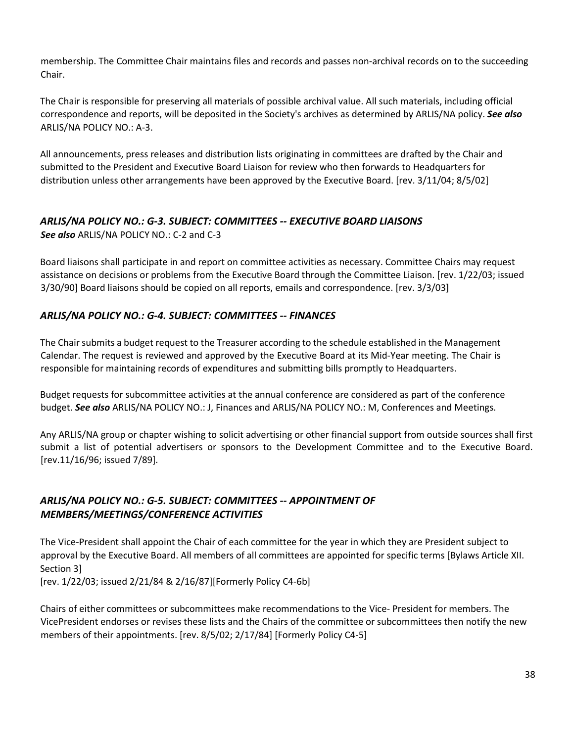membership. The Committee Chair maintains files and records and passes non-archival records on to the succeeding Chair.

The Chair is responsible for preserving all materials of possible archival value. All such materials, including official correspondence and reports, will be deposited in the Society's archives as determined by ARLIS/NA policy. ***See also*** ARLIS/NA POLICY NO.: A-3.

All announcements, press releases and distribution lists originating in committees are drafted by the Chair and submitted to the President and Executive Board Liaison for review who then forwards to Headquarters for distribution unless other arrangements have been approved by the Executive Board. [rev. 3/11/04; 8/5/02]

### *ARLIS/NA POLICY NO.: G-3. SUBJECT: COMMITTEES -- EXECUTIVE BOARD LIAISONS*

***See also*** ARLIS/NA POLICY NO.: C-2 and C-3

Board liaisons shall participate in and report on committee activities as necessary. Committee Chairs may request assistance on decisions or problems from the Executive Board through the Committee Liaison. [rev. 1/22/03; issued 3/30/90] Board liaisons should be copied on all reports, emails and correspondence. [rev. 3/3/03]

### *ARLIS/NA POLICY NO.: G-4. SUBJECT: COMMITTEES -- FINANCES*

The Chair submits a budget request to the Treasurer according to the schedule established in the Management Calendar. The request is reviewed and approved by the Executive Board at its Mid-Year meeting. The Chair is responsible for maintaining records of expenditures and submitting bills promptly to Headquarters.

Budget requests for subcommittee activities at the annual conference are considered as part of the conference budget. ***See also*** ARLIS/NA POLICY NO.: J, Finances and ARLIS/NA POLICY NO.: M, Conferences and Meetings.

Any ARLIS/NA group or chapter wishing to solicit advertising or other financial support from outside sources shall first submit a list of potential advertisers or sponsors to the Development Committee and to the Executive Board. [rev.11/16/96; issued 7/89].

### *ARLIS/NA POLICY NO.: G-5. SUBJECT: COMMITTEES -- APPOINTMENT OF MEMBERS/MEETINGS/CONFERENCE ACTIVITIES*

The Vice-President shall appoint the Chair of each committee for the year in which they are President subject to approval by the Executive Board. All members of all committees are appointed for specific terms [Bylaws Article XII. Section 3]
[rev. 1/22/03; issued 2/21/84 & 2/16/87][Formerly Policy C4-6b]

Chairs of either committees or subcommittees make recommendations to the Vice- President for members. The VicePresident endorses or revises these lists and the Chairs of the committee or subcommittees then notify the new members of their appointments. [rev. 8/5/02; 2/17/84] [Formerly Policy C4-5]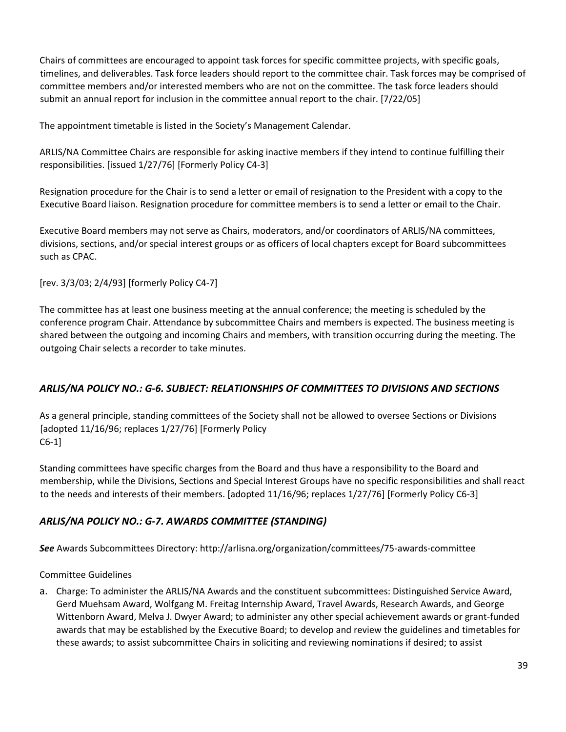Chairs of committees are encouraged to appoint task forces for specific committee projects, with specific goals, timelines, and deliverables. Task force leaders should report to the committee chair. Task forces may be comprised of committee members and/or interested members who are not on the committee. The task force leaders should submit an annual report for inclusion in the committee annual report to the chair. [7/22/05]

The appointment timetable is listed in the Society's Management Calendar.

ARLIS/NA Committee Chairs are responsible for asking inactive members if they intend to continue fulfilling their responsibilities. [issued 1/27/76] [Formerly Policy C4-3]

Resignation procedure for the Chair is to send a letter or email of resignation to the President with a copy to the Executive Board liaison. Resignation procedure for committee members is to send a letter or email to the Chair.

Executive Board members may not serve as Chairs, moderators, and/or coordinators of ARLIS/NA committees, divisions, sections, and/or special interest groups or as officers of local chapters except for Board subcommittees such as CPAC.

[rev. 3/3/03; 2/4/93] [formerly Policy C4-7]

The committee has at least one business meeting at the annual conference; the meeting is scheduled by the conference program Chair. Attendance by subcommittee Chairs and members is expected. The business meeting is shared between the outgoing and incoming Chairs and members, with transition occurring during the meeting. The outgoing Chair selects a recorder to take minutes.

## *ARLIS/NA POLICY NO.: G-6. SUBJECT: RELATIONSHIPS OF COMMITTEES TO DIVISIONS AND SECTIONS*

As a general principle, standing committees of the Society shall not be allowed to oversee Sections or Divisions [adopted 11/16/96; replaces 1/27/76] [Formerly Policy C6-1]

Standing committees have specific charges from the Board and thus have a responsibility to the Board and membership, while the Divisions, Sections and Special Interest Groups have no specific responsibilities and shall react to the needs and interests of their members. [adopted 11/16/96; replaces 1/27/76] [Formerly Policy C6-3]

## *ARLIS/NA POLICY NO.: G-7. AWARDS COMMITTEE (STANDING)*

***See*** Awards Subcommittees Directory: http://arlisna.org/organization/committees/75-awards-committee

Committee Guidelines

a. Charge: To administer the ARLIS/NA Awards and the constituent subcommittees: Distinguished Service Award, Gerd Muehsam Award, Wolfgang M. Freitag Internship Award, Travel Awards, Research Awards, and George Wittenborn Award, Melva J. Dwyer Award; to administer any other special achievement awards or grant-funded awards that may be established by the Executive Board; to develop and review the guidelines and timetables for these awards; to assist subcommittee Chairs in soliciting and reviewing nominations if desired; to assist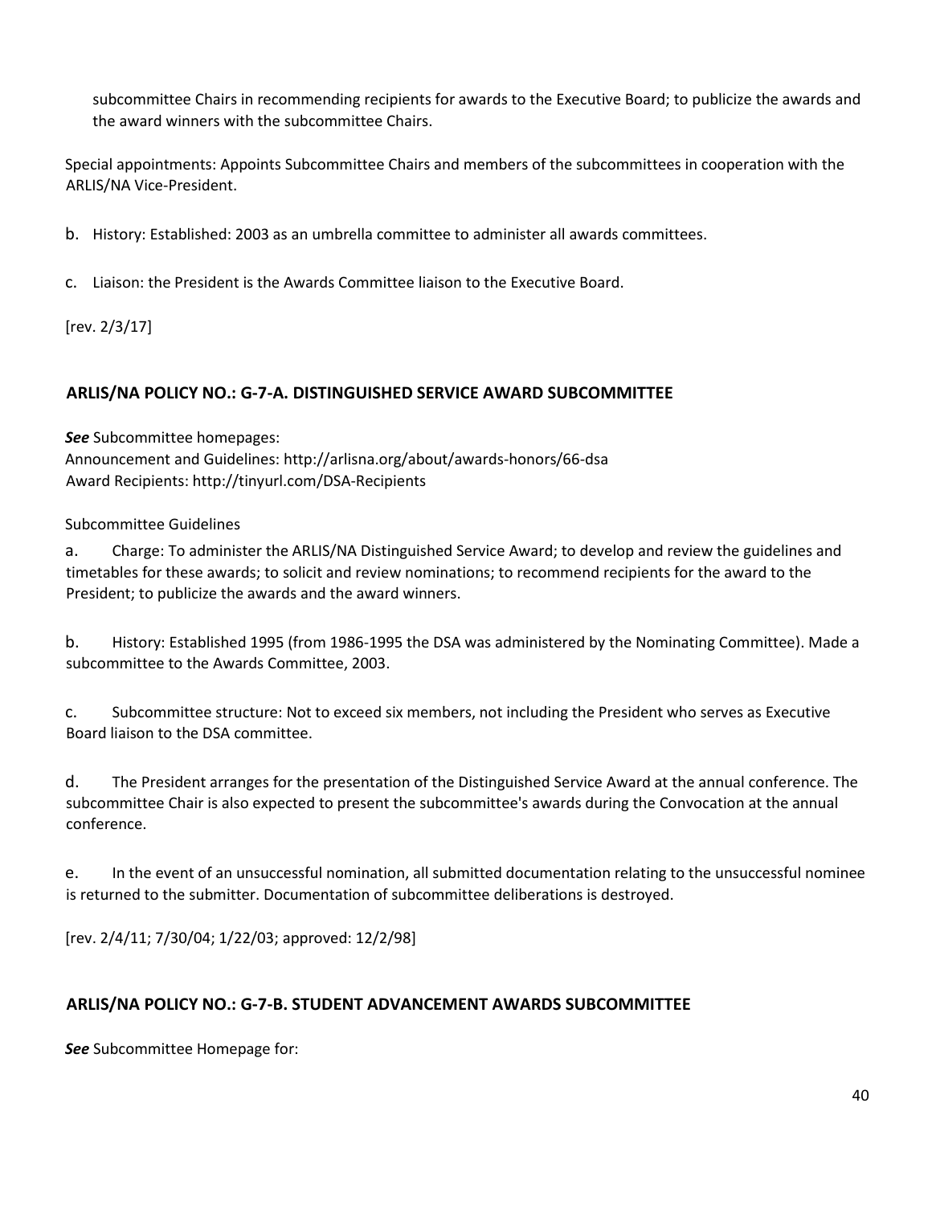subcommittee Chairs in recommending recipients for awards to the Executive Board; to publicize the awards and the award winners with the subcommittee Chairs.

Special appointments: Appoints Subcommittee Chairs and members of the subcommittees in cooperation with the ARLIS/NA Vice-President.

b. History: Established: 2003 as an umbrella committee to administer all awards committees.

c. Liaison: the President is the Awards Committee liaison to the Executive Board.

[rev. 2/3/17]

## ARLIS/NA POLICY NO.: G-7-A. DISTINGUISHED SERVICE AWARD SUBCOMMITTEE

***See*** Subcommittee homepages:
Announcement and Guidelines: http://arlisna.org/about/awards-honors/66-dsa
Award Recipients: http://tinyurl.com/DSA-Recipients

Subcommittee Guidelines

a. Charge: To administer the ARLIS/NA Distinguished Service Award; to develop and review the guidelines and timetables for these awards; to solicit and review nominations; to recommend recipients for the award to the President; to publicize the awards and the award winners.

b. History: Established 1995 (from 1986-1995 the DSA was administered by the Nominating Committee). Made a subcommittee to the Awards Committee, 2003.

c. Subcommittee structure: Not to exceed six members, not including the President who serves as Executive Board liaison to the DSA committee.

d. The President arranges for the presentation of the Distinguished Service Award at the annual conference. The subcommittee Chair is also expected to present the subcommittee's awards during the Convocation at the annual conference.

e. In the event of an unsuccessful nomination, all submitted documentation relating to the unsuccessful nominee is returned to the submitter. Documentation of subcommittee deliberations is destroyed.

[rev. 2/4/11; 7/30/04; 1/22/03; approved: 12/2/98]

## ARLIS/NA POLICY NO.: G-7-B. STUDENT ADVANCEMENT AWARDS SUBCOMMITTEE

***See*** Subcommittee Homepage for: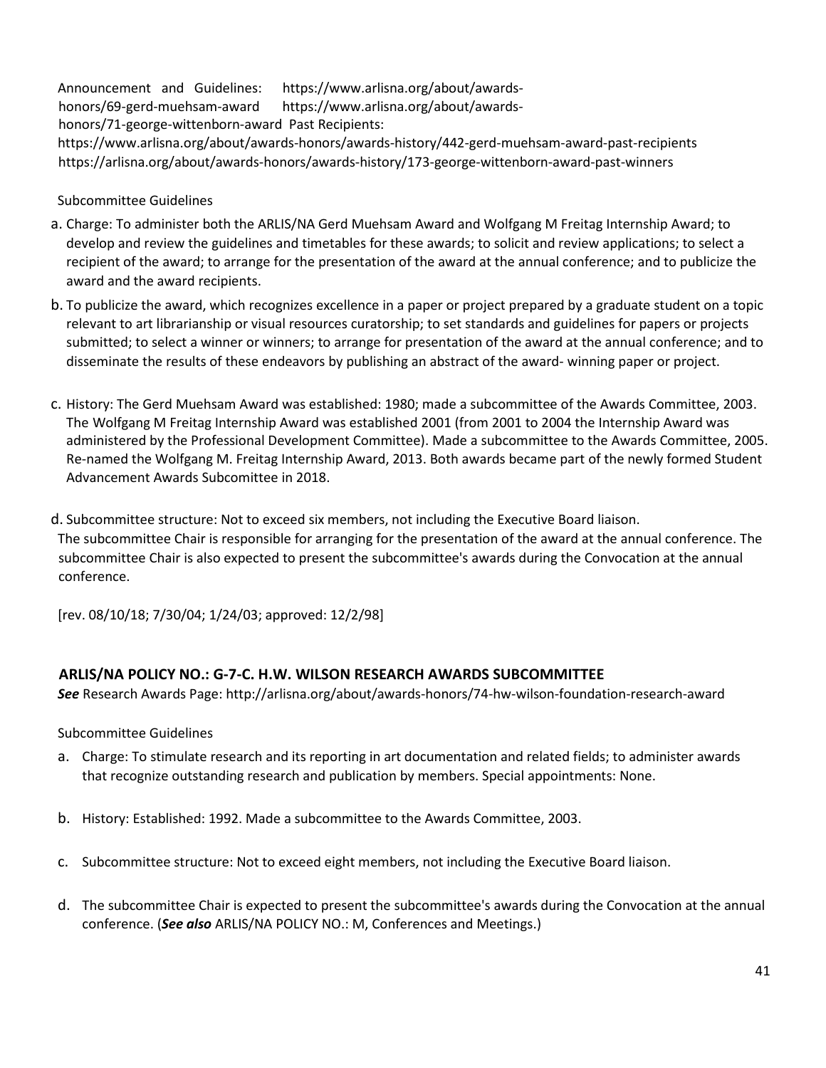Announcement and Guidelines: https://www.arlisna.org/about/awards-honors/69-gerd-muehsam-award https://www.arlisna.org/about/awards-honors/71-george-wittenborn-award Past Recipients:
https://www.arlisna.org/about/awards-honors/awards-history/442-gerd-muehsam-award-past-recipients
https://arlisna.org/about/awards-honors/awards-history/173-george-wittenborn-award-past-winners

Subcommittee Guidelines

a. Charge: To administer both the ARLIS/NA Gerd Muehsam Award and Wolfgang M Freitag Internship Award; to develop and review the guidelines and timetables for these awards; to solicit and review applications; to select a recipient of the award; to arrange for the presentation of the award at the annual conference; and to publicize the award and the award recipients.

b. To publicize the award, which recognizes excellence in a paper or project prepared by a graduate student on a topic relevant to art librarianship or visual resources curatorship; to set standards and guidelines for papers or projects submitted; to select a winner or winners; to arrange for presentation of the award at the annual conference; and to disseminate the results of these endeavors by publishing an abstract of the award- winning paper or project.

c. History: The Gerd Muehsam Award was established: 1980; made a subcommittee of the Awards Committee, 2003. The Wolfgang M Freitag Internship Award was established 2001 (from 2001 to 2004 the Internship Award was administered by the Professional Development Committee). Made a subcommittee to the Awards Committee, 2005. Re-named the Wolfgang M. Freitag Internship Award, 2013. Both awards became part of the newly formed Student Advancement Awards Subcomittee in 2018.

d. Subcommittee structure: Not to exceed six members, not including the Executive Board liaison.
The subcommittee Chair is responsible for arranging for the presentation of the award at the annual conference. The subcommittee Chair is also expected to present the subcommittee's awards during the Convocation at the annual conference.

[rev. 08/10/18; 7/30/04; 1/24/03; approved: 12/2/98]

## ARLIS/NA POLICY NO.: G-7-C. H.W. WILSON RESEARCH AWARDS SUBCOMMITTEE

***See*** Research Awards Page: http://arlisna.org/about/awards-honors/74-hw-wilson-foundation-research-award

Subcommittee Guidelines

a. Charge: To stimulate research and its reporting in art documentation and related fields; to administer awards that recognize outstanding research and publication by members. Special appointments: None.

b. History: Established: 1992. Made a subcommittee to the Awards Committee, 2003.

c. Subcommittee structure: Not to exceed eight members, not including the Executive Board liaison.

d. The subcommittee Chair is expected to present the subcommittee's awards during the Convocation at the annual conference. (***See also*** ARLIS/NA POLICY NO.: M, Conferences and Meetings.)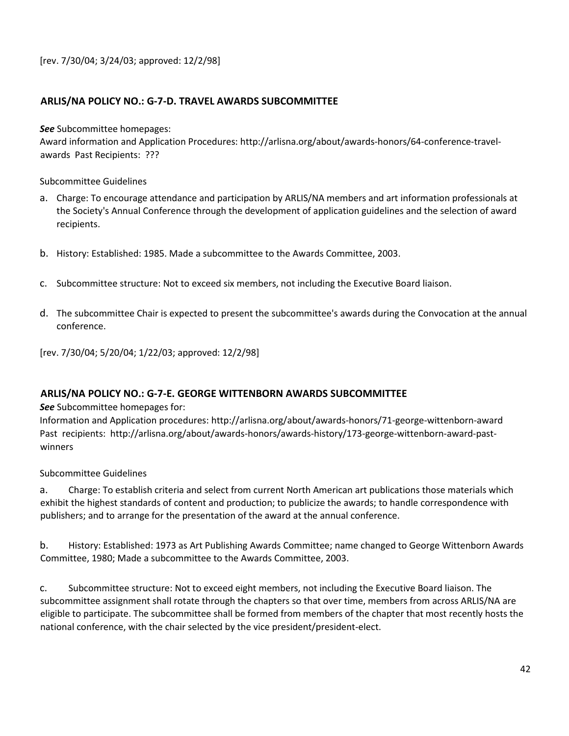[rev. 7/30/04; 3/24/03; approved: 12/2/98]

## ARLIS/NA POLICY NO.: G-7-D. TRAVEL AWARDS SUBCOMMITTEE

***See*** Subcommittee homepages:

Award information and Application Procedures: http://arlisna.org/about/awards-honors/64-conference-travel-awards Past Recipients: ???

Subcommittee Guidelines

a. Charge: To encourage attendance and participation by ARLIS/NA members and art information professionals at the Society's Annual Conference through the development of application guidelines and the selection of award recipients.

b. History: Established: 1985. Made a subcommittee to the Awards Committee, 2003.

c. Subcommittee structure: Not to exceed six members, not including the Executive Board liaison.

d. The subcommittee Chair is expected to present the subcommittee's awards during the Convocation at the annual conference.

[rev. 7/30/04; 5/20/04; 1/22/03; approved: 12/2/98]

## ARLIS/NA POLICY NO.: G-7-E. GEORGE WITTENBORN AWARDS SUBCOMMITTEE

***See*** Subcommittee homepages for:

Information and Application procedures: http://arlisna.org/about/awards-honors/71-george-wittenborn-award
Past recipients: http://arlisna.org/about/awards-honors/awards-history/173-george-wittenborn-award-past-winners

Subcommittee Guidelines

a. Charge: To establish criteria and select from current North American art publications those materials which exhibit the highest standards of content and production; to publicize the awards; to handle correspondence with publishers; and to arrange for the presentation of the award at the annual conference.

b. History: Established: 1973 as Art Publishing Awards Committee; name changed to George Wittenborn Awards Committee, 1980; Made a subcommittee to the Awards Committee, 2003.

c. Subcommittee structure: Not to exceed eight members, not including the Executive Board liaison. The subcommittee assignment shall rotate through the chapters so that over time, members from across ARLIS/NA are eligible to participate. The subcommittee shall be formed from members of the chapter that most recently hosts the national conference, with the chair selected by the vice president/president-elect.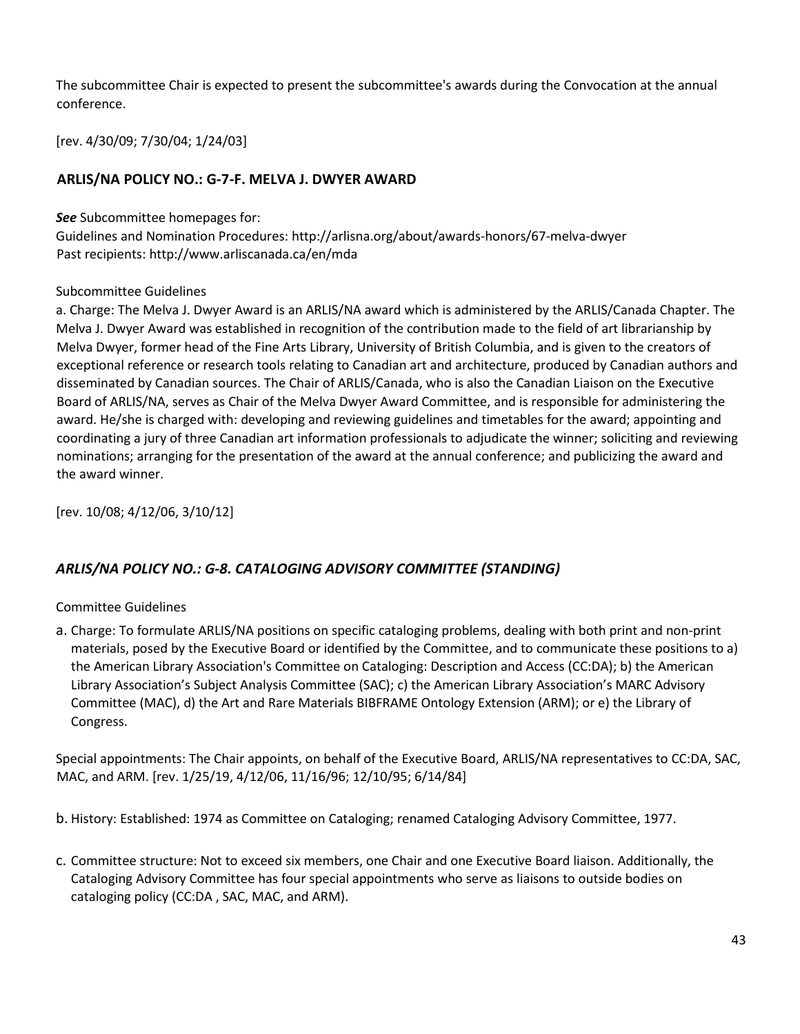The subcommittee Chair is expected to present the subcommittee's awards during the Convocation at the annual conference.

[rev. 4/30/09; 7/30/04; 1/24/03]

## ARLIS/NA POLICY NO.: G-7-F. MELVA J. DWYER AWARD

***See*** Subcommittee homepages for:
Guidelines and Nomination Procedures: http://arlisna.org/about/awards-honors/67-melva-dwyer
Past recipients: http://www.arliscanada.ca/en/mda

Subcommittee Guidelines

a. Charge: The Melva J. Dwyer Award is an ARLIS/NA award which is administered by the ARLIS/Canada Chapter. The Melva J. Dwyer Award was established in recognition of the contribution made to the field of art librarianship by Melva Dwyer, former head of the Fine Arts Library, University of British Columbia, and is given to the creators of exceptional reference or research tools relating to Canadian art and architecture, produced by Canadian authors and disseminated by Canadian sources. The Chair of ARLIS/Canada, who is also the Canadian Liaison on the Executive Board of ARLIS/NA, serves as Chair of the Melva Dwyer Award Committee, and is responsible for administering the award. He/she is charged with: developing and reviewing guidelines and timetables for the award; appointing and coordinating a jury of three Canadian art information professionals to adjudicate the winner; soliciting and reviewing nominations; arranging for the presentation of the award at the annual conference; and publicizing the award and the award winner.

[rev. 10/08; 4/12/06, 3/10/12]

## *ARLIS/NA POLICY NO.: G-8. CATALOGING ADVISORY COMMITTEE (STANDING)*

Committee Guidelines

a. Charge: To formulate ARLIS/NA positions on specific cataloging problems, dealing with both print and non-print materials, posed by the Executive Board or identified by the Committee, and to communicate these positions to a) the American Library Association's Committee on Cataloging: Description and Access (CC:DA); b) the American Library Association's Subject Analysis Committee (SAC); c) the American Library Association's MARC Advisory Committee (MAC), d) the Art and Rare Materials BIBFRAME Ontology Extension (ARM); or e) the Library of Congress.

Special appointments: The Chair appoints, on behalf of the Executive Board, ARLIS/NA representatives to CC:DA, SAC, MAC, and ARM. [rev. 1/25/19, 4/12/06, 11/16/96; 12/10/95; 6/14/84]

b. History: Established: 1974 as Committee on Cataloging; renamed Cataloging Advisory Committee, 1977.

c. Committee structure: Not to exceed six members, one Chair and one Executive Board liaison. Additionally, the Cataloging Advisory Committee has four special appointments who serve as liaisons to outside bodies on cataloging policy (CC:DA , SAC, MAC, and ARM).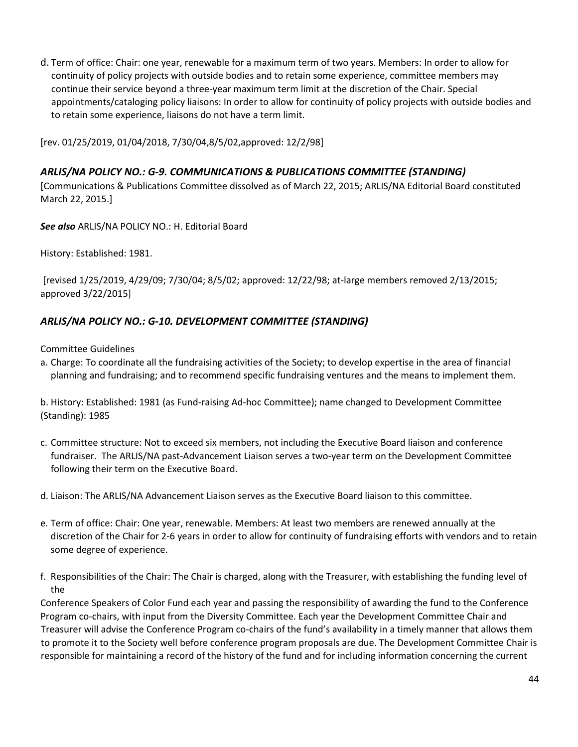d. Term of office: Chair: one year, renewable for a maximum term of two years. Members: In order to allow for continuity of policy projects with outside bodies and to retain some experience, committee members may continue their service beyond a three-year maximum term limit at the discretion of the Chair. Special appointments/cataloging policy liaisons: In order to allow for continuity of policy projects with outside bodies and to retain some experience, liaisons do not have a term limit.

[rev. 01/25/2019, 01/04/2018, 7/30/04,8/5/02,approved: 12/2/98]

### *ARLIS/NA POLICY NO.: G-9. COMMUNICATIONS & PUBLICATIONS COMMITTEE (STANDING)*

[Communications & Publications Committee dissolved as of March 22, 2015; ARLIS/NA Editorial Board constituted March 22, 2015.]

***See also*** ARLIS/NA POLICY NO.: H. Editorial Board

History: Established: 1981.

[revised 1/25/2019, 4/29/09; 7/30/04; 8/5/02; approved: 12/22/98; at-large members removed 2/13/2015; approved 3/22/2015]

### *ARLIS/NA POLICY NO.: G-10. DEVELOPMENT COMMITTEE (STANDING)*

Committee Guidelines

a. Charge: To coordinate all the fundraising activities of the Society; to develop expertise in the area of financial planning and fundraising; and to recommend specific fundraising ventures and the means to implement them.

b. History: Established: 1981 (as Fund-raising Ad-hoc Committee); name changed to Development Committee (Standing): 1985

c. Committee structure: Not to exceed six members, not including the Executive Board liaison and conference fundraiser. The ARLIS/NA past-Advancement Liaison serves a two-year term on the Development Committee following their term on the Executive Board.

d. Liaison: The ARLIS/NA Advancement Liaison serves as the Executive Board liaison to this committee.

e. Term of office: Chair: One year, renewable. Members: At least two members are renewed annually at the discretion of the Chair for 2-6 years in order to allow for continuity of fundraising efforts with vendors and to retain some degree of experience.

f. Responsibilities of the Chair: The Chair is charged, along with the Treasurer, with establishing the funding level of the Conference Speakers of Color Fund each year and passing the responsibility of awarding the fund to the Conference Program co-chairs, with input from the Diversity Committee. Each year the Development Committee Chair and Treasurer will advise the Conference Program co-chairs of the fund's availability in a timely manner that allows them to promote it to the Society well before conference program proposals are due. The Development Committee Chair is responsible for maintaining a record of the history of the fund and for including information concerning the current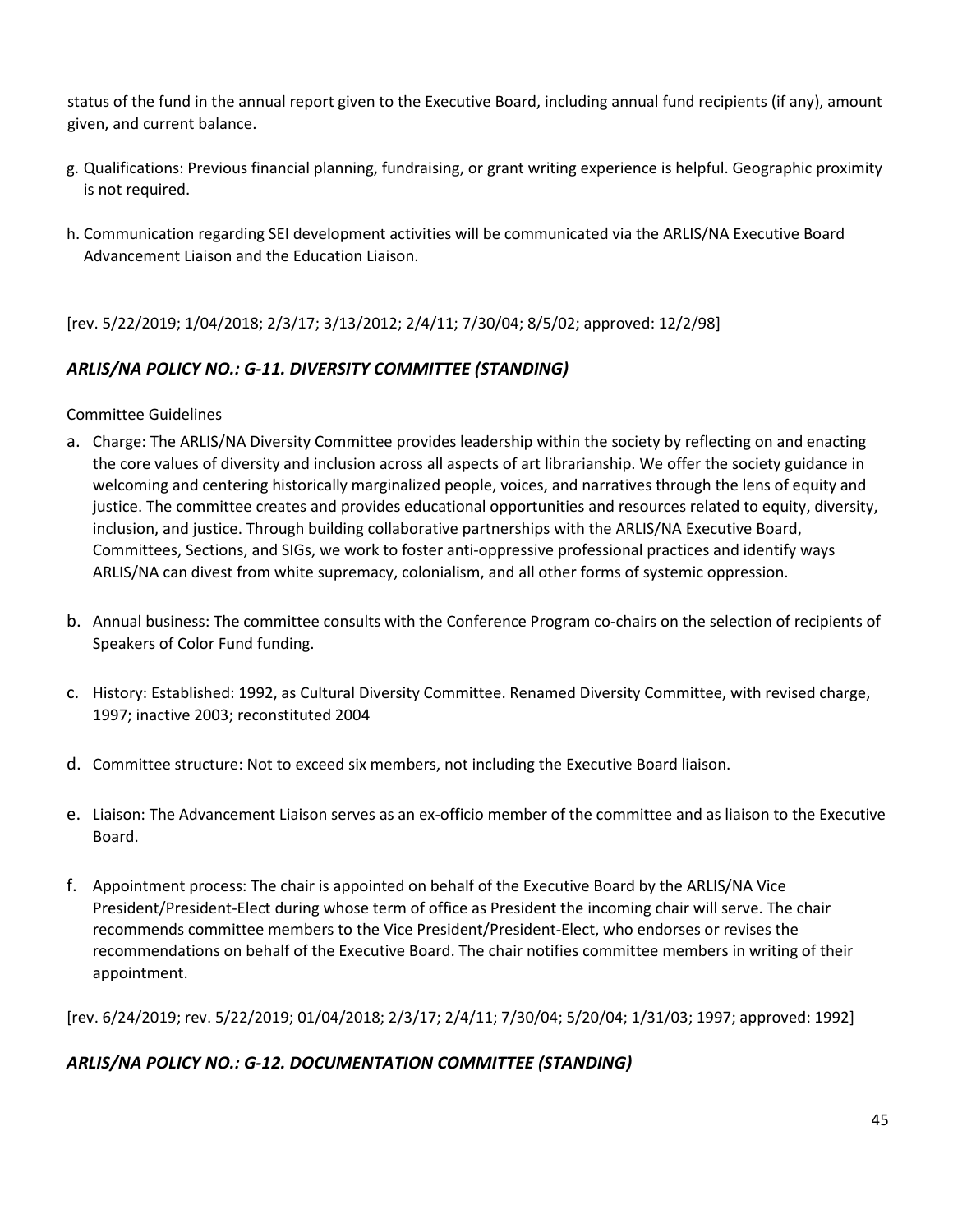status of the fund in the annual report given to the Executive Board, including annual fund recipients (if any), amount given, and current balance.

g. Qualifications: Previous financial planning, fundraising, or grant writing experience is helpful. Geographic proximity is not required.

h. Communication regarding SEI development activities will be communicated via the ARLIS/NA Executive Board Advancement Liaison and the Education Liaison.

[rev. 5/22/2019; 1/04/2018; 2/3/17; 3/13/2012; 2/4/11; 7/30/04; 8/5/02; approved: 12/2/98]

### *ARLIS/NA POLICY NO.: G-11. DIVERSITY COMMITTEE (STANDING)*

Committee Guidelines

a. Charge: The ARLIS/NA Diversity Committee provides leadership within the society by reflecting on and enacting the core values of diversity and inclusion across all aspects of art librarianship. We offer the society guidance in welcoming and centering historically marginalized people, voices, and narratives through the lens of equity and justice. The committee creates and provides educational opportunities and resources related to equity, diversity, inclusion, and justice. Through building collaborative partnerships with the ARLIS/NA Executive Board, Committees, Sections, and SIGs, we work to foster anti-oppressive professional practices and identify ways ARLIS/NA can divest from white supremacy, colonialism, and all other forms of systemic oppression.

b. Annual business: The committee consults with the Conference Program co-chairs on the selection of recipients of Speakers of Color Fund funding.

c. History: Established: 1992, as Cultural Diversity Committee. Renamed Diversity Committee, with revised charge, 1997; inactive 2003; reconstituted 2004

d. Committee structure: Not to exceed six members, not including the Executive Board liaison.

e. Liaison: The Advancement Liaison serves as an ex-officio member of the committee and as liaison to the Executive Board.

f. Appointment process: The chair is appointed on behalf of the Executive Board by the ARLIS/NA Vice President/President-Elect during whose term of office as President the incoming chair will serve. The chair recommends committee members to the Vice President/President-Elect, who endorses or revises the recommendations on behalf of the Executive Board. The chair notifies committee members in writing of their appointment.

[rev. 6/24/2019; rev. 5/22/2019; 01/04/2018; 2/3/17; 2/4/11; 7/30/04; 5/20/04; 1/31/03; 1997; approved: 1992]

### *ARLIS/NA POLICY NO.: G-12. DOCUMENTATION COMMITTEE (STANDING)*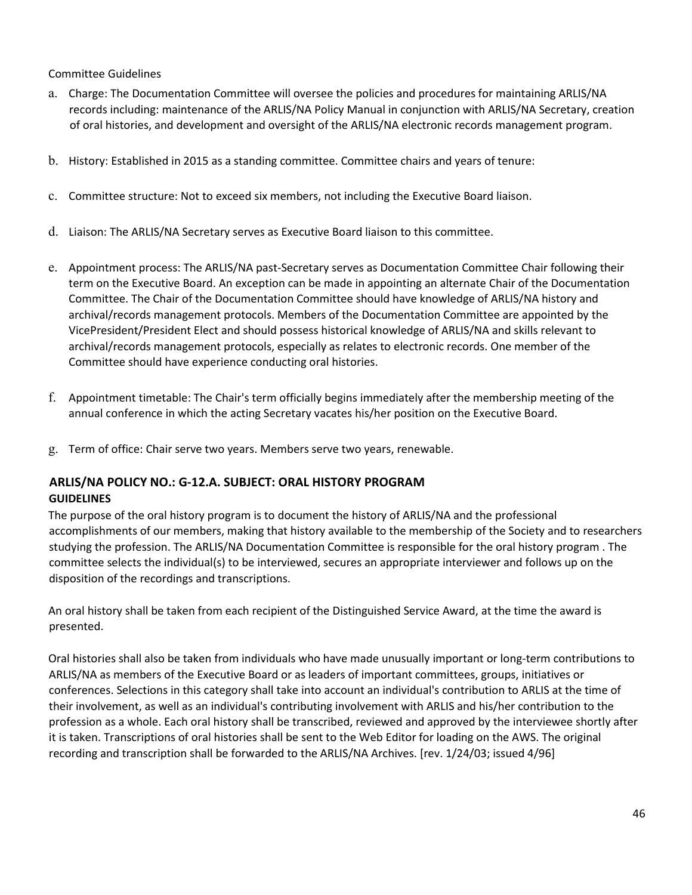Committee Guidelines

a. Charge: The Documentation Committee will oversee the policies and procedures for maintaining ARLIS/NA records including: maintenance of the ARLIS/NA Policy Manual in conjunction with ARLIS/NA Secretary, creation of oral histories, and development and oversight of the ARLIS/NA electronic records management program.

b. History: Established in 2015 as a standing committee. Committee chairs and years of tenure:

c. Committee structure: Not to exceed six members, not including the Executive Board liaison.

d. Liaison: The ARLIS/NA Secretary serves as Executive Board liaison to this committee.

e. Appointment process: The ARLIS/NA past-Secretary serves as Documentation Committee Chair following their term on the Executive Board. An exception can be made in appointing an alternate Chair of the Documentation Committee. The Chair of the Documentation Committee should have knowledge of ARLIS/NA history and archival/records management protocols. Members of the Documentation Committee are appointed by the VicePresident/President Elect and should possess historical knowledge of ARLIS/NA and skills relevant to archival/records management protocols, especially as relates to electronic records. One member of the Committee should have experience conducting oral histories.

f. Appointment timetable: The Chair's term officially begins immediately after the membership meeting of the annual conference in which the acting Secretary vacates his/her position on the Executive Board.

g. Term of office: Chair serve two years. Members serve two years, renewable.

## ARLIS/NA POLICY NO.: G-12.A. SUBJECT: ORAL HISTORY PROGRAM

### GUIDELINES

The purpose of the oral history program is to document the history of ARLIS/NA and the professional accomplishments of our members, making that history available to the membership of the Society and to researchers studying the profession. The ARLIS/NA Documentation Committee is responsible for the oral history program . The committee selects the individual(s) to be interviewed, secures an appropriate interviewer and follows up on the disposition of the recordings and transcriptions.

An oral history shall be taken from each recipient of the Distinguished Service Award, at the time the award is presented.

Oral histories shall also be taken from individuals who have made unusually important or long-term contributions to ARLIS/NA as members of the Executive Board or as leaders of important committees, groups, initiatives or conferences. Selections in this category shall take into account an individual's contribution to ARLIS at the time of their involvement, as well as an individual's contributing involvement with ARLIS and his/her contribution to the profession as a whole. Each oral history shall be transcribed, reviewed and approved by the interviewee shortly after it is taken. Transcriptions of oral histories shall be sent to the Web Editor for loading on the AWS. The original recording and transcription shall be forwarded to the ARLIS/NA Archives. [rev. 1/24/03; issued 4/96]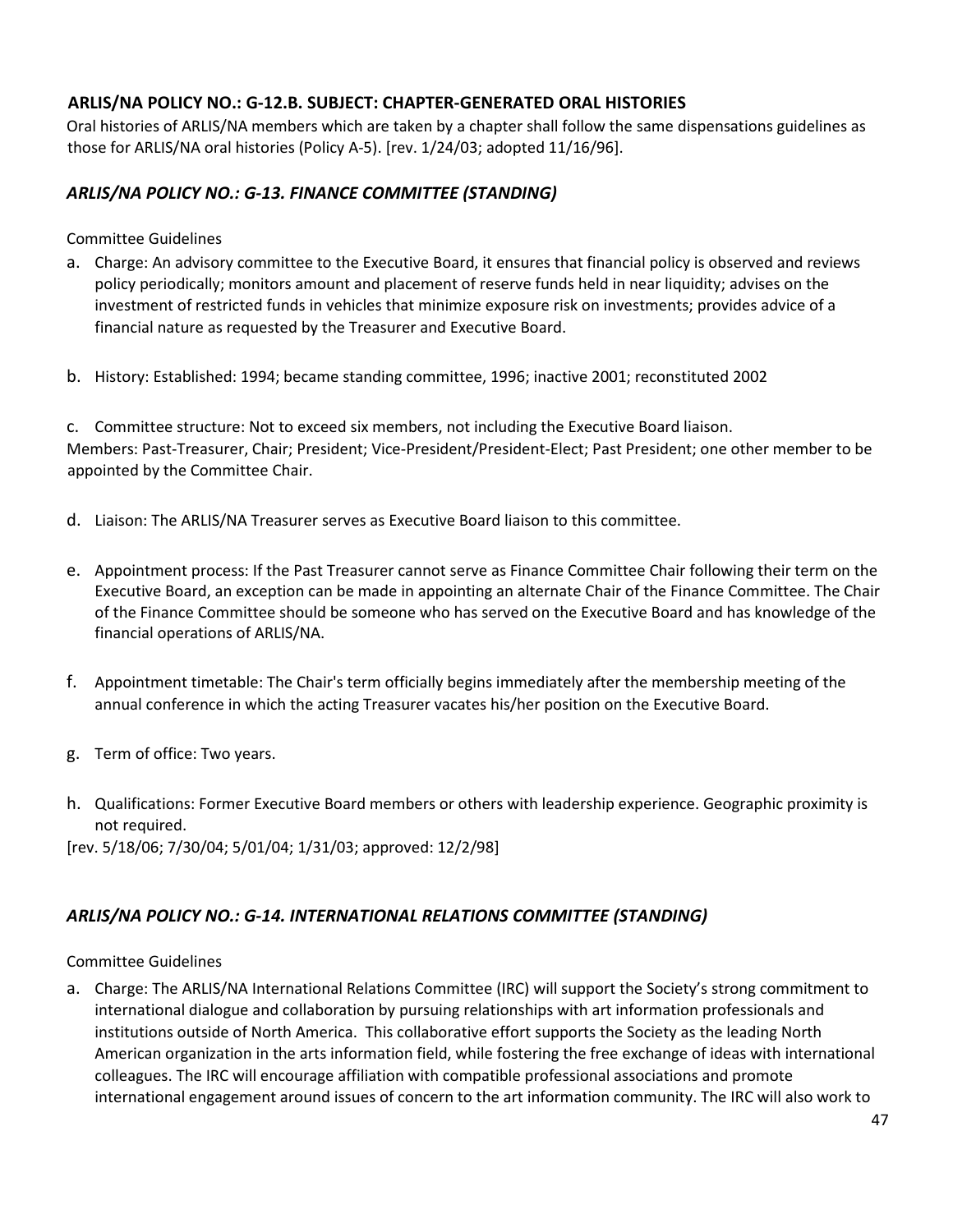### ARLIS/NA POLICY NO.: G-12.B. SUBJECT: CHAPTER-GENERATED ORAL HISTORIES

Oral histories of ARLIS/NA members which are taken by a chapter shall follow the same dispensations guidelines as those for ARLIS/NA oral histories (Policy A-5). [rev. 1/24/03; adopted 11/16/96].

### *ARLIS/NA POLICY NO.: G-13. FINANCE COMMITTEE (STANDING)*

Committee Guidelines

a. Charge: An advisory committee to the Executive Board, it ensures that financial policy is observed and reviews policy periodically; monitors amount and placement of reserve funds held in near liquidity; advises on the investment of restricted funds in vehicles that minimize exposure risk on investments; provides advice of a financial nature as requested by the Treasurer and Executive Board.

b. History: Established: 1994; became standing committee, 1996; inactive 2001; reconstituted 2002

c. Committee structure: Not to exceed six members, not including the Executive Board liaison.
Members: Past-Treasurer, Chair; President; Vice-President/President-Elect; Past President; one other member to be appointed by the Committee Chair.

d. Liaison: The ARLIS/NA Treasurer serves as Executive Board liaison to this committee.

e. Appointment process: If the Past Treasurer cannot serve as Finance Committee Chair following their term on the Executive Board, an exception can be made in appointing an alternate Chair of the Finance Committee. The Chair of the Finance Committee should be someone who has served on the Executive Board and has knowledge of the financial operations of ARLIS/NA.

f. Appointment timetable: The Chair's term officially begins immediately after the membership meeting of the annual conference in which the acting Treasurer vacates his/her position on the Executive Board.

g. Term of office: Two years.

h. Qualifications: Former Executive Board members or others with leadership experience. Geographic proximity is not required.

[rev. 5/18/06; 7/30/04; 5/01/04; 1/31/03; approved: 12/2/98]

### *ARLIS/NA POLICY NO.: G-14. INTERNATIONAL RELATIONS COMMITTEE (STANDING)*

Committee Guidelines

a. Charge: The ARLIS/NA International Relations Committee (IRC) will support the Society's strong commitment to international dialogue and collaboration by pursuing relationships with art information professionals and institutions outside of North America. This collaborative effort supports the Society as the leading North American organization in the arts information field, while fostering the free exchange of ideas with international colleagues. The IRC will encourage affiliation with compatible professional associations and promote international engagement around issues of concern to the art information community. The IRC will also work to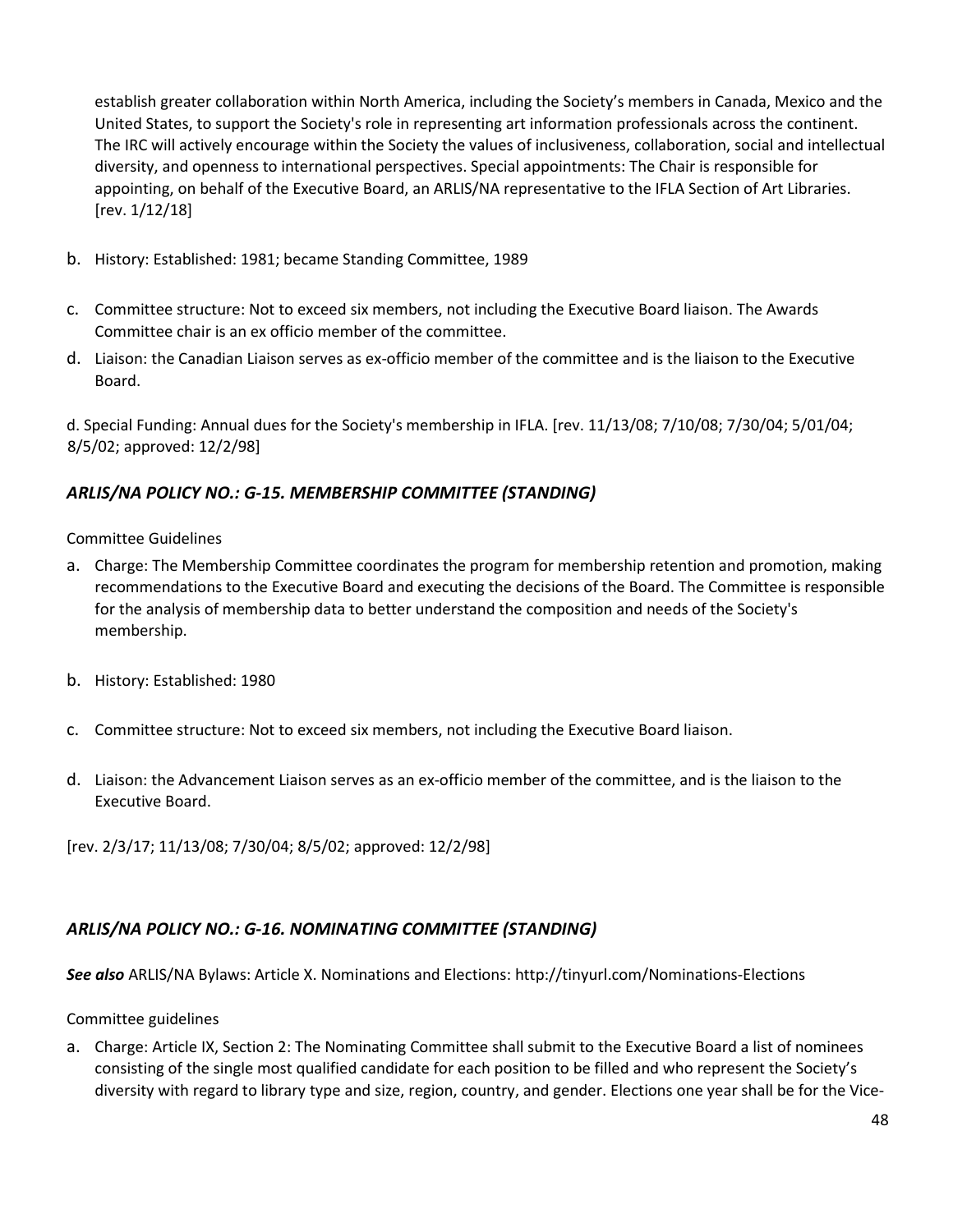establish greater collaboration within North America, including the Society's members in Canada, Mexico and the United States, to support the Society's role in representing art information professionals across the continent. The IRC will actively encourage within the Society the values of inclusiveness, collaboration, social and intellectual diversity, and openness to international perspectives. Special appointments: The Chair is responsible for appointing, on behalf of the Executive Board, an ARLIS/NA representative to the IFLA Section of Art Libraries. [rev. 1/12/18]

b. History: Established: 1981; became Standing Committee, 1989

c. Committee structure: Not to exceed six members, not including the Executive Board liaison. The Awards Committee chair is an ex officio member of the committee.

d. Liaison: the Canadian Liaison serves as ex-officio member of the committee and is the liaison to the Executive Board.

d. Special Funding: Annual dues for the Society's membership in IFLA. [rev. 11/13/08; 7/10/08; 7/30/04; 5/01/04; 8/5/02; approved: 12/2/98]

### *ARLIS/NA POLICY NO.: G-15. MEMBERSHIP COMMITTEE (STANDING)*

Committee Guidelines

a. Charge: The Membership Committee coordinates the program for membership retention and promotion, making recommendations to the Executive Board and executing the decisions of the Board. The Committee is responsible for the analysis of membership data to better understand the composition and needs of the Society's membership.

b. History: Established: 1980

c. Committee structure: Not to exceed six members, not including the Executive Board liaison.

d. Liaison: the Advancement Liaison serves as an ex-officio member of the committee, and is the liaison to the Executive Board.

[rev. 2/3/17; 11/13/08; 7/30/04; 8/5/02; approved: 12/2/98]

### *ARLIS/NA POLICY NO.: G-16. NOMINATING COMMITTEE (STANDING)*

***See also*** ARLIS/NA Bylaws: Article X. Nominations and Elections: http://tinyurl.com/Nominations-Elections

Committee guidelines

a. Charge: Article IX, Section 2: The Nominating Committee shall submit to the Executive Board a list of nominees consisting of the single most qualified candidate for each position to be filled and who represent the Society's diversity with regard to library type and size, region, country, and gender. Elections one year shall be for the Vice-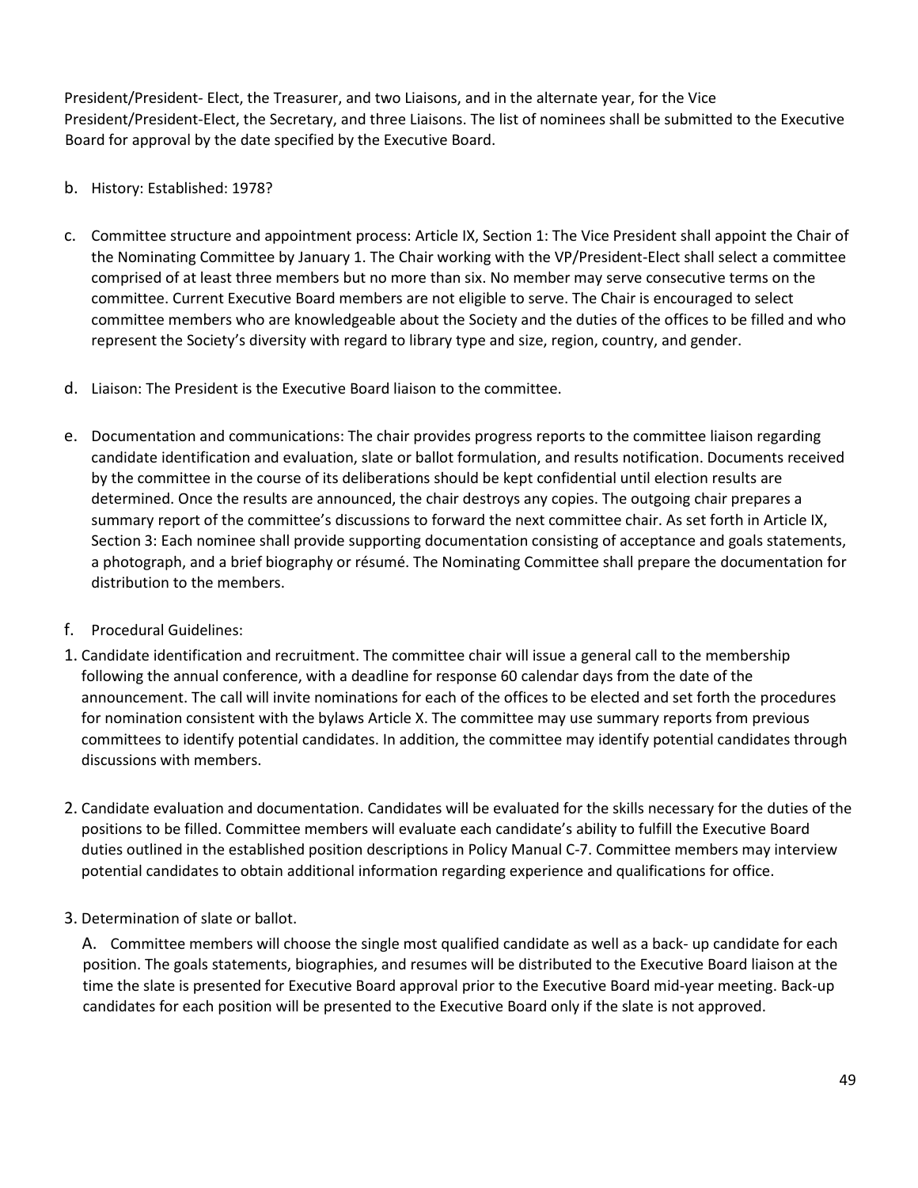President/President- Elect, the Treasurer, and two Liaisons, and in the alternate year, for the Vice President/President-Elect, the Secretary, and three Liaisons. The list of nominees shall be submitted to the Executive Board for approval by the date specified by the Executive Board.

b. History: Established: 1978?

c. Committee structure and appointment process: Article IX, Section 1: The Vice President shall appoint the Chair of the Nominating Committee by January 1. The Chair working with the VP/President-Elect shall select a committee comprised of at least three members but no more than six. No member may serve consecutive terms on the committee. Current Executive Board members are not eligible to serve. The Chair is encouraged to select committee members who are knowledgeable about the Society and the duties of the offices to be filled and who represent the Society's diversity with regard to library type and size, region, country, and gender.

d. Liaison: The President is the Executive Board liaison to the committee.

e. Documentation and communications: The chair provides progress reports to the committee liaison regarding candidate identification and evaluation, slate or ballot formulation, and results notification. Documents received by the committee in the course of its deliberations should be kept confidential until election results are determined. Once the results are announced, the chair destroys any copies. The outgoing chair prepares a summary report of the committee's discussions to forward the next committee chair. As set forth in Article IX, Section 3: Each nominee shall provide supporting documentation consisting of acceptance and goals statements, a photograph, and a brief biography or résumé. The Nominating Committee shall prepare the documentation for distribution to the members.

f. Procedural Guidelines:

1. Candidate identification and recruitment. The committee chair will issue a general call to the membership following the annual conference, with a deadline for response 60 calendar days from the date of the announcement. The call will invite nominations for each of the offices to be elected and set forth the procedures for nomination consistent with the bylaws Article X. The committee may use summary reports from previous committees to identify potential candidates. In addition, the committee may identify potential candidates through discussions with members.

2. Candidate evaluation and documentation. Candidates will be evaluated for the skills necessary for the duties of the positions to be filled. Committee members will evaluate each candidate's ability to fulfill the Executive Board duties outlined in the established position descriptions in Policy Manual C-7. Committee members may interview potential candidates to obtain additional information regarding experience and qualifications for office.

3. Determination of slate or ballot.

   A. Committee members will choose the single most qualified candidate as well as a back- up candidate for each position. The goals statements, biographies, and resumes will be distributed to the Executive Board liaison at the time the slate is presented for Executive Board approval prior to the Executive Board mid-year meeting. Back-up candidates for each position will be presented to the Executive Board only if the slate is not approved.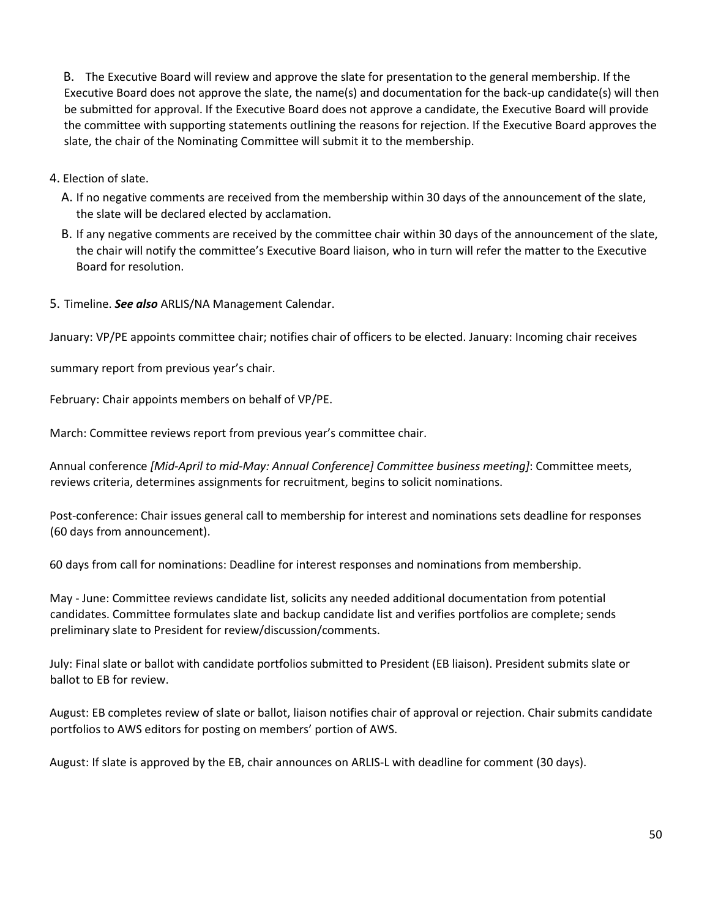B. The Executive Board will review and approve the slate for presentation to the general membership. If the Executive Board does not approve the slate, the name(s) and documentation for the back-up candidate(s) will then be submitted for approval. If the Executive Board does not approve a candidate, the Executive Board will provide the committee with supporting statements outlining the reasons for rejection. If the Executive Board approves the slate, the chair of the Nominating Committee will submit it to the membership.

4. Election of slate.

A. If no negative comments are received from the membership within 30 days of the announcement of the slate, the slate will be declared elected by acclamation.

B. If any negative comments are received by the committee chair within 30 days of the announcement of the slate, the chair will notify the committee's Executive Board liaison, who in turn will refer the matter to the Executive Board for resolution.

5. Timeline. ***See also*** ARLIS/NA Management Calendar.

January: VP/PE appoints committee chair; notifies chair of officers to be elected. January: Incoming chair receives summary report from previous year's chair.

February: Chair appoints members on behalf of VP/PE.

March: Committee reviews report from previous year's committee chair.

Annual conference *[Mid-April to mid-May: Annual Conference] Committee business meeting]*: Committee meets, reviews criteria, determines assignments for recruitment, begins to solicit nominations.

Post-conference: Chair issues general call to membership for interest and nominations sets deadline for responses (60 days from announcement).

60 days from call for nominations: Deadline for interest responses and nominations from membership.

May - June: Committee reviews candidate list, solicits any needed additional documentation from potential candidates. Committee formulates slate and backup candidate list and verifies portfolios are complete; sends preliminary slate to President for review/discussion/comments.

July: Final slate or ballot with candidate portfolios submitted to President (EB liaison). President submits slate or ballot to EB for review.

August: EB completes review of slate or ballot, liaison notifies chair of approval or rejection. Chair submits candidate portfolios to AWS editors for posting on members' portion of AWS.

August: If slate is approved by the EB, chair announces on ARLIS-L with deadline for comment (30 days).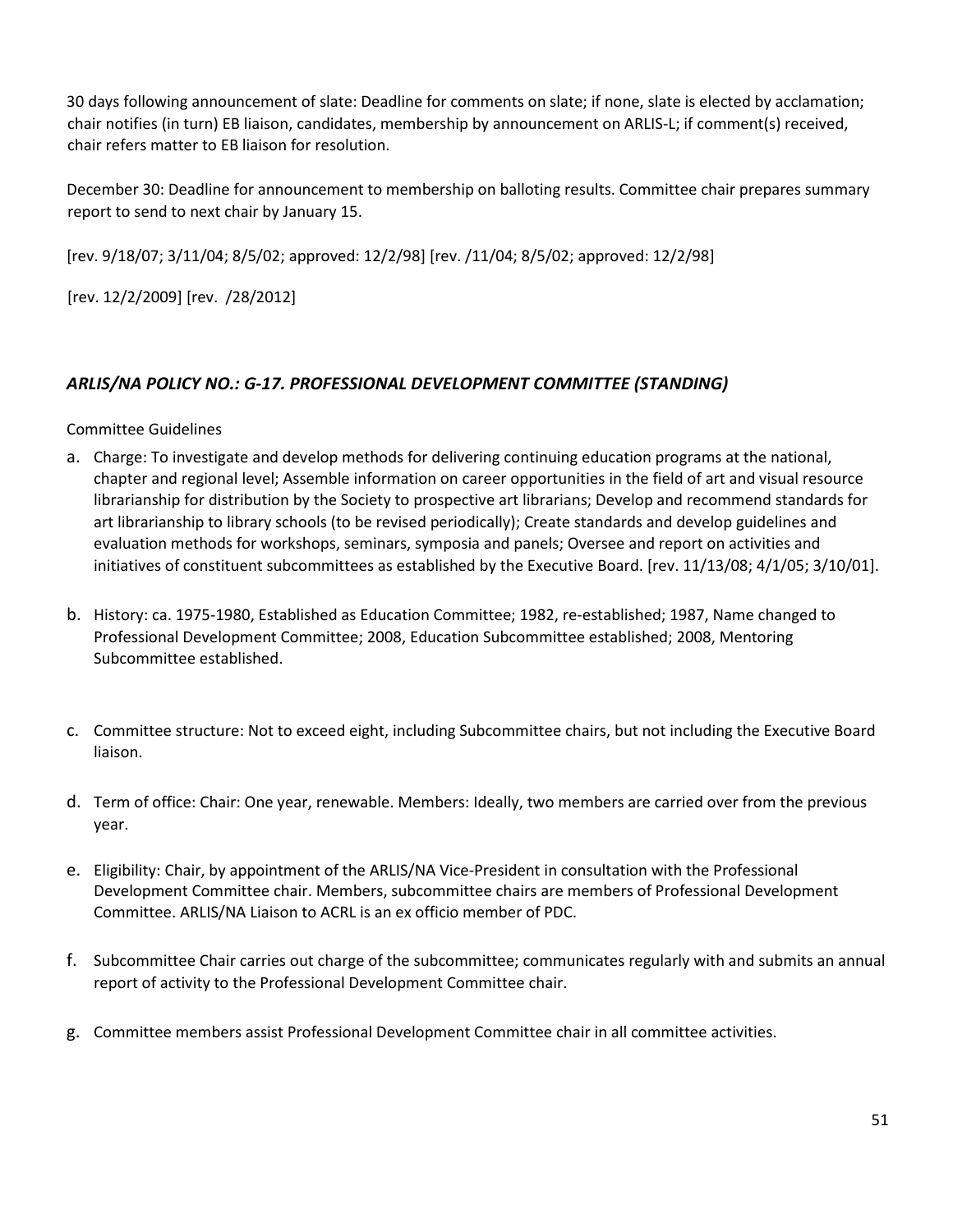30 days following announcement of slate: Deadline for comments on slate; if none, slate is elected by acclamation; chair notifies (in turn) EB liaison, candidates, membership by announcement on ARLIS-L; if comment(s) received, chair refers matter to EB liaison for resolution.

December 30: Deadline for announcement to membership on balloting results. Committee chair prepares summary report to send to next chair by January 15.

[rev. 9/18/07; 3/11/04; 8/5/02; approved: 12/2/98] [rev. /11/04; 8/5/02; approved: 12/2/98]

[rev. 12/2/2009] [rev.  /28/2012]

## *ARLIS/NA POLICY NO.: G-17. PROFESSIONAL DEVELOPMENT COMMITTEE (STANDING)*

Committee Guidelines

a. Charge: To investigate and develop methods for delivering continuing education programs at the national, chapter and regional level; Assemble information on career opportunities in the field of art and visual resource librarianship for distribution by the Society to prospective art librarians; Develop and recommend standards for art librarianship to library schools (to be revised periodically); Create standards and develop guidelines and evaluation methods for workshops, seminars, symposia and panels; Oversee and report on activities and initiatives of constituent subcommittees as established by the Executive Board. [rev. 11/13/08; 4/1/05; 3/10/01].

b. History: ca. 1975-1980, Established as Education Committee; 1982, re-established; 1987, Name changed to Professional Development Committee; 2008, Education Subcommittee established; 2008, Mentoring Subcommittee established.

c. Committee structure: Not to exceed eight, including Subcommittee chairs, but not including the Executive Board liaison.

d. Term of office: Chair: One year, renewable. Members: Ideally, two members are carried over from the previous year.

e. Eligibility: Chair, by appointment of the ARLIS/NA Vice-President in consultation with the Professional Development Committee chair. Members, subcommittee chairs are members of Professional Development Committee. ARLIS/NA Liaison to ACRL is an ex officio member of PDC.

f. Subcommittee Chair carries out charge of the subcommittee; communicates regularly with and submits an annual report of activity to the Professional Development Committee chair.

g. Committee members assist Professional Development Committee chair in all committee activities.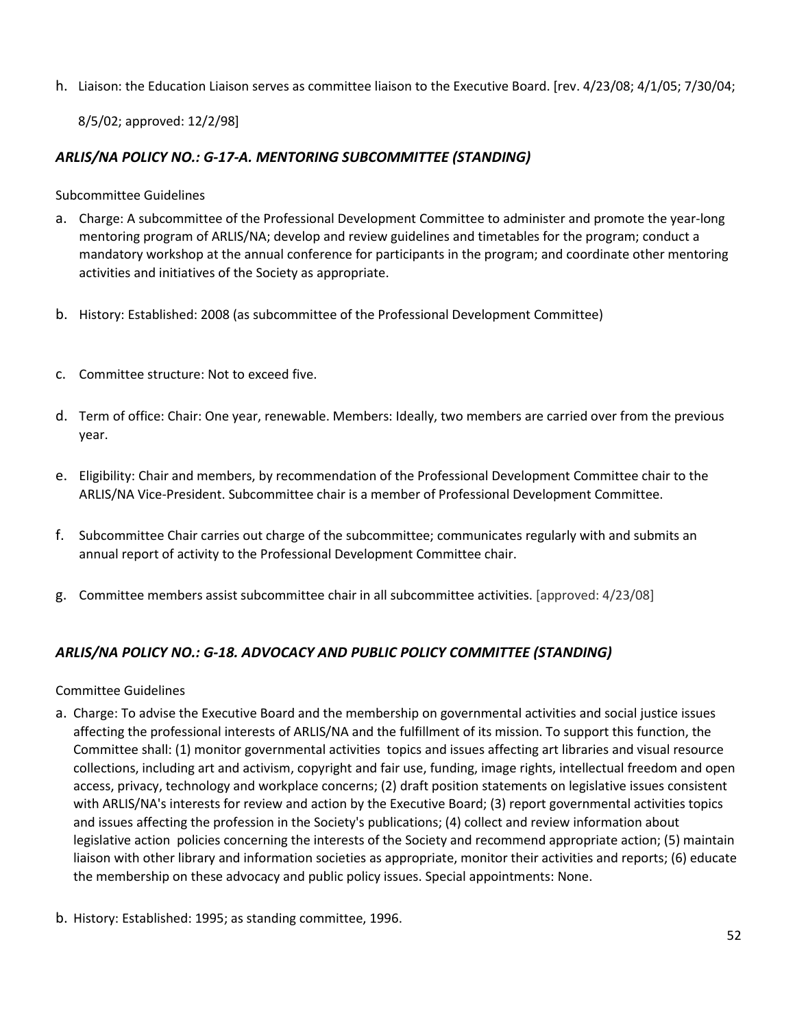h. Liaison: the Education Liaison serves as committee liaison to the Executive Board. [rev. 4/23/08; 4/1/05; 7/30/04; 8/5/02; approved: 12/2/98]

### *ARLIS/NA POLICY NO.: G-17-A. MENTORING SUBCOMMITTEE (STANDING)*

Subcommittee Guidelines

a. Charge: A subcommittee of the Professional Development Committee to administer and promote the year-long mentoring program of ARLIS/NA; develop and review guidelines and timetables for the program; conduct a mandatory workshop at the annual conference for participants in the program; and coordinate other mentoring activities and initiatives of the Society as appropriate.

b. History: Established: 2008 (as subcommittee of the Professional Development Committee)

c. Committee structure: Not to exceed five.

d. Term of office: Chair: One year, renewable. Members: Ideally, two members are carried over from the previous year.

e. Eligibility: Chair and members, by recommendation of the Professional Development Committee chair to the ARLIS/NA Vice-President. Subcommittee chair is a member of Professional Development Committee.

f. Subcommittee Chair carries out charge of the subcommittee; communicates regularly with and submits an annual report of activity to the Professional Development Committee chair.

g. Committee members assist subcommittee chair in all subcommittee activities. [approved: 4/23/08]

### *ARLIS/NA POLICY NO.: G-18. ADVOCACY AND PUBLIC POLICY COMMITTEE (STANDING)*

Committee Guidelines

a. Charge: To advise the Executive Board and the membership on governmental activities and social justice issues affecting the professional interests of ARLIS/NA and the fulfillment of its mission. To support this function, the Committee shall: (1) monitor governmental activities topics and issues affecting art libraries and visual resource collections, including art and activism, copyright and fair use, funding, image rights, intellectual freedom and open access, privacy, technology and workplace concerns; (2) draft position statements on legislative issues consistent with ARLIS/NA's interests for review and action by the Executive Board; (3) report governmental activities topics and issues affecting the profession in the Society's publications; (4) collect and review information about legislative action policies concerning the interests of the Society and recommend appropriate action; (5) maintain liaison with other library and information societies as appropriate, monitor their activities and reports; (6) educate the membership on these advocacy and public policy issues. Special appointments: None.

b. History: Established: 1995; as standing committee, 1996.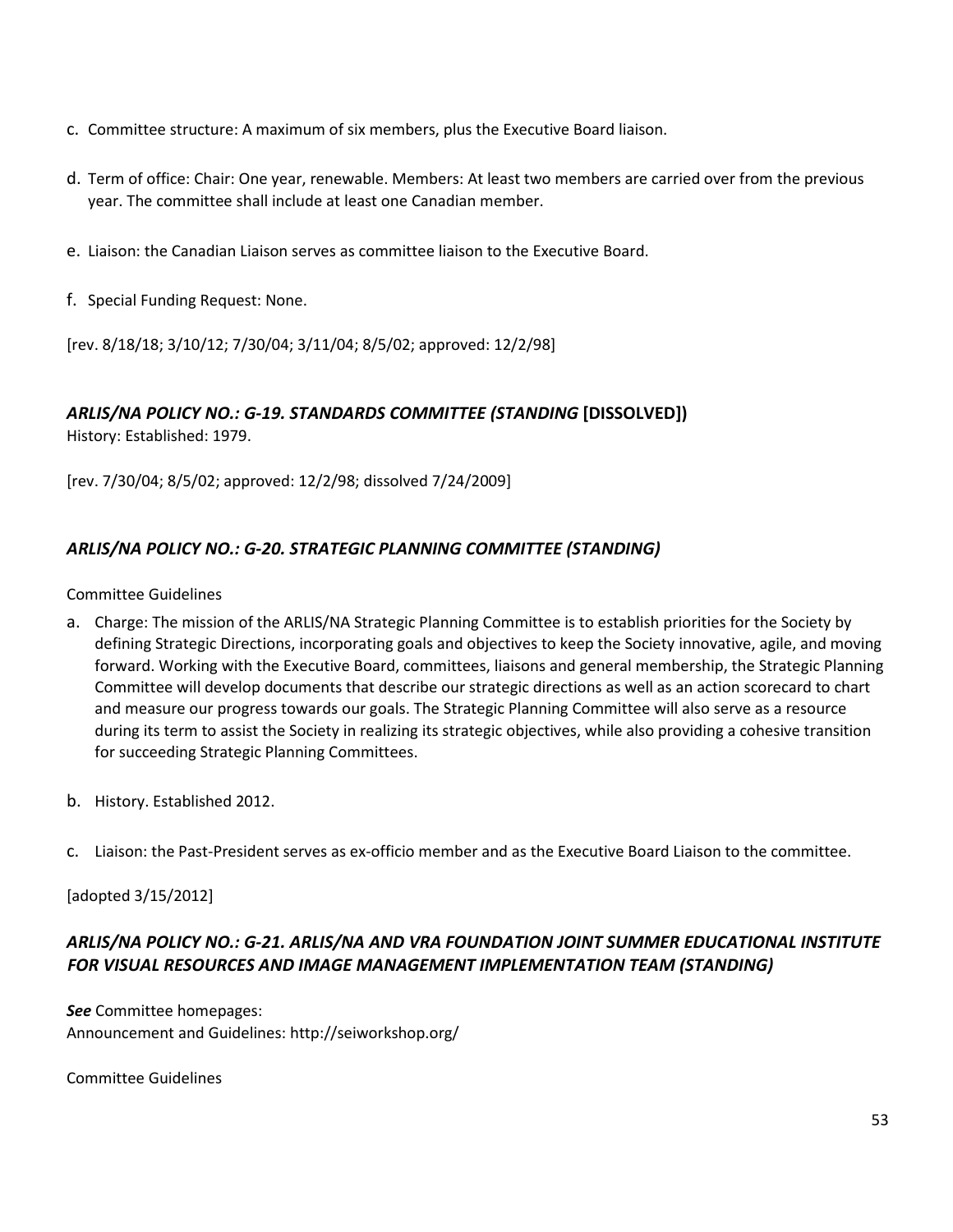c. Committee structure: A maximum of six members, plus the Executive Board liaison.

d. Term of office: Chair: One year, renewable. Members: At least two members are carried over from the previous year. The committee shall include at least one Canadian member.

e. Liaison: the Canadian Liaison serves as committee liaison to the Executive Board.

f. Special Funding Request: None.

[rev. 8/18/18; 3/10/12; 7/30/04; 3/11/04; 8/5/02; approved: 12/2/98]

### *ARLIS/NA POLICY NO.: G-19. STANDARDS COMMITTEE (STANDING* **[DISSOLVED])**

History: Established: 1979.

[rev. 7/30/04; 8/5/02; approved: 12/2/98; dissolved 7/24/2009]

### *ARLIS/NA POLICY NO.: G-20. STRATEGIC PLANNING COMMITTEE (STANDING)*

Committee Guidelines

a. Charge: The mission of the ARLIS/NA Strategic Planning Committee is to establish priorities for the Society by defining Strategic Directions, incorporating goals and objectives to keep the Society innovative, agile, and moving forward. Working with the Executive Board, committees, liaisons and general membership, the Strategic Planning Committee will develop documents that describe our strategic directions as well as an action scorecard to chart and measure our progress towards our goals. The Strategic Planning Committee will also serve as a resource during its term to assist the Society in realizing its strategic objectives, while also providing a cohesive transition for succeeding Strategic Planning Committees.

b. History. Established 2012.

c. Liaison: the Past-President serves as ex-officio member and as the Executive Board Liaison to the committee.

[adopted 3/15/2012]

### *ARLIS/NA POLICY NO.: G-21. ARLIS/NA AND VRA FOUNDATION JOINT SUMMER EDUCATIONAL INSTITUTE FOR VISUAL RESOURCES AND IMAGE MANAGEMENT IMPLEMENTATION TEAM (STANDING)*

***See*** Committee homepages:
Announcement and Guidelines: http://seiworkshop.org/

Committee Guidelines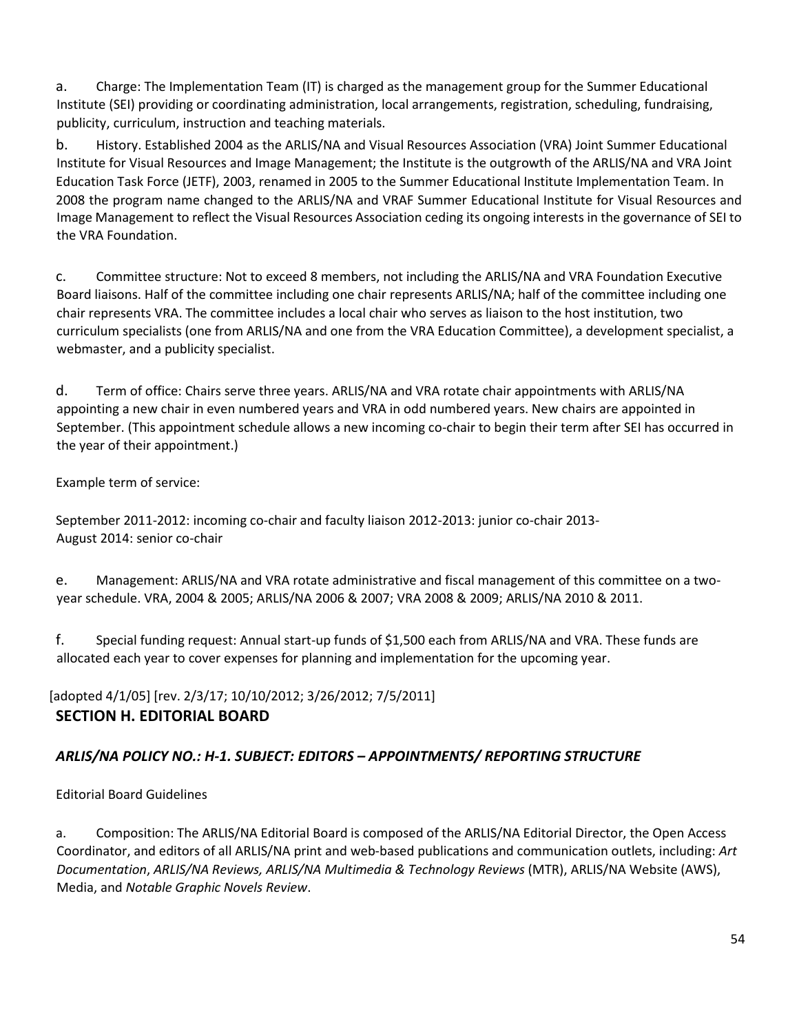a. Charge: The Implementation Team (IT) is charged as the management group for the Summer Educational Institute (SEI) providing or coordinating administration, local arrangements, registration, scheduling, fundraising, publicity, curriculum, instruction and teaching materials.

b. History. Established 2004 as the ARLIS/NA and Visual Resources Association (VRA) Joint Summer Educational Institute for Visual Resources and Image Management; the Institute is the outgrowth of the ARLIS/NA and VRA Joint Education Task Force (JETF), 2003, renamed in 2005 to the Summer Educational Institute Implementation Team. In 2008 the program name changed to the ARLIS/NA and VRAF Summer Educational Institute for Visual Resources and Image Management to reflect the Visual Resources Association ceding its ongoing interests in the governance of SEI to the VRA Foundation.

c. Committee structure: Not to exceed 8 members, not including the ARLIS/NA and VRA Foundation Executive Board liaisons. Half of the committee including one chair represents ARLIS/NA; half of the committee including one chair represents VRA. The committee includes a local chair who serves as liaison to the host institution, two curriculum specialists (one from ARLIS/NA and one from the VRA Education Committee), a development specialist, a webmaster, and a publicity specialist.

d. Term of office: Chairs serve three years. ARLIS/NA and VRA rotate chair appointments with ARLIS/NA appointing a new chair in even numbered years and VRA in odd numbered years. New chairs are appointed in September. (This appointment schedule allows a new incoming co-chair to begin their term after SEI has occurred in the year of their appointment.)

Example term of service:

September 2011-2012: incoming co-chair and faculty liaison 2012-2013: junior co-chair 2013-August 2014: senior co-chair

e. Management: ARLIS/NA and VRA rotate administrative and fiscal management of this committee on a two-year schedule. VRA, 2004 & 2005; ARLIS/NA 2006 & 2007; VRA 2008 & 2009; ARLIS/NA 2010 & 2011.

f. Special funding request: Annual start-up funds of $1,500 each from ARLIS/NA and VRA. These funds are allocated each year to cover expenses for planning and implementation for the upcoming year.

[adopted 4/1/05] [rev. 2/3/17; 10/10/2012; 3/26/2012; 7/5/2011]

## SECTION H. EDITORIAL BOARD

### *ARLIS/NA POLICY NO.: H-1. SUBJECT: EDITORS – APPOINTMENTS/ REPORTING STRUCTURE*

Editorial Board Guidelines

a. Composition: The ARLIS/NA Editorial Board is composed of the ARLIS/NA Editorial Director, the Open Access Coordinator, and editors of all ARLIS/NA print and web-based publications and communication outlets, including: *Art Documentation*, *ARLIS/NA Reviews, ARLIS/NA Multimedia & Technology Reviews* (MTR), ARLIS/NA Website (AWS), Media, and *Notable Graphic Novels Review*.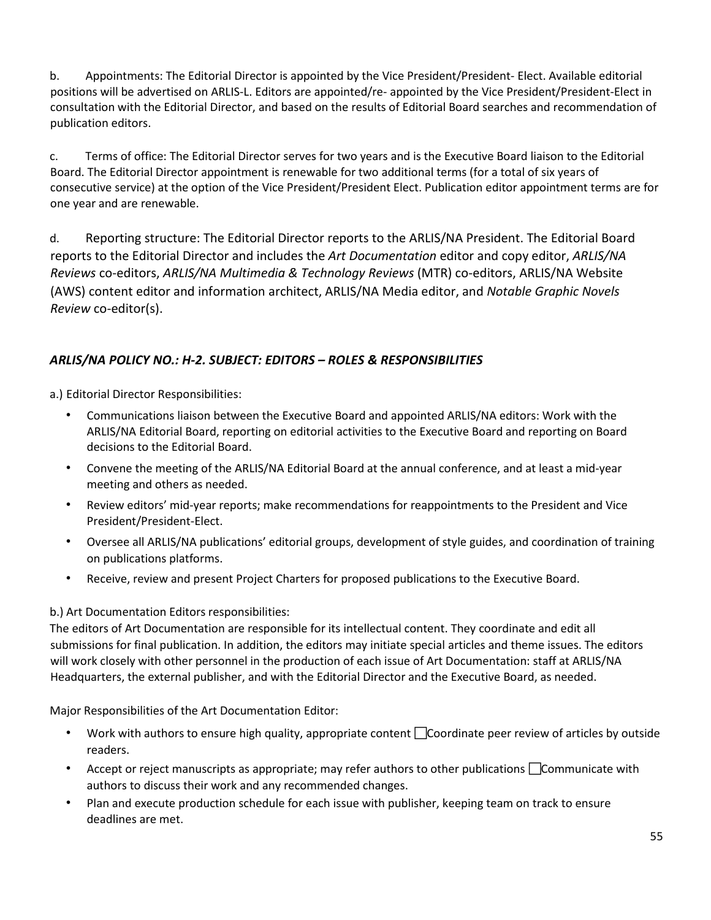b. Appointments: The Editorial Director is appointed by the Vice President/President- Elect. Available editorial positions will be advertised on ARLIS-L. Editors are appointed/re- appointed by the Vice President/President-Elect in consultation with the Editorial Director, and based on the results of Editorial Board searches and recommendation of publication editors.

c. Terms of office: The Editorial Director serves for two years and is the Executive Board liaison to the Editorial Board. The Editorial Director appointment is renewable for two additional terms (for a total of six years of consecutive service) at the option of the Vice President/President Elect. Publication editor appointment terms are for one year and are renewable.

d. Reporting structure: The Editorial Director reports to the ARLIS/NA President. The Editorial Board reports to the Editorial Director and includes the *Art Documentation* editor and copy editor, *ARLIS/NA Reviews* co-editors, *ARLIS/NA Multimedia & Technology Reviews* (MTR) co-editors, ARLIS/NA Website (AWS) content editor and information architect, ARLIS/NA Media editor, and *Notable Graphic Novels Review* co-editor(s).

### *ARLIS/NA POLICY NO.: H-2. SUBJECT: EDITORS – ROLES & RESPONSIBILITIES*

a.) Editorial Director Responsibilities:

- Communications liaison between the Executive Board and appointed ARLIS/NA editors: Work with the ARLIS/NA Editorial Board, reporting on editorial activities to the Executive Board and reporting on Board decisions to the Editorial Board.
- Convene the meeting of the ARLIS/NA Editorial Board at the annual conference, and at least a mid-year meeting and others as needed.
- Review editors' mid-year reports; make recommendations for reappointments to the President and Vice President/President-Elect.
- Oversee all ARLIS/NA publications' editorial groups, development of style guides, and coordination of training on publications platforms.
- Receive, review and present Project Charters for proposed publications to the Executive Board.

b.) Art Documentation Editors responsibilities:
The editors of Art Documentation are responsible for its intellectual content. They coordinate and edit all submissions for final publication. In addition, the editors may initiate special articles and theme issues. The editors will work closely with other personnel in the production of each issue of Art Documentation: staff at ARLIS/NA Headquarters, the external publisher, and with the Editorial Director and the Executive Board, as needed.

Major Responsibilities of the Art Documentation Editor:

- Work with authors to ensure high quality, appropriate content ☐Coordinate peer review of articles by outside readers.
- Accept or reject manuscripts as appropriate; may refer authors to other publications ☐Communicate with authors to discuss their work and any recommended changes.
- Plan and execute production schedule for each issue with publisher, keeping team on track to ensure deadlines are met.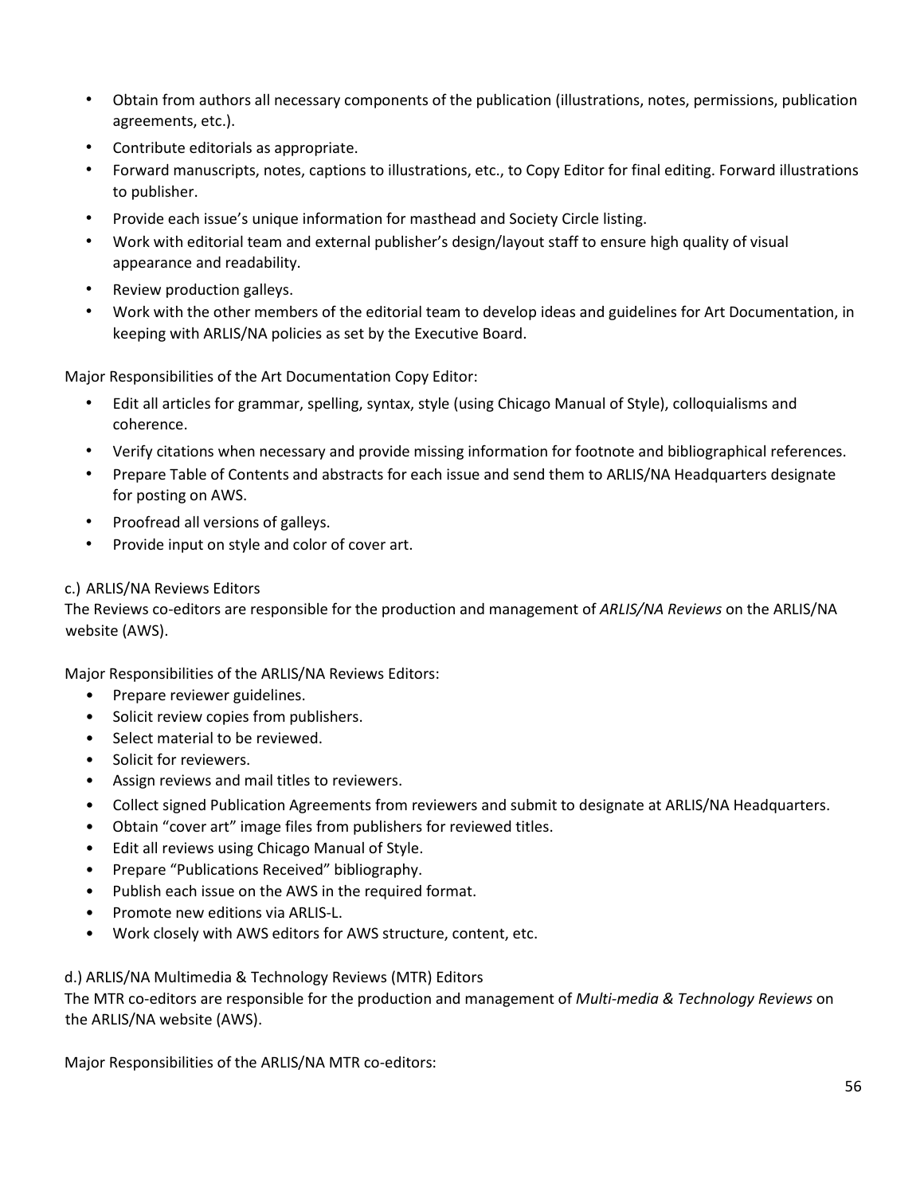- Obtain from authors all necessary components of the publication (illustrations, notes, permissions, publication agreements, etc.).
- Contribute editorials as appropriate.
- Forward manuscripts, notes, captions to illustrations, etc., to Copy Editor for final editing. Forward illustrations to publisher.
- Provide each issue's unique information for masthead and Society Circle listing.
- Work with editorial team and external publisher's design/layout staff to ensure high quality of visual appearance and readability.
- Review production galleys.
- Work with the other members of the editorial team to develop ideas and guidelines for Art Documentation, in keeping with ARLIS/NA policies as set by the Executive Board.

Major Responsibilities of the Art Documentation Copy Editor:

- Edit all articles for grammar, spelling, syntax, style (using Chicago Manual of Style), colloquialisms and coherence.
- Verify citations when necessary and provide missing information for footnote and bibliographical references.
- Prepare Table of Contents and abstracts for each issue and send them to ARLIS/NA Headquarters designate for posting on AWS.
- Proofread all versions of galleys.
- Provide input on style and color of cover art.

c.) ARLIS/NA Reviews Editors

The Reviews co-editors are responsible for the production and management of *ARLIS/NA Reviews* on the ARLIS/NA website (AWS).

Major Responsibilities of the ARLIS/NA Reviews Editors:

- Prepare reviewer guidelines.
- Solicit review copies from publishers.
- Select material to be reviewed.
- Solicit for reviewers.
- Assign reviews and mail titles to reviewers.
- Collect signed Publication Agreements from reviewers and submit to designate at ARLIS/NA Headquarters.
- Obtain "cover art" image files from publishers for reviewed titles.
- Edit all reviews using Chicago Manual of Style.
- Prepare "Publications Received" bibliography.
- Publish each issue on the AWS in the required format.
- Promote new editions via ARLIS-L.
- Work closely with AWS editors for AWS structure, content, etc.

d.) ARLIS/NA Multimedia & Technology Reviews (MTR) Editors

The MTR co-editors are responsible for the production and management of *Multi-media & Technology Reviews* on the ARLIS/NA website (AWS).

Major Responsibilities of the ARLIS/NA MTR co-editors: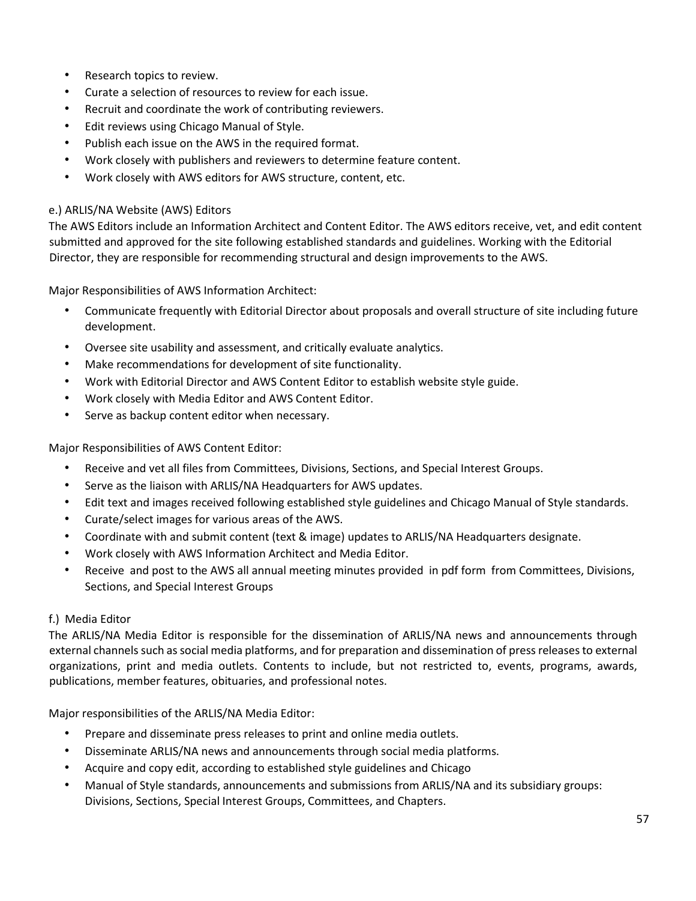- Research topics to review.
- Curate a selection of resources to review for each issue.
- Recruit and coordinate the work of contributing reviewers.
- Edit reviews using Chicago Manual of Style.
- Publish each issue on the AWS in the required format.
- Work closely with publishers and reviewers to determine feature content.
- Work closely with AWS editors for AWS structure, content, etc.

e.) ARLIS/NA Website (AWS) Editors

The AWS Editors include an Information Architect and Content Editor. The AWS editors receive, vet, and edit content submitted and approved for the site following established standards and guidelines. Working with the Editorial Director, they are responsible for recommending structural and design improvements to the AWS.

Major Responsibilities of AWS Information Architect:

- Communicate frequently with Editorial Director about proposals and overall structure of site including future development.
- Oversee site usability and assessment, and critically evaluate analytics.
- Make recommendations for development of site functionality.
- Work with Editorial Director and AWS Content Editor to establish website style guide.
- Work closely with Media Editor and AWS Content Editor.
- Serve as backup content editor when necessary.

Major Responsibilities of AWS Content Editor:

- Receive and vet all files from Committees, Divisions, Sections, and Special Interest Groups.
- Serve as the liaison with ARLIS/NA Headquarters for AWS updates.
- Edit text and images received following established style guidelines and Chicago Manual of Style standards.
- Curate/select images for various areas of the AWS.
- Coordinate with and submit content (text & image) updates to ARLIS/NA Headquarters designate.
- Work closely with AWS Information Architect and Media Editor.
- Receive and post to the AWS all annual meeting minutes provided in pdf form from Committees, Divisions, Sections, and Special Interest Groups

f.) Media Editor

The ARLIS/NA Media Editor is responsible for the dissemination of ARLIS/NA news and announcements through external channels such as social media platforms, and for preparation and dissemination of press releases to external organizations, print and media outlets. Contents to include, but not restricted to, events, programs, awards, publications, member features, obituaries, and professional notes.

Major responsibilities of the ARLIS/NA Media Editor:

- Prepare and disseminate press releases to print and online media outlets.
- Disseminate ARLIS/NA news and announcements through social media platforms.
- Acquire and copy edit, according to established style guidelines and Chicago
- Manual of Style standards, announcements and submissions from ARLIS/NA and its subsidiary groups: Divisions, Sections, Special Interest Groups, Committees, and Chapters.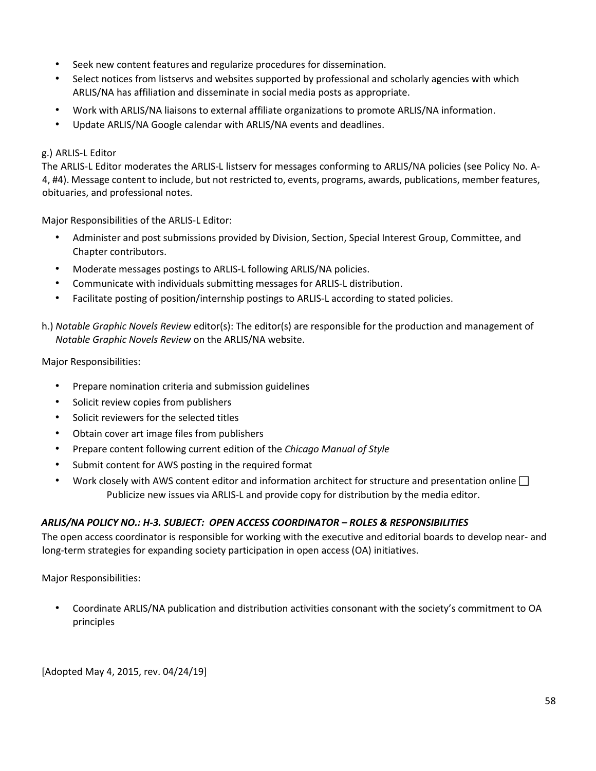- Seek new content features and regularize procedures for dissemination.
- Select notices from listservs and websites supported by professional and scholarly agencies with which ARLIS/NA has affiliation and disseminate in social media posts as appropriate.
- Work with ARLIS/NA liaisons to external affiliate organizations to promote ARLIS/NA information.
- Update ARLIS/NA Google calendar with ARLIS/NA events and deadlines.

g.) ARLIS-L Editor
The ARLIS-L Editor moderates the ARLIS-L listserv for messages conforming to ARLIS/NA policies (see Policy No. A-4, #4). Message content to include, but not restricted to, events, programs, awards, publications, member features, obituaries, and professional notes.

Major Responsibilities of the ARLIS-L Editor:

- Administer and post submissions provided by Division, Section, Special Interest Group, Committee, and Chapter contributors.
- Moderate messages postings to ARLIS-L following ARLIS/NA policies.
- Communicate with individuals submitting messages for ARLIS-L distribution.
- Facilitate posting of position/internship postings to ARLIS-L according to stated policies.

h.) *Notable Graphic Novels Review* editor(s): The editor(s) are responsible for the production and management of *Notable Graphic Novels Review* on the ARLIS/NA website.

Major Responsibilities:

- Prepare nomination criteria and submission guidelines
- Solicit review copies from publishers
- Solicit reviewers for the selected titles
- Obtain cover art image files from publishers
- Prepare content following current edition of the *Chicago Manual of Style*
- Submit content for AWS posting in the required format
- Work closely with AWS content editor and information architect for structure and presentation online ☐ Publicize new issues via ARLIS-L and provide copy for distribution by the media editor.

### *ARLIS/NA POLICY NO.: H-3. SUBJECT: OPEN ACCESS COORDINATOR – ROLES & RESPONSIBILITIES*

The open access coordinator is responsible for working with the executive and editorial boards to develop near- and long-term strategies for expanding society participation in open access (OA) initiatives.

Major Responsibilities:

- Coordinate ARLIS/NA publication and distribution activities consonant with the society's commitment to OA principles

[Adopted May 4, 2015, rev. 04/24/19]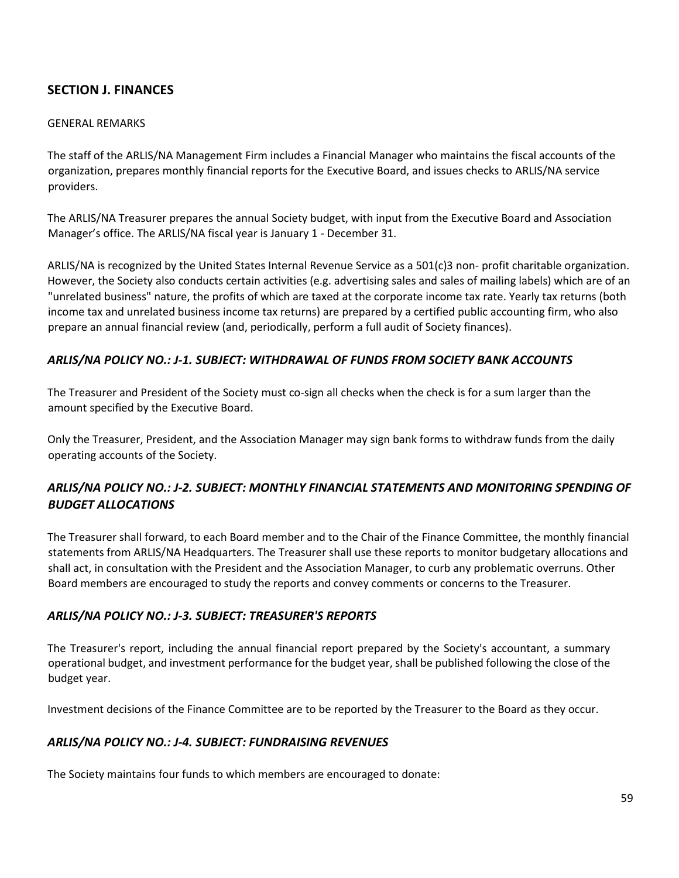## SECTION J. FINANCES

GENERAL REMARKS

The staff of the ARLIS/NA Management Firm includes a Financial Manager who maintains the fiscal accounts of the organization, prepares monthly financial reports for the Executive Board, and issues checks to ARLIS/NA service providers.

The ARLIS/NA Treasurer prepares the annual Society budget, with input from the Executive Board and Association Manager's office. The ARLIS/NA fiscal year is January 1 - December 31.

ARLIS/NA is recognized by the United States Internal Revenue Service as a 501(c)3 non- profit charitable organization. However, the Society also conducts certain activities (e.g. advertising sales and sales of mailing labels) which are of an "unrelated business" nature, the profits of which are taxed at the corporate income tax rate. Yearly tax returns (both income tax and unrelated business income tax returns) are prepared by a certified public accounting firm, who also prepare an annual financial review (and, periodically, perform a full audit of Society finances).

### *ARLIS/NA POLICY NO.: J-1. SUBJECT: WITHDRAWAL OF FUNDS FROM SOCIETY BANK ACCOUNTS*

The Treasurer and President of the Society must co-sign all checks when the check is for a sum larger than the amount specified by the Executive Board.

Only the Treasurer, President, and the Association Manager may sign bank forms to withdraw funds from the daily operating accounts of the Society.

### *ARLIS/NA POLICY NO.: J-2. SUBJECT: MONTHLY FINANCIAL STATEMENTS AND MONITORING SPENDING OF BUDGET ALLOCATIONS*

The Treasurer shall forward, to each Board member and to the Chair of the Finance Committee, the monthly financial statements from ARLIS/NA Headquarters. The Treasurer shall use these reports to monitor budgetary allocations and shall act, in consultation with the President and the Association Manager, to curb any problematic overruns. Other Board members are encouraged to study the reports and convey comments or concerns to the Treasurer.

### *ARLIS/NA POLICY NO.: J-3. SUBJECT: TREASURER'S REPORTS*

The Treasurer's report, including the annual financial report prepared by the Society's accountant, a summary operational budget, and investment performance for the budget year, shall be published following the close of the budget year.

Investment decisions of the Finance Committee are to be reported by the Treasurer to the Board as they occur.

### *ARLIS/NA POLICY NO.: J-4. SUBJECT: FUNDRAISING REVENUES*

The Society maintains four funds to which members are encouraged to donate: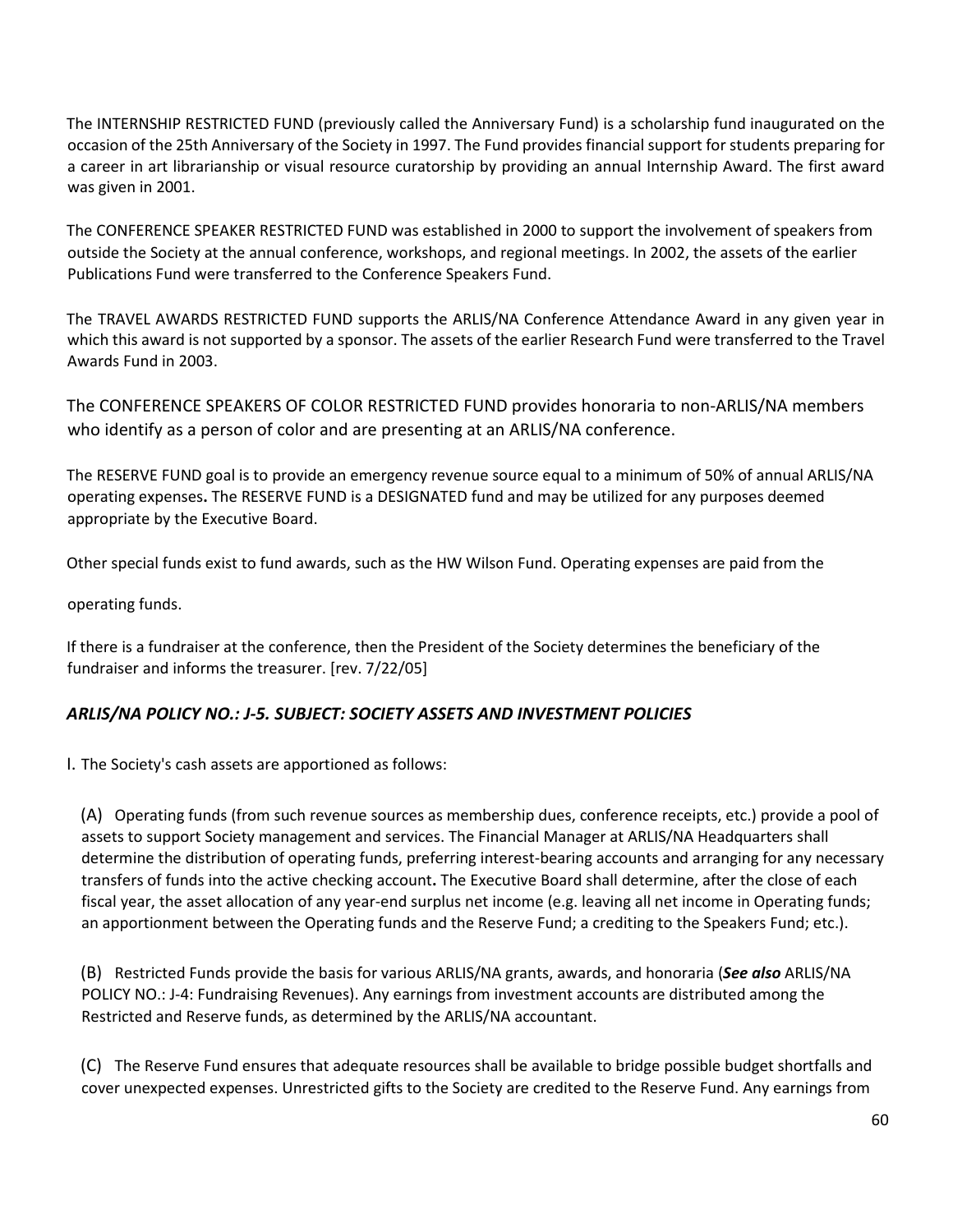The INTERNSHIP RESTRICTED FUND (previously called the Anniversary Fund) is a scholarship fund inaugurated on the occasion of the 25th Anniversary of the Society in 1997. The Fund provides financial support for students preparing for a career in art librarianship or visual resource curatorship by providing an annual Internship Award. The first award was given in 2001.

The CONFERENCE SPEAKER RESTRICTED FUND was established in 2000 to support the involvement of speakers from outside the Society at the annual conference, workshops, and regional meetings. In 2002, the assets of the earlier Publications Fund were transferred to the Conference Speakers Fund.

The TRAVEL AWARDS RESTRICTED FUND supports the ARLIS/NA Conference Attendance Award in any given year in which this award is not supported by a sponsor. The assets of the earlier Research Fund were transferred to the Travel Awards Fund in 2003.

The CONFERENCE SPEAKERS OF COLOR RESTRICTED FUND provides honoraria to non-ARLIS/NA members who identify as a person of color and are presenting at an ARLIS/NA conference.

The RESERVE FUND goal is to provide an emergency revenue source equal to a minimum of 50% of annual ARLIS/NA operating expenses**.** The RESERVE FUND is a DESIGNATED fund and may be utilized for any purposes deemed appropriate by the Executive Board.

Other special funds exist to fund awards, such as the HW Wilson Fund. Operating expenses are paid from the

operating funds.

If there is a fundraiser at the conference, then the President of the Society determines the beneficiary of the fundraiser and informs the treasurer. [rev. 7/22/05]

### *ARLIS/NA POLICY NO.: J-5. SUBJECT: SOCIETY ASSETS AND INVESTMENT POLICIES*

I. The Society's cash assets are apportioned as follows:

(A) Operating funds (from such revenue sources as membership dues, conference receipts, etc.) provide a pool of assets to support Society management and services. The Financial Manager at ARLIS/NA Headquarters shall determine the distribution of operating funds, preferring interest-bearing accounts and arranging for any necessary transfers of funds into the active checking account**.** The Executive Board shall determine, after the close of each fiscal year, the asset allocation of any year-end surplus net income (e.g. leaving all net income in Operating funds; an apportionment between the Operating funds and the Reserve Fund; a crediting to the Speakers Fund; etc.).

(B) Restricted Funds provide the basis for various ARLIS/NA grants, awards, and honoraria (***See also*** ARLIS/NA POLICY NO.: J-4: Fundraising Revenues). Any earnings from investment accounts are distributed among the Restricted and Reserve funds, as determined by the ARLIS/NA accountant.

(C) The Reserve Fund ensures that adequate resources shall be available to bridge possible budget shortfalls and cover unexpected expenses. Unrestricted gifts to the Society are credited to the Reserve Fund. Any earnings from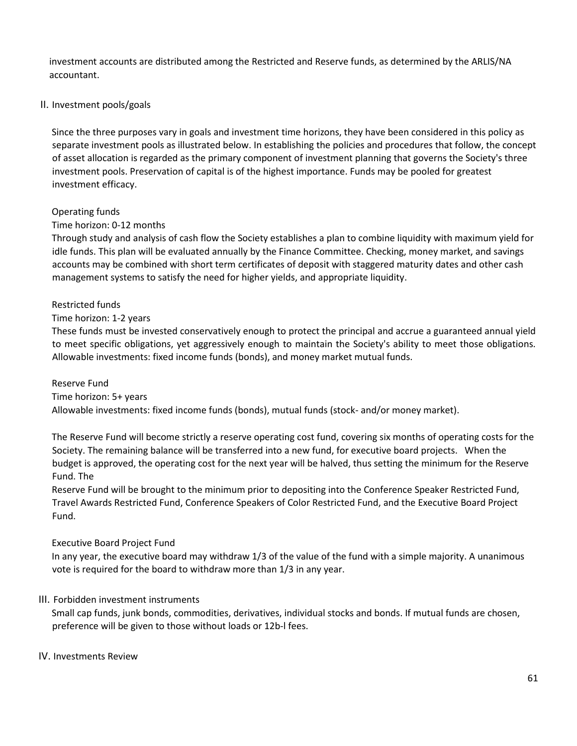investment accounts are distributed among the Restricted and Reserve funds, as determined by the ARLIS/NA accountant.

## II. Investment pools/goals

Since the three purposes vary in goals and investment time horizons, they have been considered in this policy as separate investment pools as illustrated below. In establishing the policies and procedures that follow, the concept of asset allocation is regarded as the primary component of investment planning that governs the Society's three investment pools. Preservation of capital is of the highest importance. Funds may be pooled for greatest investment efficacy.

Operating funds

Time horizon: 0-12 months

Through study and analysis of cash flow the Society establishes a plan to combine liquidity with maximum yield for idle funds. This plan will be evaluated annually by the Finance Committee. Checking, money market, and savings accounts may be combined with short term certificates of deposit with staggered maturity dates and other cash management systems to satisfy the need for higher yields, and appropriate liquidity.

Restricted funds

Time horizon: 1-2 years

These funds must be invested conservatively enough to protect the principal and accrue a guaranteed annual yield to meet specific obligations, yet aggressively enough to maintain the Society's ability to meet those obligations. Allowable investments: fixed income funds (bonds), and money market mutual funds.

Reserve Fund

Time horizon: 5+ years

Allowable investments: fixed income funds (bonds), mutual funds (stock- and/or money market).

The Reserve Fund will become strictly a reserve operating cost fund, covering six months of operating costs for the Society. The remaining balance will be transferred into a new fund, for executive board projects. When the budget is approved, the operating cost for the next year will be halved, thus setting the minimum for the Reserve Fund. The

Reserve Fund will be brought to the minimum prior to depositing into the Conference Speaker Restricted Fund, Travel Awards Restricted Fund, Conference Speakers of Color Restricted Fund, and the Executive Board Project Fund.

Executive Board Project Fund

In any year, the executive board may withdraw 1/3 of the value of the fund with a simple majority. A unanimous vote is required for the board to withdraw more than 1/3 in any year.

## III. Forbidden investment instruments

Small cap funds, junk bonds, commodities, derivatives, individual stocks and bonds. If mutual funds are chosen, preference will be given to those without loads or 12b-l fees.

## IV. Investments Review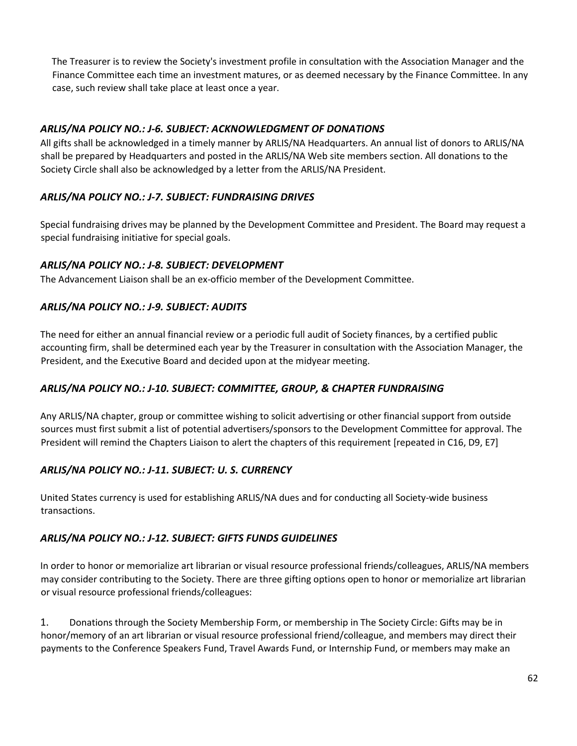The Treasurer is to review the Society's investment profile in consultation with the Association Manager and the Finance Committee each time an investment matures, or as deemed necessary by the Finance Committee. In any case, such review shall take place at least once a year.

### *ARLIS/NA POLICY NO.: J-6. SUBJECT: ACKNOWLEDGMENT OF DONATIONS*

All gifts shall be acknowledged in a timely manner by ARLIS/NA Headquarters. An annual list of donors to ARLIS/NA shall be prepared by Headquarters and posted in the ARLIS/NA Web site members section. All donations to the Society Circle shall also be acknowledged by a letter from the ARLIS/NA President.

### *ARLIS/NA POLICY NO.: J-7. SUBJECT: FUNDRAISING DRIVES*

Special fundraising drives may be planned by the Development Committee and President. The Board may request a special fundraising initiative for special goals.

### *ARLIS/NA POLICY NO.: J-8. SUBJECT: DEVELOPMENT*

The Advancement Liaison shall be an ex-officio member of the Development Committee.

### *ARLIS/NA POLICY NO.: J-9. SUBJECT: AUDITS*

The need for either an annual financial review or a periodic full audit of Society finances, by a certified public accounting firm, shall be determined each year by the Treasurer in consultation with the Association Manager, the President, and the Executive Board and decided upon at the midyear meeting.

### *ARLIS/NA POLICY NO.: J-10. SUBJECT: COMMITTEE, GROUP, & CHAPTER FUNDRAISING*

Any ARLIS/NA chapter, group or committee wishing to solicit advertising or other financial support from outside sources must first submit a list of potential advertisers/sponsors to the Development Committee for approval. The President will remind the Chapters Liaison to alert the chapters of this requirement [repeated in C16, D9, E7]

### *ARLIS/NA POLICY NO.: J-11. SUBJECT: U. S. CURRENCY*

United States currency is used for establishing ARLIS/NA dues and for conducting all Society-wide business transactions.

### *ARLIS/NA POLICY NO.: J-12. SUBJECT: GIFTS FUNDS GUIDELINES*

In order to honor or memorialize art librarian or visual resource professional friends/colleagues, ARLIS/NA members may consider contributing to the Society. There are three gifting options open to honor or memorialize art librarian or visual resource professional friends/colleagues:

1. Donations through the Society Membership Form, or membership in The Society Circle: Gifts may be in honor/memory of an art librarian or visual resource professional friend/colleague, and members may direct their payments to the Conference Speakers Fund, Travel Awards Fund, or Internship Fund, or members may make an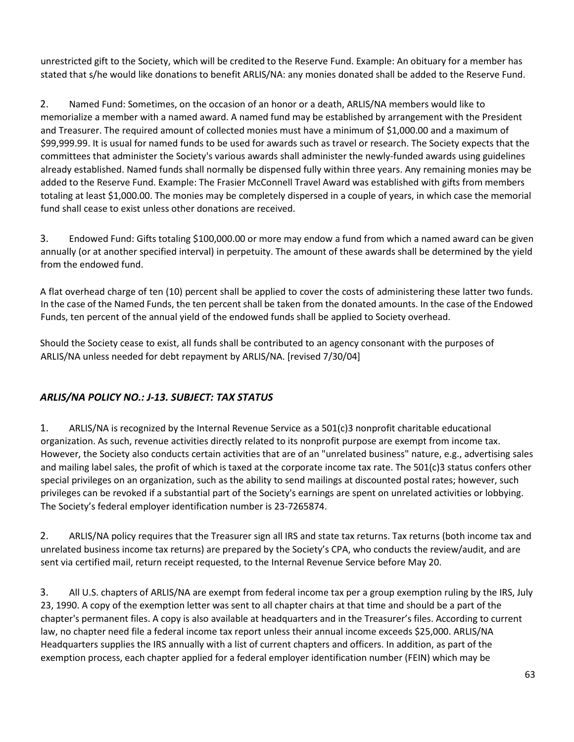unrestricted gift to the Society, which will be credited to the Reserve Fund. Example: An obituary for a member has stated that s/he would like donations to benefit ARLIS/NA: any monies donated shall be added to the Reserve Fund.

2. Named Fund: Sometimes, on the occasion of an honor or a death, ARLIS/NA members would like to memorialize a member with a named award. A named fund may be established by arrangement with the President and Treasurer. The required amount of collected monies must have a minimum of $1,000.00 and a maximum of $99,999.99. It is usual for named funds to be used for awards such as travel or research. The Society expects that the committees that administer the Society's various awards shall administer the newly-funded awards using guidelines already established. Named funds shall normally be dispensed fully within three years. Any remaining monies may be added to the Reserve Fund. Example: The Frasier McConnell Travel Award was established with gifts from members totaling at least $1,000.00. The monies may be completely dispersed in a couple of years, in which case the memorial fund shall cease to exist unless other donations are received.

3. Endowed Fund: Gifts totaling $100,000.00 or more may endow a fund from which a named award can be given annually (or at another specified interval) in perpetuity. The amount of these awards shall be determined by the yield from the endowed fund.

A flat overhead charge of ten (10) percent shall be applied to cover the costs of administering these latter two funds. In the case of the Named Funds, the ten percent shall be taken from the donated amounts. In the case of the Endowed Funds, ten percent of the annual yield of the endowed funds shall be applied to Society overhead.

Should the Society cease to exist, all funds shall be contributed to an agency consonant with the purposes of ARLIS/NA unless needed for debt repayment by ARLIS/NA. [revised 7/30/04]

### *ARLIS/NA POLICY NO.: J-13. SUBJECT: TAX STATUS*

1. ARLIS/NA is recognized by the Internal Revenue Service as a 501(c)3 nonprofit charitable educational organization. As such, revenue activities directly related to its nonprofit purpose are exempt from income tax. However, the Society also conducts certain activities that are of an "unrelated business" nature, e.g., advertising sales and mailing label sales, the profit of which is taxed at the corporate income tax rate. The 501(c)3 status confers other special privileges on an organization, such as the ability to send mailings at discounted postal rates; however, such privileges can be revoked if a substantial part of the Society's earnings are spent on unrelated activities or lobbying. The Society's federal employer identification number is 23-7265874.

2. ARLIS/NA policy requires that the Treasurer sign all IRS and state tax returns. Tax returns (both income tax and unrelated business income tax returns) are prepared by the Society's CPA, who conducts the review/audit, and are sent via certified mail, return receipt requested, to the Internal Revenue Service before May 20.

3. All U.S. chapters of ARLIS/NA are exempt from federal income tax per a group exemption ruling by the IRS, July 23, 1990. A copy of the exemption letter was sent to all chapter chairs at that time and should be a part of the chapter's permanent files. A copy is also available at headquarters and in the Treasurer's files. According to current law, no chapter need file a federal income tax report unless their annual income exceeds $25,000. ARLIS/NA Headquarters supplies the IRS annually with a list of current chapters and officers. In addition, as part of the exemption process, each chapter applied for a federal employer identification number (FEIN) which may be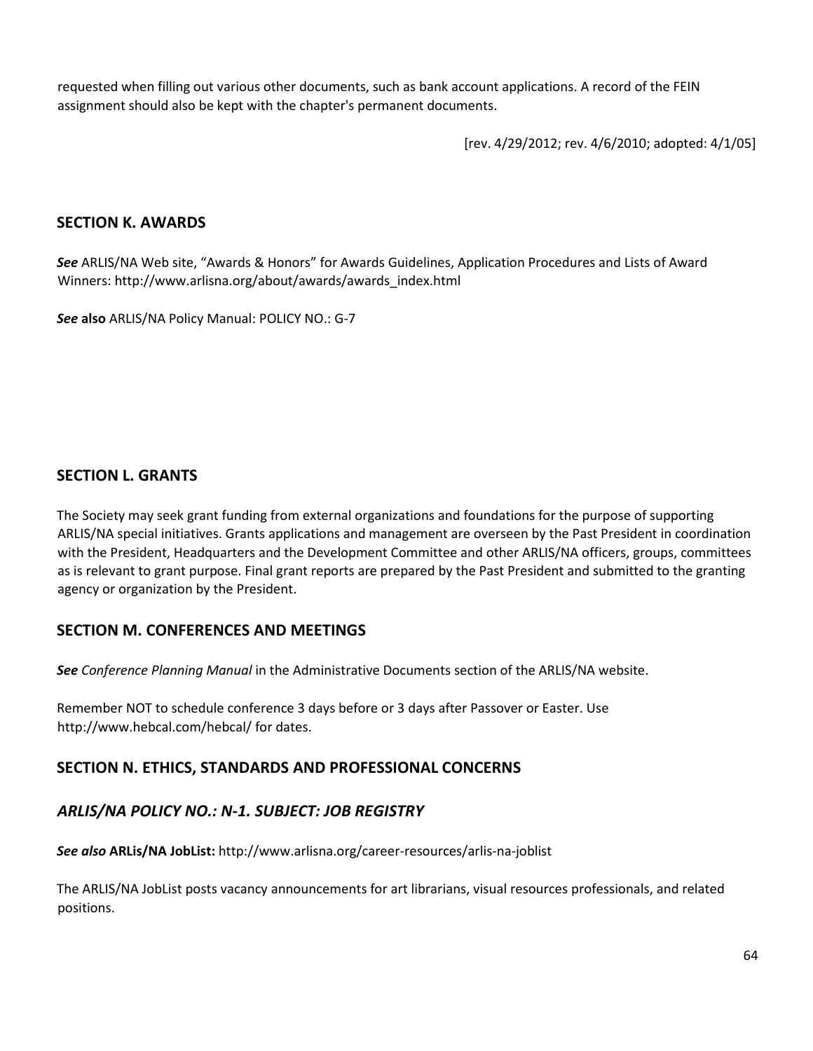requested when filling out various other documents, such as bank account applications. A record of the FEIN assignment should also be kept with the chapter's permanent documents.

[rev. 4/29/2012; rev. 4/6/2010; adopted: 4/1/05]

## SECTION K. AWARDS

***See*** ARLIS/NA Web site, "Awards & Honors" for Awards Guidelines, Application Procedures and Lists of Award Winners: http://www.arlisna.org/about/awards/awards_index.html

***See* also** ARLIS/NA Policy Manual: POLICY NO.: G-7

## SECTION L. GRANTS

The Society may seek grant funding from external organizations and foundations for the purpose of supporting ARLIS/NA special initiatives. Grants applications and management are overseen by the Past President in coordination with the President, Headquarters and the Development Committee and other ARLIS/NA officers, groups, committees as is relevant to grant purpose. Final grant reports are prepared by the Past President and submitted to the granting agency or organization by the President.

## SECTION M. CONFERENCES AND MEETINGS

***See*** *Conference Planning Manual* in the Administrative Documents section of the ARLIS/NA website.

Remember NOT to schedule conference 3 days before or 3 days after Passover or Easter. Use http://www.hebcal.com/hebcal/ for dates.

## SECTION N. ETHICS, STANDARDS AND PROFESSIONAL CONCERNS

### *ARLIS/NA POLICY NO.: N-1. SUBJECT: JOB REGISTRY*

***See also* ARLis/NA JobList:** http://www.arlisna.org/career-resources/arlis-na-joblist

The ARLIS/NA JobList posts vacancy announcements for art librarians, visual resources professionals, and related positions.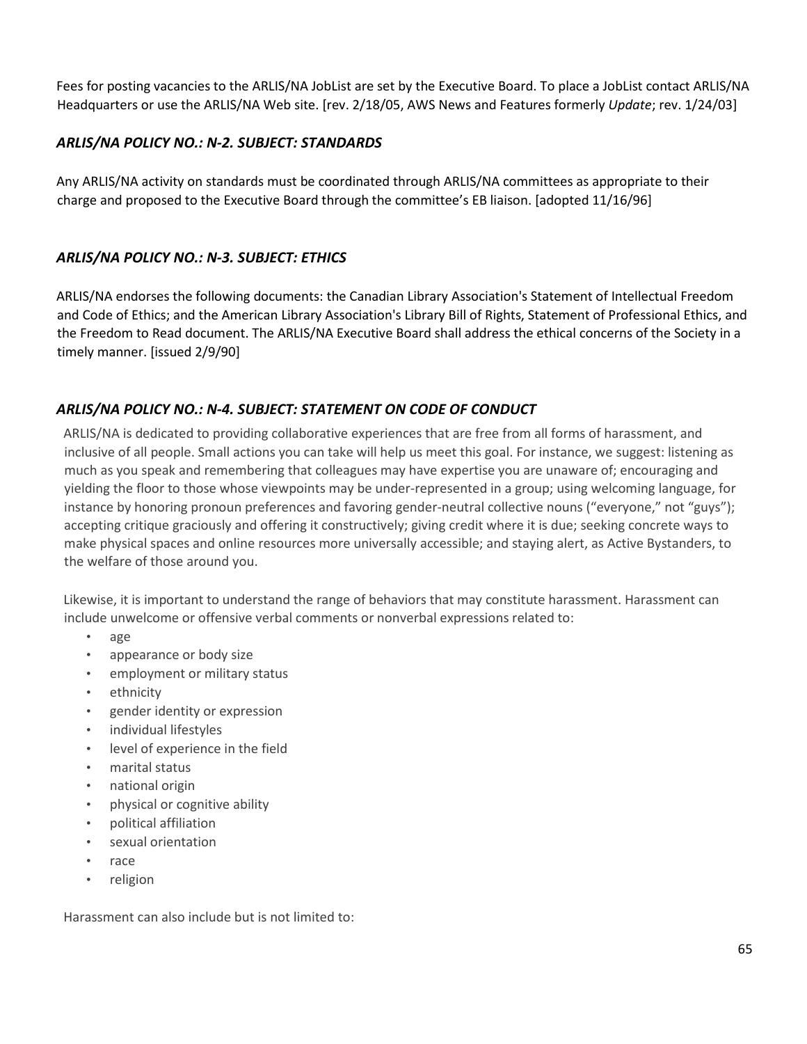Fees for posting vacancies to the ARLIS/NA JobList are set by the Executive Board. To place a JobList contact ARLIS/NA Headquarters or use the ARLIS/NA Web site. [rev. 2/18/05, AWS News and Features formerly *Update*; rev. 1/24/03]

### *ARLIS/NA POLICY NO.: N-2. SUBJECT: STANDARDS*

Any ARLIS/NA activity on standards must be coordinated through ARLIS/NA committees as appropriate to their charge and proposed to the Executive Board through the committee's EB liaison. [adopted 11/16/96]

### *ARLIS/NA POLICY NO.: N-3. SUBJECT: ETHICS*

ARLIS/NA endorses the following documents: the Canadian Library Association's Statement of Intellectual Freedom and Code of Ethics; and the American Library Association's Library Bill of Rights, Statement of Professional Ethics, and the Freedom to Read document. The ARLIS/NA Executive Board shall address the ethical concerns of the Society in a timely manner. [issued 2/9/90]

### *ARLIS/NA POLICY NO.: N-4. SUBJECT: STATEMENT ON CODE OF CONDUCT*

ARLIS/NA is dedicated to providing collaborative experiences that are free from all forms of harassment, and inclusive of all people. Small actions you can take will help us meet this goal. For instance, we suggest: listening as much as you speak and remembering that colleagues may have expertise you are unaware of; encouraging and yielding the floor to those whose viewpoints may be under-represented in a group; using welcoming language, for instance by honoring pronoun preferences and favoring gender-neutral collective nouns ("everyone," not "guys"); accepting critique graciously and offering it constructively; giving credit where it is due; seeking concrete ways to make physical spaces and online resources more universally accessible; and staying alert, as Active Bystanders, to the welfare of those around you.

Likewise, it is important to understand the range of behaviors that may constitute harassment. Harassment can include unwelcome or offensive verbal comments or nonverbal expressions related to:

- age
- appearance or body size
- employment or military status
- ethnicity
- gender identity or expression
- individual lifestyles
- level of experience in the field
- marital status
- national origin
- physical or cognitive ability
- political affiliation
- sexual orientation
- race
- religion

Harassment can also include but is not limited to: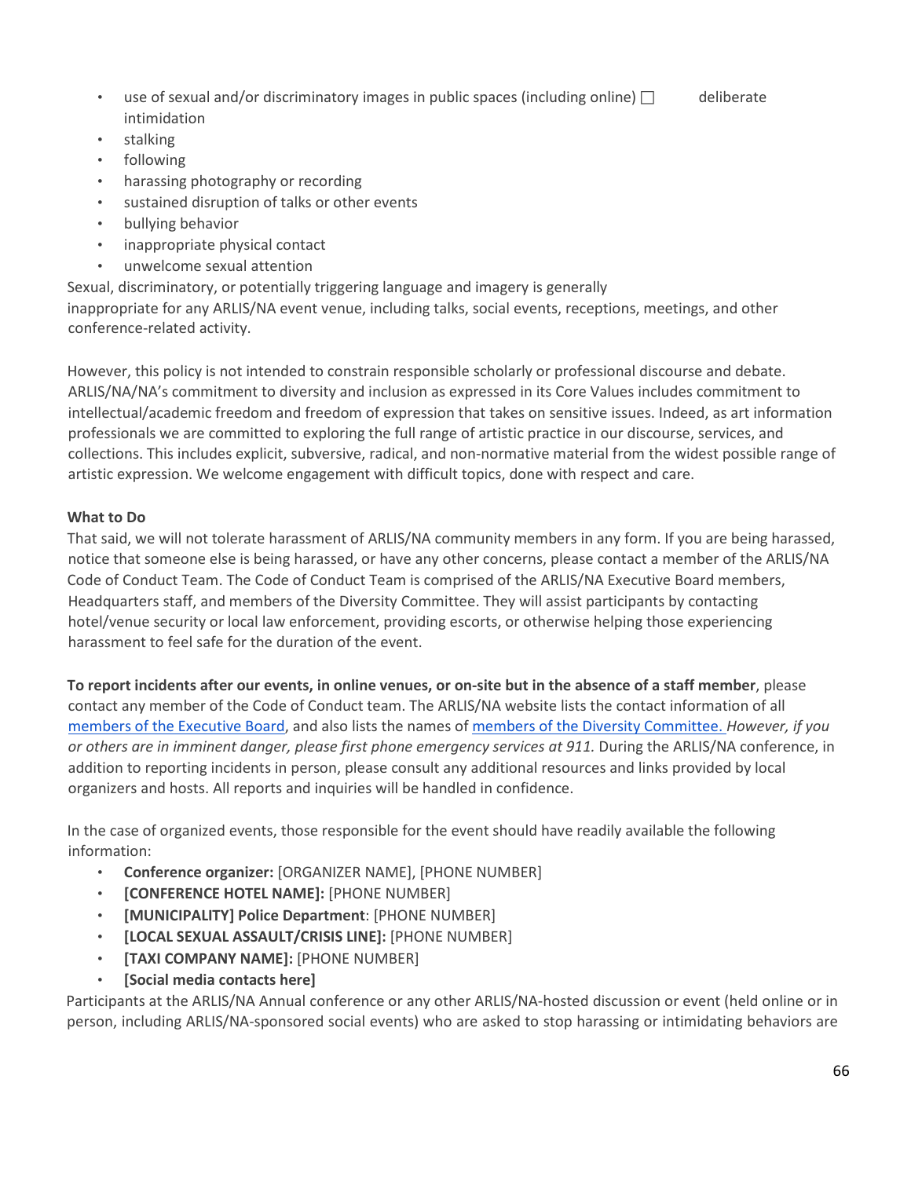- use of sexual and/or discriminatory images in public spaces (including online) ☐ deliberate intimidation
- stalking
- following
- harassing photography or recording
- sustained disruption of talks or other events
- bullying behavior
- inappropriate physical contact
- unwelcome sexual attention

Sexual, discriminatory, or potentially triggering language and imagery is generally inappropriate for any ARLIS/NA event venue, including talks, social events, receptions, meetings, and other conference-related activity.

However, this policy is not intended to constrain responsible scholarly or professional discourse and debate. ARLIS/NA/NA's commitment to diversity and inclusion as expressed in its Core Values includes commitment to intellectual/academic freedom and freedom of expression that takes on sensitive issues. Indeed, as art information professionals we are committed to exploring the full range of artistic practice in our discourse, services, and collections. This includes explicit, subversive, radical, and non-normative material from the widest possible range of artistic expression. We welcome engagement with difficult topics, done with respect and care.

**What to Do**

That said, we will not tolerate harassment of ARLIS/NA community members in any form. If you are being harassed, notice that someone else is being harassed, or have any other concerns, please contact a member of the ARLIS/NA Code of Conduct Team. The Code of Conduct Team is comprised of the ARLIS/NA Executive Board members, Headquarters staff, and members of the Diversity Committee. They will assist participants by contacting hotel/venue security or local law enforcement, providing escorts, or otherwise helping those experiencing harassment to feel safe for the duration of the event.

**To report incidents after our events, in online venues, or on-site but in the absence of a staff member**, please contact any member of the Code of Conduct team. The ARLIS/NA website lists the contact information of all members of the Executive Board, and also lists the names of members of the Diversity Committee. *However, if you or others are in imminent danger, please first phone emergency services at 911.* During the ARLIS/NA conference, in addition to reporting incidents in person, please consult any additional resources and links provided by local organizers and hosts. All reports and inquiries will be handled in confidence.

In the case of organized events, those responsible for the event should have readily available the following information:

- **Conference organizer:** [ORGANIZER NAME], [PHONE NUMBER]
- **[CONFERENCE HOTEL NAME]:** [PHONE NUMBER]
- **[MUNICIPALITY] Police Department**: [PHONE NUMBER]
- **[LOCAL SEXUAL ASSAULT/CRISIS LINE]:** [PHONE NUMBER]
- **[TAXI COMPANY NAME]:** [PHONE NUMBER]
- **[Social media contacts here]**

Participants at the ARLIS/NA Annual conference or any other ARLIS/NA-hosted discussion or event (held online or in person, including ARLIS/NA-sponsored social events) who are asked to stop harassing or intimidating behaviors are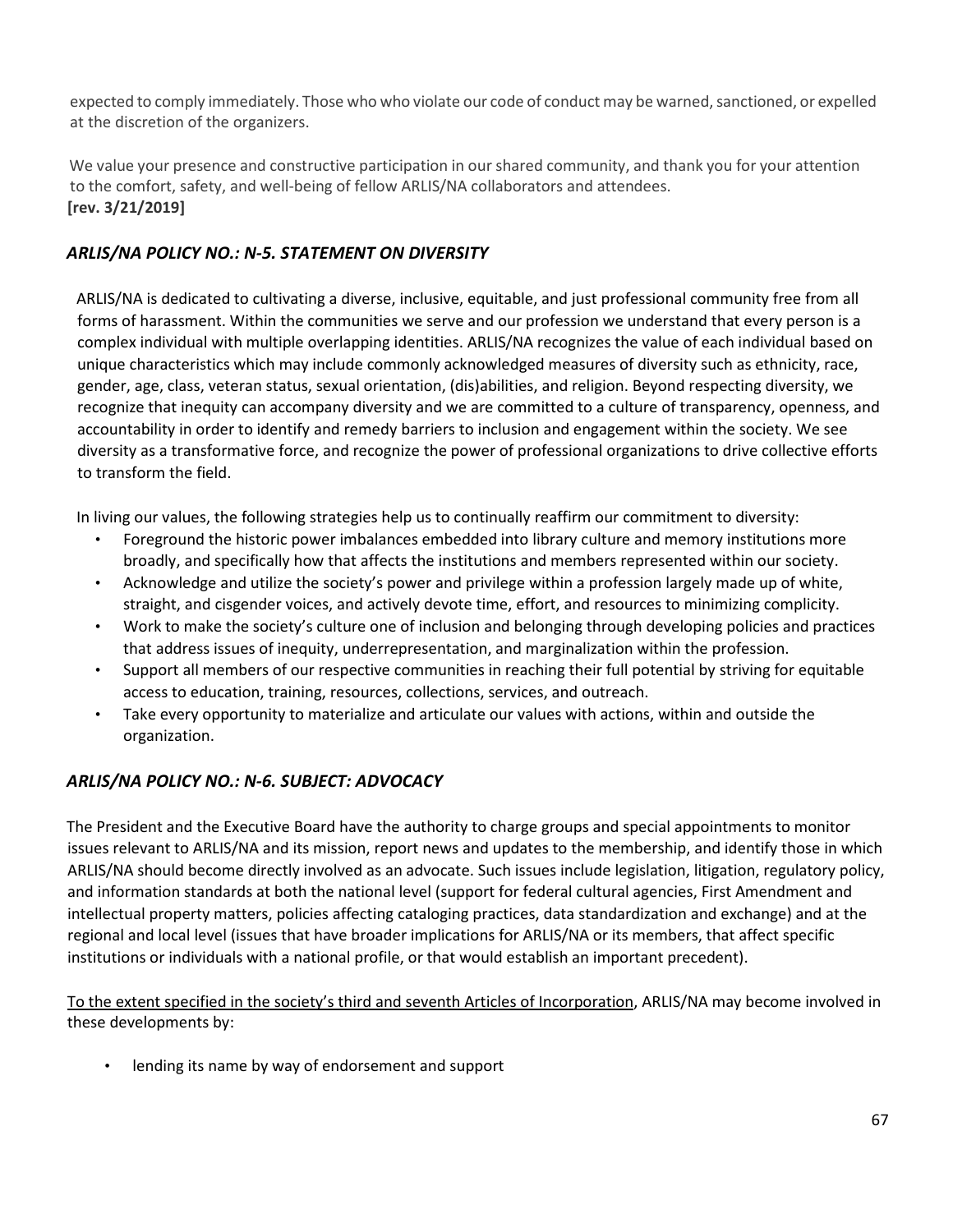expected to comply immediately. Those who who violate our code of conduct may be warned, sanctioned, or expelled at the discretion of the organizers.

We value your presence and constructive participation in our shared community, and thank you for your attention to the comfort, safety, and well-being of fellow ARLIS/NA collaborators and attendees.
**[rev. 3/21/2019]**

### *ARLIS/NA POLICY NO.: N-5. STATEMENT ON DIVERSITY*

ARLIS/NA is dedicated to cultivating a diverse, inclusive, equitable, and just professional community free from all forms of harassment. Within the communities we serve and our profession we understand that every person is a complex individual with multiple overlapping identities. ARLIS/NA recognizes the value of each individual based on unique characteristics which may include commonly acknowledged measures of diversity such as ethnicity, race, gender, age, class, veteran status, sexual orientation, (dis)abilities, and religion. Beyond respecting diversity, we recognize that inequity can accompany diversity and we are committed to a culture of transparency, openness, and accountability in order to identify and remedy barriers to inclusion and engagement within the society. We see diversity as a transformative force, and recognize the power of professional organizations to drive collective efforts to transform the field.

In living our values, the following strategies help us to continually reaffirm our commitment to diversity:

- Foreground the historic power imbalances embedded into library culture and memory institutions more broadly, and specifically how that affects the institutions and members represented within our society.
- Acknowledge and utilize the society's power and privilege within a profession largely made up of white, straight, and cisgender voices, and actively devote time, effort, and resources to minimizing complicity.
- Work to make the society's culture one of inclusion and belonging through developing policies and practices that address issues of inequity, underrepresentation, and marginalization within the profession.
- Support all members of our respective communities in reaching their full potential by striving for equitable access to education, training, resources, collections, services, and outreach.
- Take every opportunity to materialize and articulate our values with actions, within and outside the organization.

### *ARLIS/NA POLICY NO.: N-6. SUBJECT: ADVOCACY*

The President and the Executive Board have the authority to charge groups and special appointments to monitor issues relevant to ARLIS/NA and its mission, report news and updates to the membership, and identify those in which ARLIS/NA should become directly involved as an advocate. Such issues include legislation, litigation, regulatory policy, and information standards at both the national level (support for federal cultural agencies, First Amendment and intellectual property matters, policies affecting cataloging practices, data standardization and exchange) and at the regional and local level (issues that have broader implications for ARLIS/NA or its members, that affect specific institutions or individuals with a national profile, or that would establish an important precedent).

To the extent specified in the society's third and seventh Articles of Incorporation, ARLIS/NA may become involved in these developments by:

- lending its name by way of endorsement and support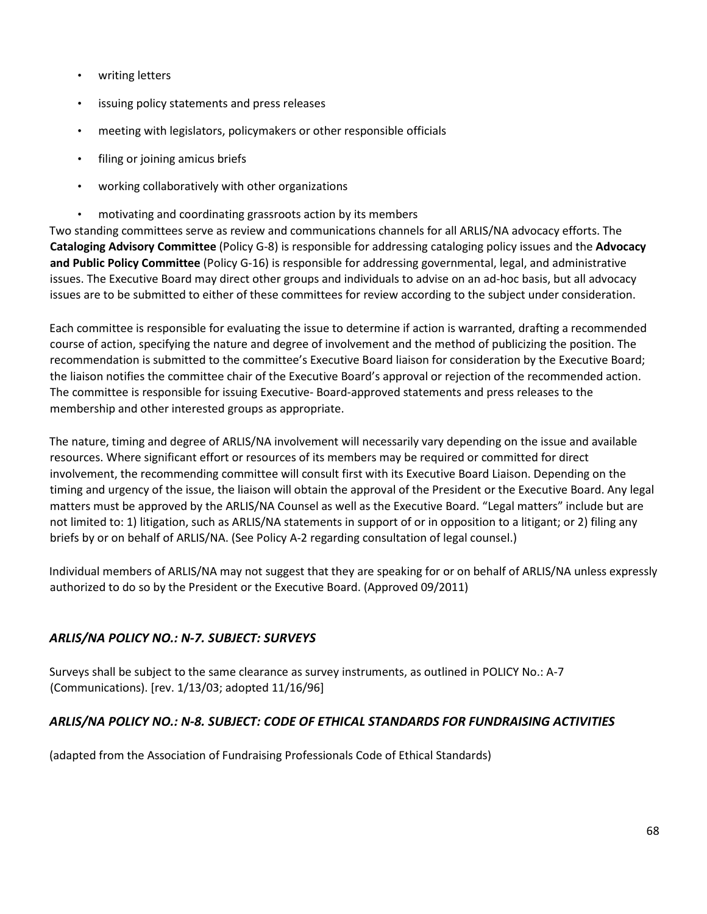- writing letters
- issuing policy statements and press releases
- meeting with legislators, policymakers or other responsible officials
- filing or joining amicus briefs
- working collaboratively with other organizations
- motivating and coordinating grassroots action by its members

Two standing committees serve as review and communications channels for all ARLIS/NA advocacy efforts. The **Cataloging Advisory Committee** (Policy G-8) is responsible for addressing cataloging policy issues and the **Advocacy and Public Policy Committee** (Policy G-16) is responsible for addressing governmental, legal, and administrative issues. The Executive Board may direct other groups and individuals to advise on an ad-hoc basis, but all advocacy issues are to be submitted to either of these committees for review according to the subject under consideration.

Each committee is responsible for evaluating the issue to determine if action is warranted, drafting a recommended course of action, specifying the nature and degree of involvement and the method of publicizing the position. The recommendation is submitted to the committee's Executive Board liaison for consideration by the Executive Board; the liaison notifies the committee chair of the Executive Board's approval or rejection of the recommended action. The committee is responsible for issuing Executive- Board-approved statements and press releases to the membership and other interested groups as appropriate.

The nature, timing and degree of ARLIS/NA involvement will necessarily vary depending on the issue and available resources. Where significant effort or resources of its members may be required or committed for direct involvement, the recommending committee will consult first with its Executive Board Liaison. Depending on the timing and urgency of the issue, the liaison will obtain the approval of the President or the Executive Board. Any legal matters must be approved by the ARLIS/NA Counsel as well as the Executive Board. "Legal matters" include but are not limited to: 1) litigation, such as ARLIS/NA statements in support of or in opposition to a litigant; or 2) filing any briefs by or on behalf of ARLIS/NA. (See Policy A-2 regarding consultation of legal counsel.)

Individual members of ARLIS/NA may not suggest that they are speaking for or on behalf of ARLIS/NA unless expressly authorized to do so by the President or the Executive Board. (Approved 09/2011)

### *ARLIS/NA POLICY NO.: N-7. SUBJECT: SURVEYS*

Surveys shall be subject to the same clearance as survey instruments, as outlined in POLICY No.: A-7 (Communications). [rev. 1/13/03; adopted 11/16/96]

### *ARLIS/NA POLICY NO.: N-8. SUBJECT: CODE OF ETHICAL STANDARDS FOR FUNDRAISING ACTIVITIES*

(adapted from the Association of Fundraising Professionals Code of Ethical Standards)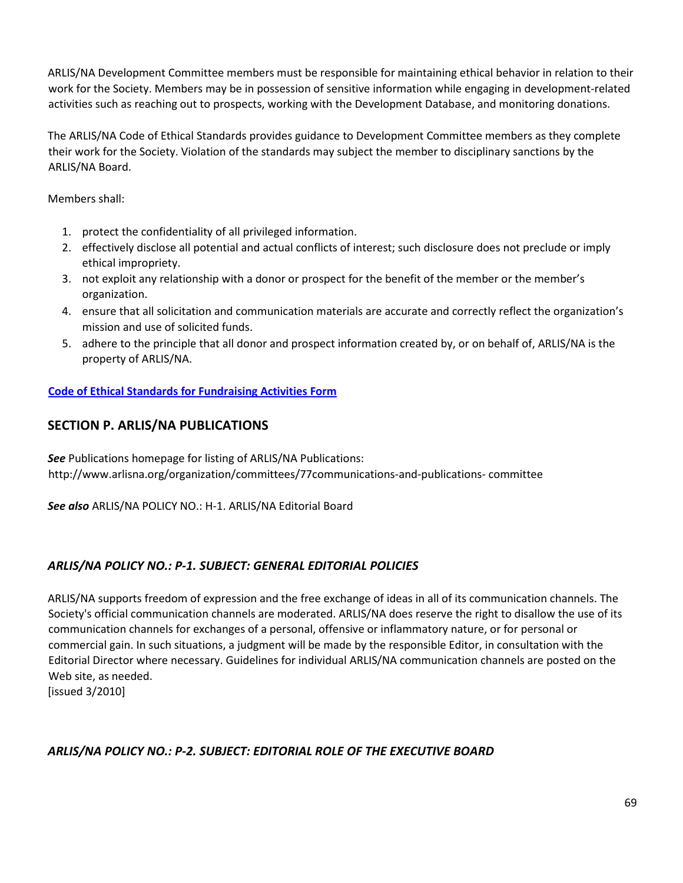ARLIS/NA Development Committee members must be responsible for maintaining ethical behavior in relation to their work for the Society. Members may be in possession of sensitive information while engaging in development-related activities such as reaching out to prospects, working with the Development Database, and monitoring donations.

The ARLIS/NA Code of Ethical Standards provides guidance to Development Committee members as they complete their work for the Society. Violation of the standards may subject the member to disciplinary sanctions by the ARLIS/NA Board.

Members shall:

1. protect the confidentiality of all privileged information.
2. effectively disclose all potential and actual conflicts of interest; such disclosure does not preclude or imply ethical impropriety.
3. not exploit any relationship with a donor or prospect for the benefit of the member or the member's organization.
4. ensure that all solicitation and communication materials are accurate and correctly reflect the organization's mission and use of solicited funds.
5. adhere to the principle that all donor and prospect information created by, or on behalf of, ARLIS/NA is the property of ARLIS/NA.

**Code of Ethical Standards for Fundraising Activities Form**

## SECTION P. ARLIS/NA PUBLICATIONS

***See*** Publications homepage for listing of ARLIS/NA Publications:
http://www.arlisna.org/organization/committees/77communications-and-publications- committee

***See also*** ARLIS/NA POLICY NO.: H-1. ARLIS/NA Editorial Board

### *ARLIS/NA POLICY NO.: P-1. SUBJECT: GENERAL EDITORIAL POLICIES*

ARLIS/NA supports freedom of expression and the free exchange of ideas in all of its communication channels. The Society's official communication channels are moderated. ARLIS/NA does reserve the right to disallow the use of its communication channels for exchanges of a personal, offensive or inflammatory nature, or for personal or commercial gain. In such situations, a judgment will be made by the responsible Editor, in consultation with the Editorial Director where necessary. Guidelines for individual ARLIS/NA communication channels are posted on the Web site, as needed.
[issued 3/2010]

### *ARLIS/NA POLICY NO.: P-2. SUBJECT: EDITORIAL ROLE OF THE EXECUTIVE BOARD*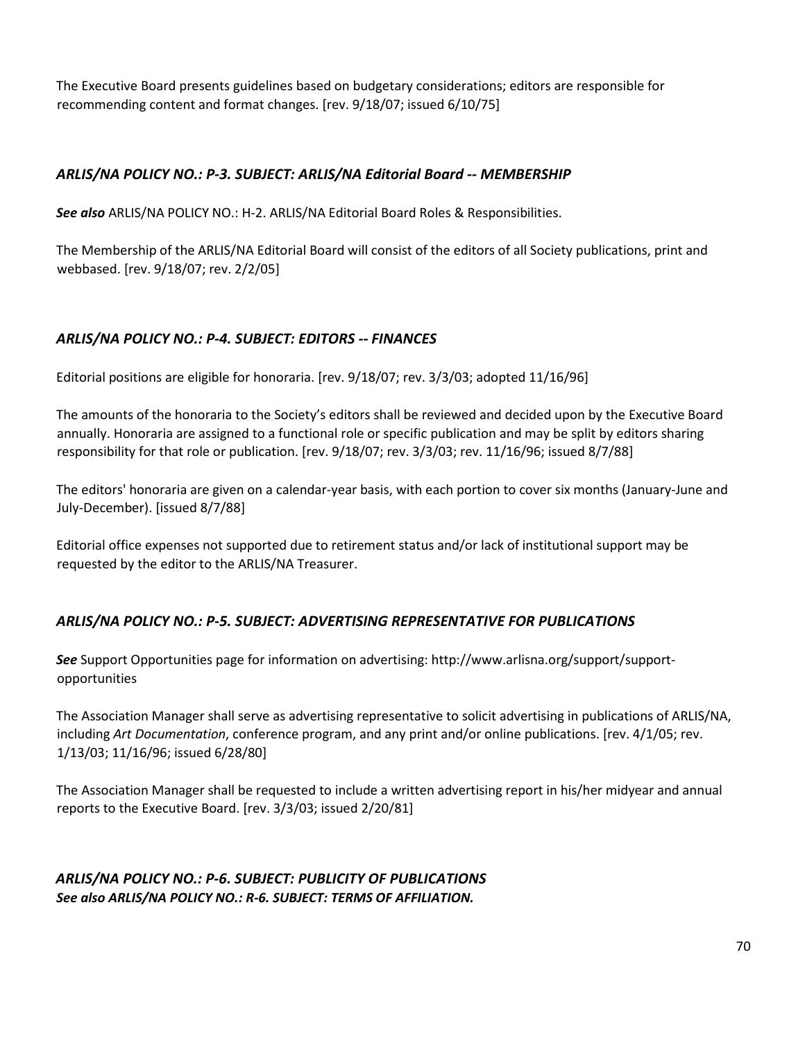The Executive Board presents guidelines based on budgetary considerations; editors are responsible for recommending content and format changes. [rev. 9/18/07; issued 6/10/75]

### *ARLIS/NA POLICY NO.: P-3. SUBJECT: ARLIS/NA Editorial Board -- MEMBERSHIP*

***See also*** ARLIS/NA POLICY NO.: H-2. ARLIS/NA Editorial Board Roles & Responsibilities.

The Membership of the ARLIS/NA Editorial Board will consist of the editors of all Society publications, print and webbased. [rev. 9/18/07; rev. 2/2/05]

### *ARLIS/NA POLICY NO.: P-4. SUBJECT: EDITORS -- FINANCES*

Editorial positions are eligible for honoraria. [rev. 9/18/07; rev. 3/3/03; adopted 11/16/96]

The amounts of the honoraria to the Society's editors shall be reviewed and decided upon by the Executive Board annually. Honoraria are assigned to a functional role or specific publication and may be split by editors sharing responsibility for that role or publication. [rev. 9/18/07; rev. 3/3/03; rev. 11/16/96; issued 8/7/88]

The editors' honoraria are given on a calendar-year basis, with each portion to cover six months (January-June and July-December). [issued 8/7/88]

Editorial office expenses not supported due to retirement status and/or lack of institutional support may be requested by the editor to the ARLIS/NA Treasurer.

### *ARLIS/NA POLICY NO.: P-5. SUBJECT: ADVERTISING REPRESENTATIVE FOR PUBLICATIONS*

***See*** Support Opportunities page for information on advertising: http://www.arlisna.org/support/support-opportunities

The Association Manager shall serve as advertising representative to solicit advertising in publications of ARLIS/NA, including *Art Documentation*, conference program, and any print and/or online publications. [rev. 4/1/05; rev. 1/13/03; 11/16/96; issued 6/28/80]

The Association Manager shall be requested to include a written advertising report in his/her midyear and annual reports to the Executive Board. [rev. 3/3/03; issued 2/20/81]

### *ARLIS/NA POLICY NO.: P-6. SUBJECT: PUBLICITY OF PUBLICATIONS*

***See also ARLIS/NA POLICY NO.: R-6. SUBJECT: TERMS OF AFFILIATION.***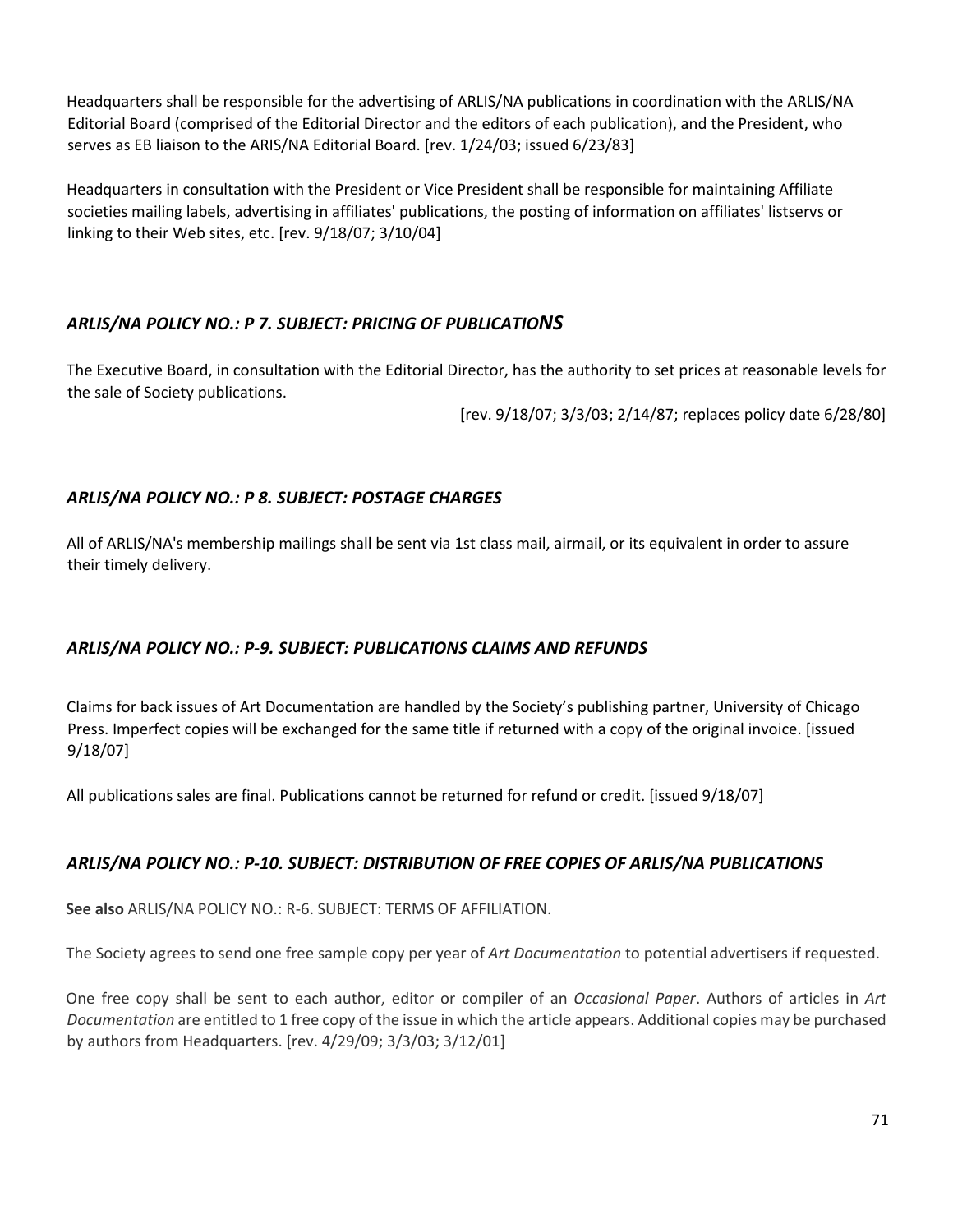Headquarters shall be responsible for the advertising of ARLIS/NA publications in coordination with the ARLIS/NA Editorial Board (comprised of the Editorial Director and the editors of each publication), and the President, who serves as EB liaison to the ARIS/NA Editorial Board. [rev. 1/24/03; issued 6/23/83]

Headquarters in consultation with the President or Vice President shall be responsible for maintaining Affiliate societies mailing labels, advertising in affiliates' publications, the posting of information on affiliates' listservs or linking to their Web sites, etc. [rev. 9/18/07; 3/10/04]

### *ARLIS/NA POLICY NO.: P 7. SUBJECT: PRICING OF PUBLICATIONS*

The Executive Board, in consultation with the Editorial Director, has the authority to set prices at reasonable levels for the sale of Society publications.

[rev. 9/18/07; 3/3/03; 2/14/87; replaces policy date 6/28/80]

### *ARLIS/NA POLICY NO.: P 8. SUBJECT: POSTAGE CHARGES*

All of ARLIS/NA's membership mailings shall be sent via 1st class mail, airmail, or its equivalent in order to assure their timely delivery.

### *ARLIS/NA POLICY NO.: P-9. SUBJECT: PUBLICATIONS CLAIMS AND REFUNDS*

Claims for back issues of Art Documentation are handled by the Society's publishing partner, University of Chicago Press. Imperfect copies will be exchanged for the same title if returned with a copy of the original invoice. [issued 9/18/07]

All publications sales are final. Publications cannot be returned for refund or credit. [issued 9/18/07]

### *ARLIS/NA POLICY NO.: P-10. SUBJECT: DISTRIBUTION OF FREE COPIES OF ARLIS/NA PUBLICATIONS*

**See also** ARLIS/NA POLICY NO.: R-6. SUBJECT: TERMS OF AFFILIATION.

The Society agrees to send one free sample copy per year of *Art Documentation* to potential advertisers if requested.

One free copy shall be sent to each author, editor or compiler of an *Occasional Paper*. Authors of articles in *Art Documentation* are entitled to 1 free copy of the issue in which the article appears. Additional copies may be purchased by authors from Headquarters. [rev. 4/29/09; 3/3/03; 3/12/01]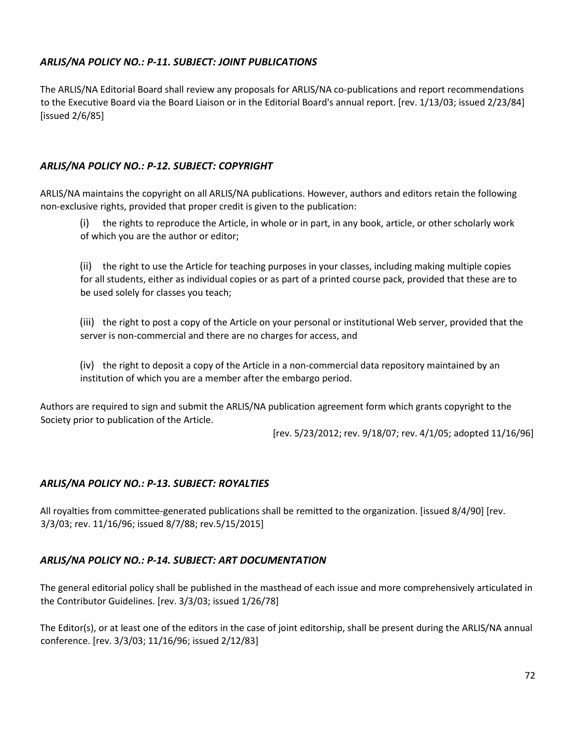### *ARLIS/NA POLICY NO.: P-11. SUBJECT: JOINT PUBLICATIONS*

The ARLIS/NA Editorial Board shall review any proposals for ARLIS/NA co-publications and report recommendations to the Executive Board via the Board Liaison or in the Editorial Board's annual report. [rev. 1/13/03; issued 2/23/84] [issued 2/6/85]

### *ARLIS/NA POLICY NO.: P-12. SUBJECT: COPYRIGHT*

ARLIS/NA maintains the copyright on all ARLIS/NA publications. However, authors and editors retain the following non-exclusive rights, provided that proper credit is given to the publication:

(i) the rights to reproduce the Article, in whole or in part, in any book, article, or other scholarly work of which you are the author or editor;

(ii) the right to use the Article for teaching purposes in your classes, including making multiple copies for all students, either as individual copies or as part of a printed course pack, provided that these are to be used solely for classes you teach;

(iii) the right to post a copy of the Article on your personal or institutional Web server, provided that the server is non-commercial and there are no charges for access, and

(iv) the right to deposit a copy of the Article in a non-commercial data repository maintained by an institution of which you are a member after the embargo period.

Authors are required to sign and submit the ARLIS/NA publication agreement form which grants copyright to the Society prior to publication of the Article.

[rev. 5/23/2012; rev. 9/18/07; rev. 4/1/05; adopted 11/16/96]

### *ARLIS/NA POLICY NO.: P-13. SUBJECT: ROYALTIES*

All royalties from committee-generated publications shall be remitted to the organization. [issued 8/4/90] [rev. 3/3/03; rev. 11/16/96; issued 8/7/88; rev.5/15/2015]

### *ARLIS/NA POLICY NO.: P-14. SUBJECT: ART DOCUMENTATION*

The general editorial policy shall be published in the masthead of each issue and more comprehensively articulated in the Contributor Guidelines. [rev. 3/3/03; issued 1/26/78]

The Editor(s), or at least one of the editors in the case of joint editorship, shall be present during the ARLIS/NA annual conference. [rev. 3/3/03; 11/16/96; issued 2/12/83]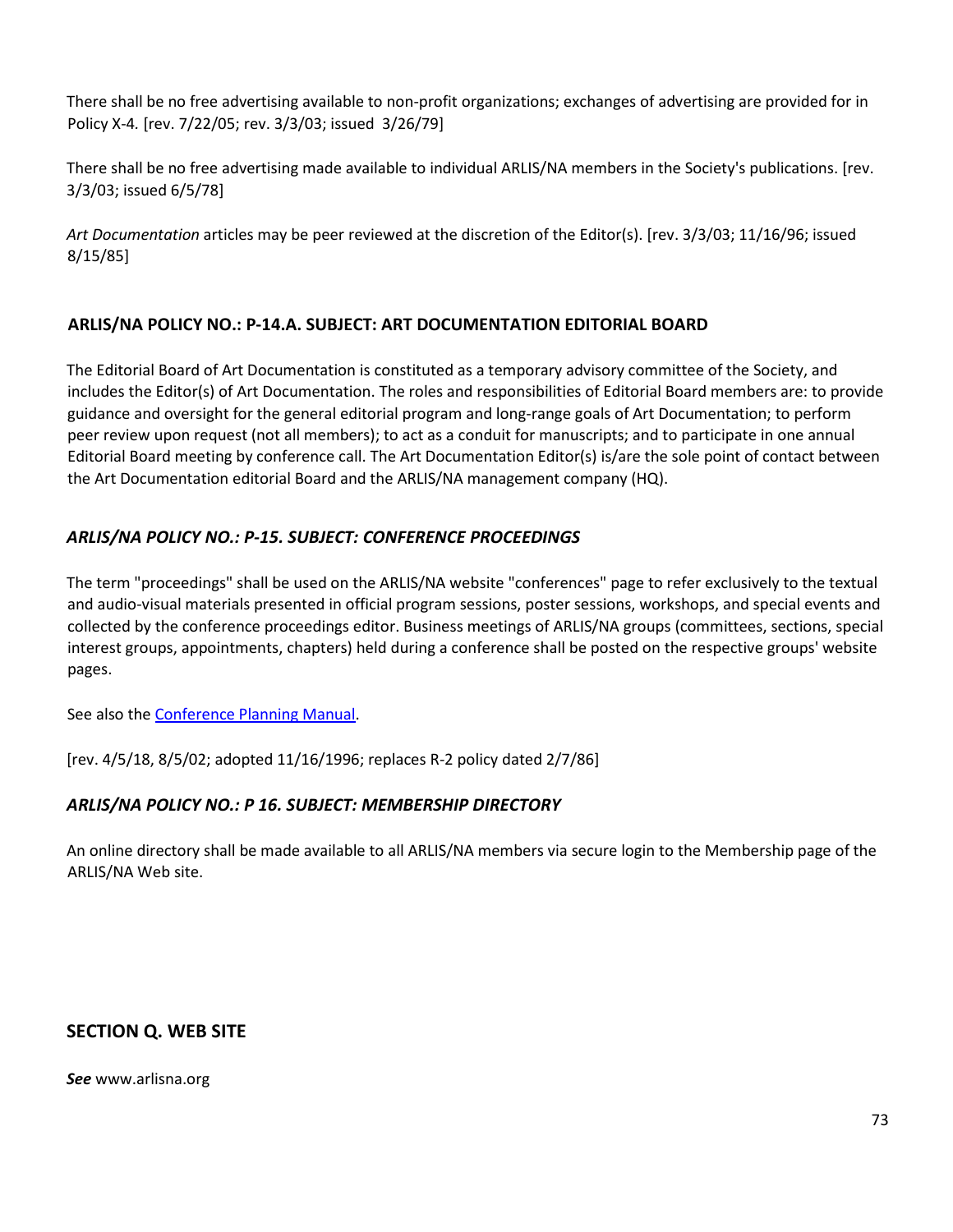There shall be no free advertising available to non-profit organizations; exchanges of advertising are provided for in Policy X-4*.* [rev. 7/22/05; rev. 3/3/03; issued 3/26/79]

There shall be no free advertising made available to individual ARLIS/NA members in the Society's publications. [rev. 3/3/03; issued 6/5/78]

*Art Documentation* articles may be peer reviewed at the discretion of the Editor(s). [rev. 3/3/03; 11/16/96; issued 8/15/85]

### ARLIS/NA POLICY NO.: P-14.A. SUBJECT: ART DOCUMENTATION EDITORIAL BOARD

The Editorial Board of Art Documentation is constituted as a temporary advisory committee of the Society, and includes the Editor(s) of Art Documentation. The roles and responsibilities of Editorial Board members are: to provide guidance and oversight for the general editorial program and long-range goals of Art Documentation; to perform peer review upon request (not all members); to act as a conduit for manuscripts; and to participate in one annual Editorial Board meeting by conference call. The Art Documentation Editor(s) is/are the sole point of contact between the Art Documentation editorial Board and the ARLIS/NA management company (HQ).

### *ARLIS/NA POLICY NO.: P-15. SUBJECT: CONFERENCE PROCEEDINGS*

The term "proceedings" shall be used on the ARLIS/NA website "conferences" page to refer exclusively to the textual and audio-visual materials presented in official program sessions, poster sessions, workshops, and special events and collected by the conference proceedings editor. Business meetings of ARLIS/NA groups (committees, sections, special interest groups, appointments, chapters) held during a conference shall be posted on the respective groups' website pages.

See also the Conference Planning Manual.

[rev. 4/5/18, 8/5/02; adopted 11/16/1996; replaces R-2 policy dated 2/7/86]

### *ARLIS/NA POLICY NO.: P 16. SUBJECT: MEMBERSHIP DIRECTORY*

An online directory shall be made available to all ARLIS/NA members via secure login to the Membership page of the ARLIS/NA Web site.

## SECTION Q. WEB SITE

***See*** www.arlisna.org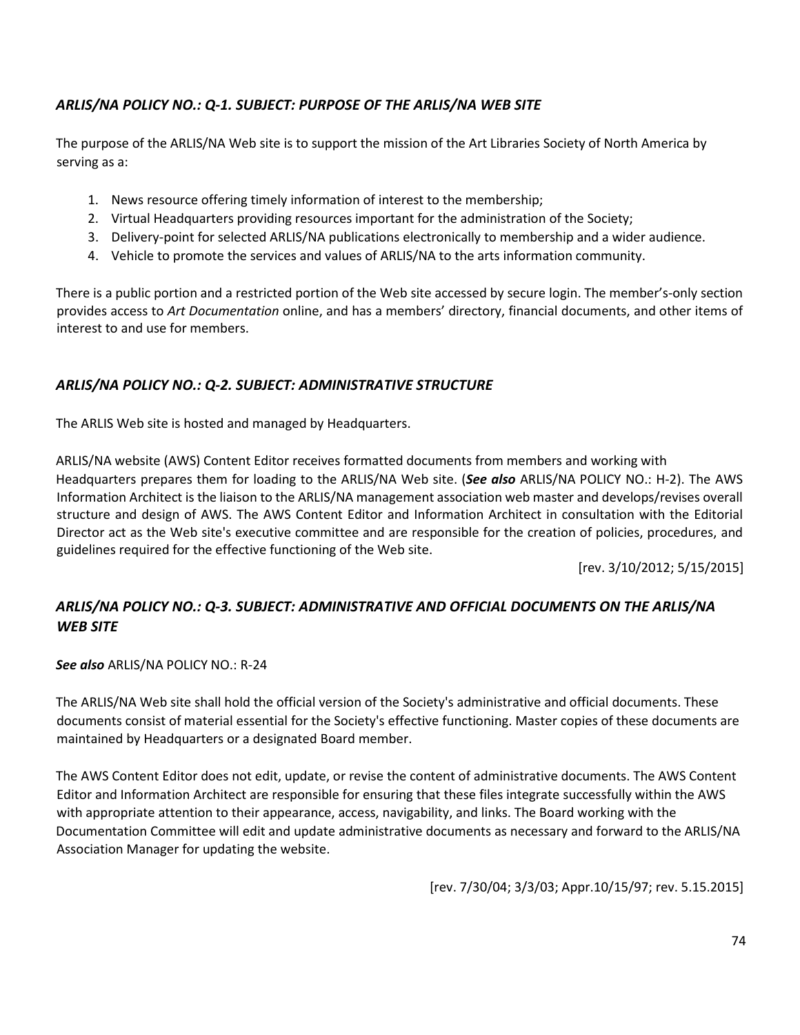### *ARLIS/NA POLICY NO.: Q-1. SUBJECT: PURPOSE OF THE ARLIS/NA WEB SITE*

The purpose of the ARLIS/NA Web site is to support the mission of the Art Libraries Society of North America by serving as a:

1. News resource offering timely information of interest to the membership;
2. Virtual Headquarters providing resources important for the administration of the Society;
3. Delivery-point for selected ARLIS/NA publications electronically to membership and a wider audience.
4. Vehicle to promote the services and values of ARLIS/NA to the arts information community.

There is a public portion and a restricted portion of the Web site accessed by secure login. The member's-only section provides access to *Art Documentation* online, and has a members' directory, financial documents, and other items of interest to and use for members.

### *ARLIS/NA POLICY NO.: Q-2. SUBJECT: ADMINISTRATIVE STRUCTURE*

The ARLIS Web site is hosted and managed by Headquarters.

ARLIS/NA website (AWS) Content Editor receives formatted documents from members and working with Headquarters prepares them for loading to the ARLIS/NA Web site. (***See also*** ARLIS/NA POLICY NO.: H-2). The AWS Information Architect is the liaison to the ARLIS/NA management association web master and develops/revises overall structure and design of AWS. The AWS Content Editor and Information Architect in consultation with the Editorial Director act as the Web site's executive committee and are responsible for the creation of policies, procedures, and guidelines required for the effective functioning of the Web site.

[rev. 3/10/2012; 5/15/2015]

### *ARLIS/NA POLICY NO.: Q-3. SUBJECT: ADMINISTRATIVE AND OFFICIAL DOCUMENTS ON THE ARLIS/NA WEB SITE*

***See also*** ARLIS/NA POLICY NO.: R-24

The ARLIS/NA Web site shall hold the official version of the Society's administrative and official documents. These documents consist of material essential for the Society's effective functioning. Master copies of these documents are maintained by Headquarters or a designated Board member.

The AWS Content Editor does not edit, update, or revise the content of administrative documents. The AWS Content Editor and Information Architect are responsible for ensuring that these files integrate successfully within the AWS with appropriate attention to their appearance, access, navigability, and links. The Board working with the Documentation Committee will edit and update administrative documents as necessary and forward to the ARLIS/NA Association Manager for updating the website.

[rev. 7/30/04; 3/3/03; Appr.10/15/97; rev. 5.15.2015]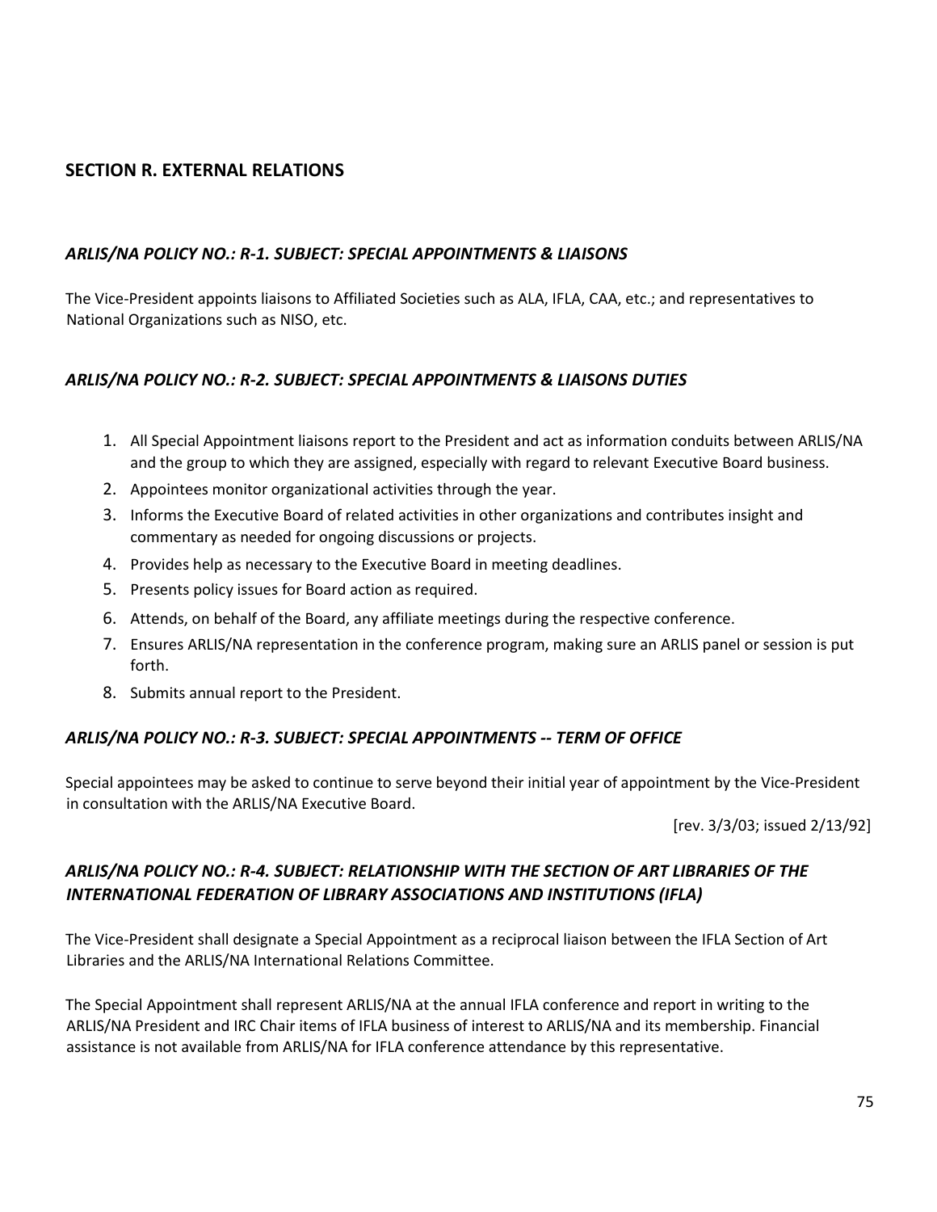## SECTION R. EXTERNAL RELATIONS

### *ARLIS/NA POLICY NO.: R-1. SUBJECT: SPECIAL APPOINTMENTS & LIAISONS*

The Vice-President appoints liaisons to Affiliated Societies such as ALA, IFLA, CAA, etc.; and representatives to National Organizations such as NISO, etc.

### *ARLIS/NA POLICY NO.: R-2. SUBJECT: SPECIAL APPOINTMENTS & LIAISONS DUTIES*

1. All Special Appointment liaisons report to the President and act as information conduits between ARLIS/NA and the group to which they are assigned, especially with regard to relevant Executive Board business.
2. Appointees monitor organizational activities through the year.
3. Informs the Executive Board of related activities in other organizations and contributes insight and commentary as needed for ongoing discussions or projects.
4. Provides help as necessary to the Executive Board in meeting deadlines.
5. Presents policy issues for Board action as required.
6. Attends, on behalf of the Board, any affiliate meetings during the respective conference.
7. Ensures ARLIS/NA representation in the conference program, making sure an ARLIS panel or session is put forth.
8. Submits annual report to the President.

### *ARLIS/NA POLICY NO.: R-3. SUBJECT: SPECIAL APPOINTMENTS -- TERM OF OFFICE*

Special appointees may be asked to continue to serve beyond their initial year of appointment by the Vice-President in consultation with the ARLIS/NA Executive Board.

[rev. 3/3/03; issued 2/13/92]

### *ARLIS/NA POLICY NO.: R-4. SUBJECT: RELATIONSHIP WITH THE SECTION OF ART LIBRARIES OF THE INTERNATIONAL FEDERATION OF LIBRARY ASSOCIATIONS AND INSTITUTIONS (IFLA)*

The Vice-President shall designate a Special Appointment as a reciprocal liaison between the IFLA Section of Art Libraries and the ARLIS/NA International Relations Committee.

The Special Appointment shall represent ARLIS/NA at the annual IFLA conference and report in writing to the ARLIS/NA President and IRC Chair items of IFLA business of interest to ARLIS/NA and its membership. Financial assistance is not available from ARLIS/NA for IFLA conference attendance by this representative.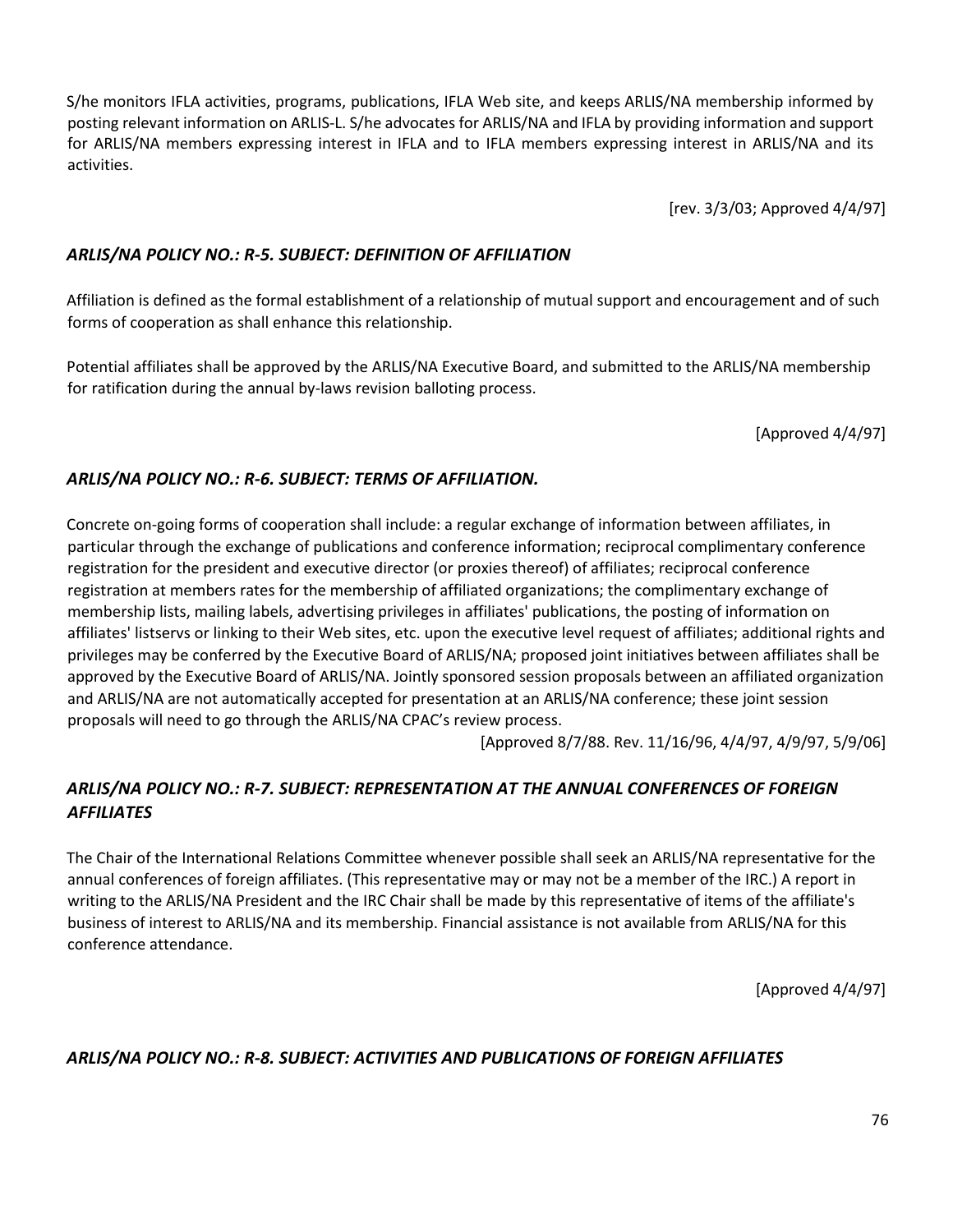S/he monitors IFLA activities, programs, publications, IFLA Web site, and keeps ARLIS/NA membership informed by posting relevant information on ARLIS-L. S/he advocates for ARLIS/NA and IFLA by providing information and support for ARLIS/NA members expressing interest in IFLA and to IFLA members expressing interest in ARLIS/NA and its activities.

[rev. 3/3/03; Approved 4/4/97]

### *ARLIS/NA POLICY NO.: R-5. SUBJECT: DEFINITION OF AFFILIATION*

Affiliation is defined as the formal establishment of a relationship of mutual support and encouragement and of such forms of cooperation as shall enhance this relationship.

Potential affiliates shall be approved by the ARLIS/NA Executive Board, and submitted to the ARLIS/NA membership for ratification during the annual by-laws revision balloting process.

[Approved 4/4/97]

### *ARLIS/NA POLICY NO.: R-6. SUBJECT: TERMS OF AFFILIATION.*

Concrete on-going forms of cooperation shall include: a regular exchange of information between affiliates, in particular through the exchange of publications and conference information; reciprocal complimentary conference registration for the president and executive director (or proxies thereof) of affiliates; reciprocal conference registration at members rates for the membership of affiliated organizations; the complimentary exchange of membership lists, mailing labels, advertising privileges in affiliates' publications, the posting of information on affiliates' listservs or linking to their Web sites, etc. upon the executive level request of affiliates; additional rights and privileges may be conferred by the Executive Board of ARLIS/NA; proposed joint initiatives between affiliates shall be approved by the Executive Board of ARLIS/NA. Jointly sponsored session proposals between an affiliated organization and ARLIS/NA are not automatically accepted for presentation at an ARLIS/NA conference; these joint session proposals will need to go through the ARLIS/NA CPAC's review process.

[Approved 8/7/88. Rev. 11/16/96, 4/4/97, 4/9/97, 5/9/06]

### *ARLIS/NA POLICY NO.: R-7. SUBJECT: REPRESENTATION AT THE ANNUAL CONFERENCES OF FOREIGN AFFILIATES*

The Chair of the International Relations Committee whenever possible shall seek an ARLIS/NA representative for the annual conferences of foreign affiliates. (This representative may or may not be a member of the IRC.) A report in writing to the ARLIS/NA President and the IRC Chair shall be made by this representative of items of the affiliate's business of interest to ARLIS/NA and its membership. Financial assistance is not available from ARLIS/NA for this conference attendance.

[Approved 4/4/97]

### *ARLIS/NA POLICY NO.: R-8. SUBJECT: ACTIVITIES AND PUBLICATIONS OF FOREIGN AFFILIATES*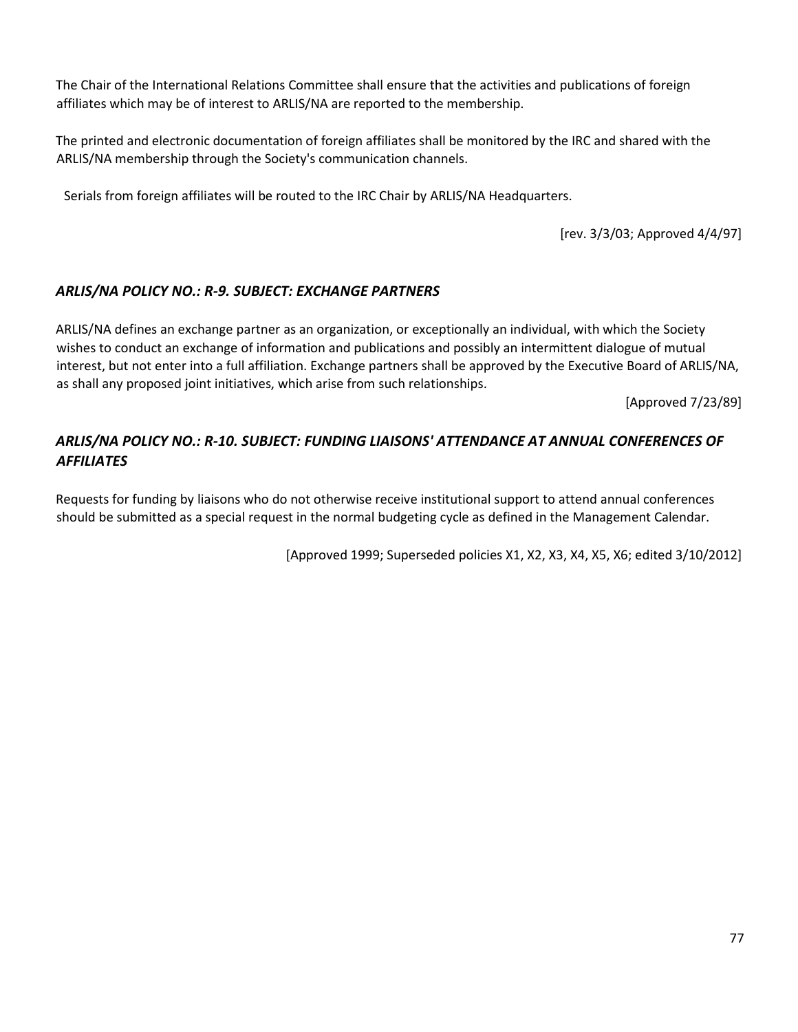The Chair of the International Relations Committee shall ensure that the activities and publications of foreign affiliates which may be of interest to ARLIS/NA are reported to the membership.

The printed and electronic documentation of foreign affiliates shall be monitored by the IRC and shared with the ARLIS/NA membership through the Society's communication channels.

Serials from foreign affiliates will be routed to the IRC Chair by ARLIS/NA Headquarters.

[rev. 3/3/03; Approved 4/4/97]

### *ARLIS/NA POLICY NO.: R-9. SUBJECT: EXCHANGE PARTNERS*

ARLIS/NA defines an exchange partner as an organization, or exceptionally an individual, with which the Society wishes to conduct an exchange of information and publications and possibly an intermittent dialogue of mutual interest, but not enter into a full affiliation. Exchange partners shall be approved by the Executive Board of ARLIS/NA, as shall any proposed joint initiatives, which arise from such relationships.

[Approved 7/23/89]

### *ARLIS/NA POLICY NO.: R-10. SUBJECT: FUNDING LIAISONS' ATTENDANCE AT ANNUAL CONFERENCES OF AFFILIATES*

Requests for funding by liaisons who do not otherwise receive institutional support to attend annual conferences should be submitted as a special request in the normal budgeting cycle as defined in the Management Calendar.

[Approved 1999; Superseded policies X1, X2, X3, X4, X5, X6; edited 3/10/2012]